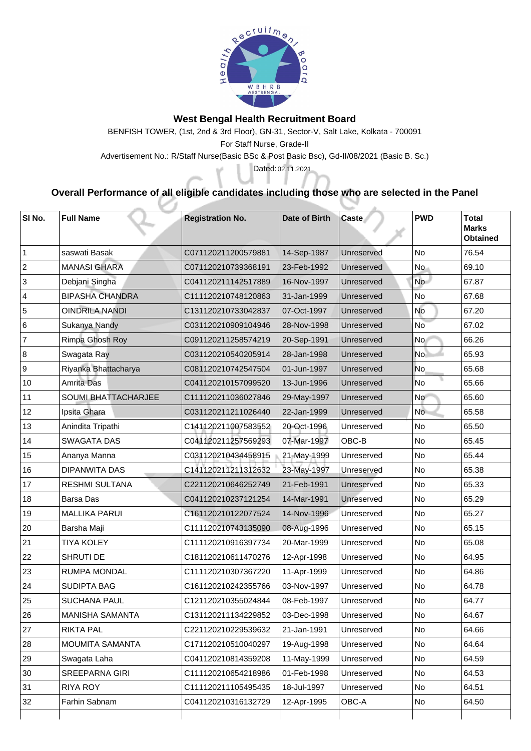# West Bengal Health Recruitment Board

BENFISH TOWER, (1st, 2nd & 3rd Floor), GN-31, Sector-V, Salt Lake, Kolkata - 700091

For Staff Nurse, Grade-II

Advertisement No.: R/Staff Nurse(Basic BSc & Post Basic Bsc), Gd-II/08/2021 (Basic B. Sc.)

Dated: 02.11.2021

## Overall Performance of all eligible candidates including those who are selected in the Panel

| Sl No. | Full Name | Registration No. | Date of Birth | Caste | PWD | Total Marks Obtained |
|---|---|---|---|---|---|---|
| 1 | saswati Basak | C071120211200579881 | 14-Sep-1987 | Unreserved | No | 76.54 |
| 2 | MANASI GHARA | C071120210739368191 | 23-Feb-1992 | Unreserved | No | 69.10 |
| 3 | Debjani Singha | C041120211142517889 | 16-Nov-1997 | Unreserved | No | 67.87 |
| 4 | BIPASHA CHANDRA | C111120210748120863 | 31-Jan-1999 | Unreserved | No | 67.68 |
| 5 | OINDRILA NANDI | C131120210733042837 | 07-Oct-1997 | Unreserved | No | 67.20 |
| 6 | Sukanya Nandy | C031120210909104946 | 28-Nov-1998 | Unreserved | No | 67.02 |
| 7 | Rimpa Ghosh Roy | C091120211258574219 | 20-Sep-1991 | Unreserved | No | 66.26 |
| 8 | Swagata Ray | C031120210540205914 | 28-Jan-1998 | Unreserved | No | 65.93 |
| 9 | Riyanka Bhattacharya | C081120210742547504 | 01-Jun-1997 | Unreserved | No | 65.68 |
| 10 | Amrita Das | C041120210157099520 | 13-Jun-1996 | Unreserved | No | 65.66 |
| 11 | SOUMI BHATTACHARJEE | C111120211036027846 | 29-May-1997 | Unreserved | No | 65.60 |
| 12 | Ipsita Ghara | C031120211211026440 | 22-Jan-1999 | Unreserved | No | 65.58 |
| 13 | Anindita Tripathi | C141120211007583552 | 20-Oct-1996 | Unreserved | No | 65.50 |
| 14 | SWAGATA DAS | C041120211257569293 | 07-Mar-1997 | OBC-B | No | 65.45 |
| 15 | Ananya Manna | C031120210434458915 | 21-May-1999 | Unreserved | No | 65.44 |
| 16 | DIPANWITA DAS | C141120211211312632 | 23-May-1997 | Unreserved | No | 65.38 |
| 17 | RESHMI SULTANA | C221120210646252749 | 21-Feb-1991 | Unreserved | No | 65.33 |
| 18 | Barsa Das | C041120210237121254 | 14-Mar-1991 | Unreserved | No | 65.29 |
| 19 | MALLIKA PARUI | C161120210122077524 | 14-Nov-1996 | Unreserved | No | 65.27 |
| 20 | Barsha Maji | C111120210743135090 | 08-Aug-1996 | Unreserved | No | 65.15 |
| 21 | TIYA KOLEY | C111120210916397734 | 20-Mar-1999 | Unreserved | No | 65.08 |
| 22 | SHRUTI DE | C181120210611470276 | 12-Apr-1998 | Unreserved | No | 64.95 |
| 23 | RUMPA MONDAL | C111120210307367220 | 11-Apr-1999 | Unreserved | No | 64.86 |
| 24 | SUDIPTA BAG | C161120210242355766 | 03-Nov-1997 | Unreserved | No | 64.78 |
| 25 | SUCHANA PAUL | C121120210355024844 | 08-Feb-1997 | Unreserved | No | 64.77 |
| 26 | MANISHA SAMANTA | C131120211134229852 | 03-Dec-1998 | Unreserved | No | 64.67 |
| 27 | RIKTA PAL | C221120210229539632 | 21-Jan-1991 | Unreserved | No | 64.66 |
| 28 | MOUMITA SAMANTA | C171120210510040297 | 19-Aug-1998 | Unreserved | No | 64.64 |
| 29 | Swagata Laha | C041120210814359208 | 11-May-1999 | Unreserved | No | 64.59 |
| 30 | SREEPARNA GIRI | C111120210654218986 | 01-Feb-1998 | Unreserved | No | 64.53 |
| 31 | RIYA ROY | C111120211105495435 | 18-Jul-1997 | Unreserved | No | 64.51 |
| 32 | Farhin Sabnam | C041120210316132729 | 12-Apr-1995 | OBC-A | No | 64.50 |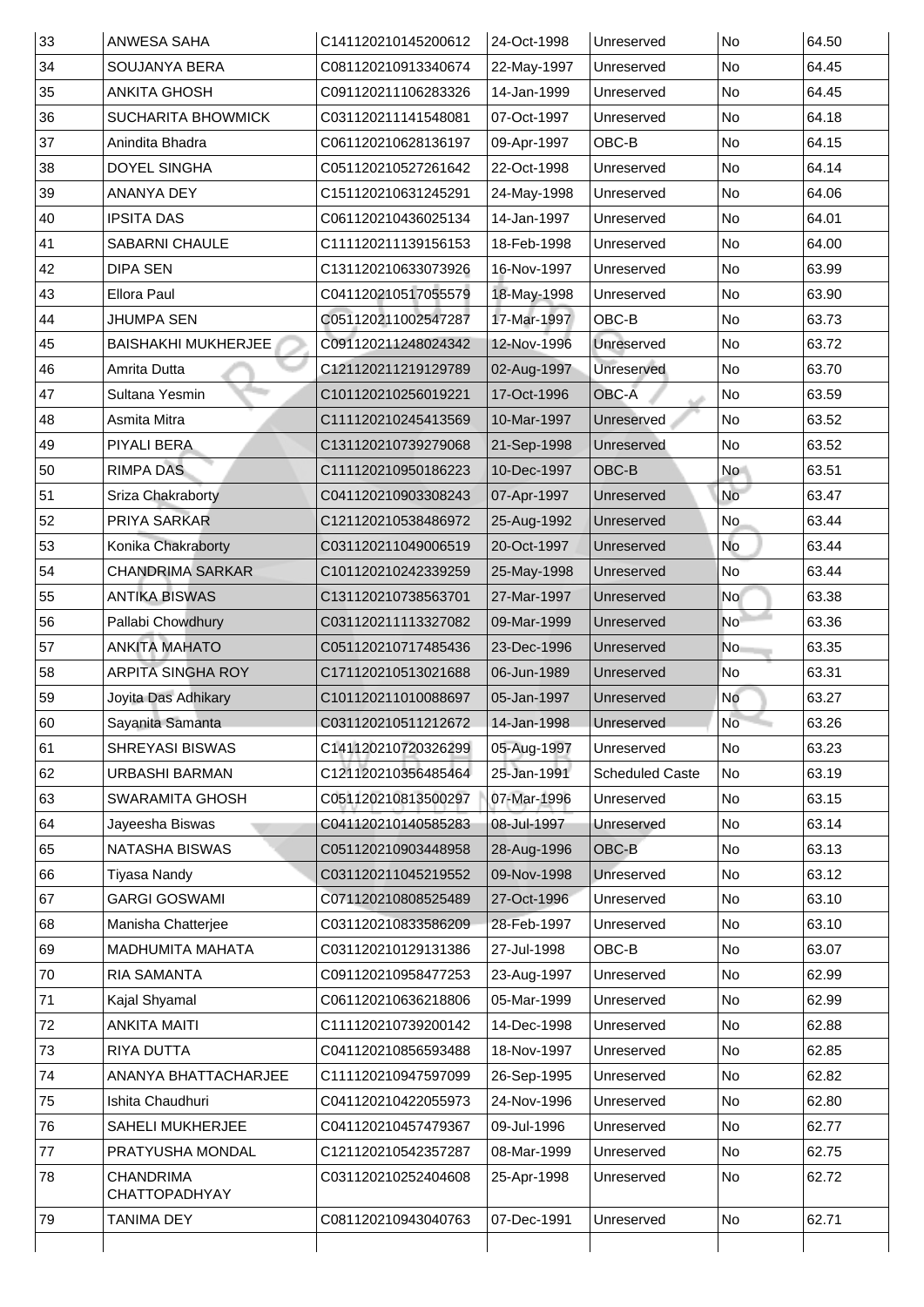| 33 | ANWESA SAHA | C141120210145200612 | 24-Oct-1998 | Unreserved | No | 64.50 |
|---|---|---|---|---|---|---|
| 34 | SOUJANYA BERA | C081120210913340674 | 22-May-1997 | Unreserved | No | 64.45 |
| 35 | ANKITA GHOSH | C091120211106283326 | 14-Jan-1999 | Unreserved | No | 64.45 |
| 36 | SUCHARITA BHOWMICK | C031120211141548081 | 07-Oct-1997 | Unreserved | No | 64.18 |
| 37 | Anindita Bhadra | C061120210628136197 | 09-Apr-1997 | OBC-B | No | 64.15 |
| 38 | DOYEL SINGHA | C051120210527261642 | 22-Oct-1998 | Unreserved | No | 64.14 |
| 39 | ANANYA DEY | C151120210631245291 | 24-May-1998 | Unreserved | No | 64.06 |
| 40 | IPSITA DAS | C061120210436025134 | 14-Jan-1997 | Unreserved | No | 64.01 |
| 41 | SABARNI CHAULE | C111120211139156153 | 18-Feb-1998 | Unreserved | No | 64.00 |
| 42 | DIPA SEN | C131120210633073926 | 16-Nov-1997 | Unreserved | No | 63.99 |
| 43 | Ellora Paul | C041120210517055579 | 18-May-1998 | Unreserved | No | 63.90 |
| 44 | JHUMPA SEN | C051120211002547287 | 17-Mar-1997 | OBC-B | No | 63.73 |
| 45 | BAISHAKHI MUKHERJEE | C091120211248024342 | 12-Nov-1996 | Unreserved | No | 63.72 |
| 46 | Amrita Dutta | C121120211219129789 | 02-Aug-1997 | Unreserved | No | 63.70 |
| 47 | Sultana Yesmin | C101120210256019221 | 17-Oct-1996 | OBC-A | No | 63.59 |
| 48 | Asmita Mitra | C111120210245413569 | 10-Mar-1997 | Unreserved | No | 63.52 |
| 49 | PIYALI BERA | C131120210739279068 | 21-Sep-1998 | Unreserved | No | 63.52 |
| 50 | RIMPA DAS | C111120210950186223 | 10-Dec-1997 | OBC-B | No | 63.51 |
| 51 | Sriza Chakraborty | C041120210903308243 | 07-Apr-1997 | Unreserved | No | 63.47 |
| 52 | PRIYA SARKAR | C121120210538486972 | 25-Aug-1992 | Unreserved | No | 63.44 |
| 53 | Konika Chakraborty | C031120211049006519 | 20-Oct-1997 | Unreserved | No | 63.44 |
| 54 | CHANDRIMA SARKAR | C101120210242339259 | 25-May-1998 | Unreserved | No | 63.44 |
| 55 | ANTIKA BISWAS | C131120210738563701 | 27-Mar-1997 | Unreserved | No | 63.38 |
| 56 | Pallabi Chowdhury | C031120211113327082 | 09-Mar-1999 | Unreserved | No | 63.36 |
| 57 | ANKITA MAHATO | C051120210717485436 | 23-Dec-1996 | Unreserved | No | 63.35 |
| 58 | ARPITA SINGHA ROY | C171120210513021688 | 06-Jun-1989 | Unreserved | No | 63.31 |
| 59 | Joyita Das Adhikary | C101120211010088697 | 05-Jan-1997 | Unreserved | No | 63.27 |
| 60 | Sayanita Samanta | C031120210511212672 | 14-Jan-1998 | Unreserved | No | 63.26 |
| 61 | SHREYASI BISWAS | C141120210720326299 | 05-Aug-1997 | Unreserved | No | 63.23 |
| 62 | URBASHI BARMAN | C121120210356485464 | 25-Jan-1991 | Scheduled Caste | No | 63.19 |
| 63 | SWARAMITA GHOSH | C051120210813500297 | 07-Mar-1996 | Unreserved | No | 63.15 |
| 64 | Jayeesha Biswas | C041120210140585283 | 08-Jul-1997 | Unreserved | No | 63.14 |
| 65 | NATASHA BISWAS | C051120210903448958 | 28-Aug-1996 | OBC-B | No | 63.13 |
| 66 | Tiyasa Nandy | C031120211045219552 | 09-Nov-1998 | Unreserved | No | 63.12 |
| 67 | GARGI GOSWAMI | C071120210808525489 | 27-Oct-1996 | Unreserved | No | 63.10 |
| 68 | Manisha Chatterjee | C031120210833586209 | 28-Feb-1997 | Unreserved | No | 63.10 |
| 69 | MADHUMITA MAHATA | C031120210129131386 | 27-Jul-1998 | OBC-B | No | 63.07 |
| 70 | RIA SAMANTA | C091120210958477253 | 23-Aug-1997 | Unreserved | No | 62.99 |
| 71 | Kajal Shyamal | C061120210636218806 | 05-Mar-1999 | Unreserved | No | 62.99 |
| 72 | ANKITA MAITI | C111120210739200142 | 14-Dec-1998 | Unreserved | No | 62.88 |
| 73 | RIYA DUTTA | C041120210856593488 | 18-Nov-1997 | Unreserved | No | 62.85 |
| 74 | ANANYA BHATTACHARJEE | C111120210947597099 | 26-Sep-1995 | Unreserved | No | 62.82 |
| 75 | Ishita Chaudhuri | C041120210422055973 | 24-Nov-1996 | Unreserved | No | 62.80 |
| 76 | SAHELI MUKHERJEE | C041120210457479367 | 09-Jul-1996 | Unreserved | No | 62.77 |
| 77 | PRATYUSHA MONDAL | C121120210542357287 | 08-Mar-1999 | Unreserved | No | 62.75 |
| 78 | CHANDRIMA CHATTOPADHYAY | C031120210252404608 | 25-Apr-1998 | Unreserved | No | 62.72 |
| 79 | TANIMA DEY | C081120210943040763 | 07-Dec-1991 | Unreserved | No | 62.71 |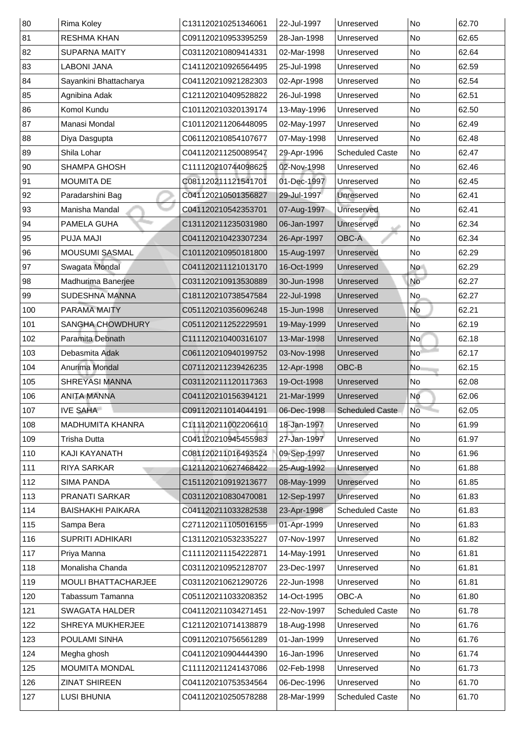| 80 | Rima Koley | C131120210251346061 | 22-Jul-1997 | Unreserved | No | 62.70 |
|---|---|---|---|---|---|---|
| 81 | RESHMA KHAN | C091120210953395259 | 28-Jan-1998 | Unreserved | No | 62.65 |
| 82 | SUPARNA MAITY | C031120210809414331 | 02-Mar-1998 | Unreserved | No | 62.64 |
| 83 | LABONI JANA | C141120210926564495 | 25-Jul-1998 | Unreserved | No | 62.59 |
| 84 | Sayankini Bhattacharya | C041120210921282303 | 02-Apr-1998 | Unreserved | No | 62.54 |
| 85 | Agnibina Adak | C121120210409528822 | 26-Jul-1998 | Unreserved | No | 62.51 |
| 86 | Komol Kundu | C101120210320139174 | 13-May-1996 | Unreserved | No | 62.50 |
| 87 | Manasi Mondal | C101120211206448095 | 02-May-1997 | Unreserved | No | 62.49 |
| 88 | Diya Dasgupta | C061120210854107677 | 07-May-1998 | Unreserved | No | 62.48 |
| 89 | Shila Lohar | C041120211250089547 | 29-Apr-1996 | Scheduled Caste | No | 62.47 |
| 90 | SHAMPA GHOSH | C111120210744098625 | 02-Nov-1998 | Unreserved | No | 62.46 |
| 91 | MOUMITA DE | C081120211121541701 | 01-Dec-1997 | Unreserved | No | 62.45 |
| 92 | Paradarshini Bag | C041120210501356827 | 29-Jul-1997 | Unreserved | No | 62.41 |
| 93 | Manisha Mandal | C041120210542353701 | 07-Aug-1997 | Unreserved | No | 62.41 |
| 94 | PAMELA GUHA | C131120211235031980 | 06-Jan-1997 | Unreserved | No | 62.34 |
| 95 | PUJA MAJI | C041120210423307234 | 26-Apr-1997 | OBC-A | No | 62.34 |
| 96 | MOUSUMI SASMAL | C101120210950181800 | 15-Aug-1997 | Unreserved | No | 62.29 |
| 97 | Swagata Mondal | C041120211121013170 | 16-Oct-1999 | Unreserved | No | 62.29 |
| 98 | Madhurima Banerjee | C031120210913530889 | 30-Jun-1998 | Unreserved | No | 62.27 |
| 99 | SUDESHNA MANNA | C181120210738547584 | 22-Jul-1998 | Unreserved | No | 62.27 |
| 100 | PARAMA MAITY | C051120210356096248 | 15-Jun-1998 | Unreserved | No | 62.21 |
| 101 | SANGHA CHOWDHURY | C051120211252229591 | 19-May-1999 | Unreserved | No | 62.19 |
| 102 | Paramita Debnath | C111120210400316107 | 13-Mar-1998 | Unreserved | No | 62.18 |
| 103 | Debasmita Adak | C061120210940199752 | 03-Nov-1998 | Unreserved | No | 62.17 |
| 104 | Anurima Mondal | C071120211239426235 | 12-Apr-1998 | OBC-B | No | 62.15 |
| 105 | SHREYASI MANNA | C031120211120117363 | 19-Oct-1998 | Unreserved | No | 62.08 |
| 106 | ANITA MANNA | C041120210156394121 | 21-Mar-1999 | Unreserved | No | 62.06 |
| 107 | IVE SAHA | C091120211014044191 | 06-Dec-1998 | Scheduled Caste | No | 62.05 |
| 108 | MADHUMITA KHANRA | C111120211002206610 | 18-Jan-1997 | Unreserved | No | 61.99 |
| 109 | Trisha Dutta | C041120210945455983 | 27-Jan-1997 | Unreserved | No | 61.97 |
| 110 | KAJI KAYANATH | C081120211016493524 | 09-Sep-1997 | Unreserved | No | 61.96 |
| 111 | RIYA SARKAR | C121120210627468422 | 25-Aug-1992 | Unreserved | No | 61.88 |
| 112 | SIMA PANDA | C151120210919213677 | 08-May-1999 | Unreserved | No | 61.85 |
| 113 | PRANATI SARKAR | C031120210830470081 | 12-Sep-1997 | Unreserved | No | 61.83 |
| 114 | BAISHAKHI PAIKARA | C041120211033282538 | 23-Apr-1998 | Scheduled Caste | No | 61.83 |
| 115 | Sampa Bera | C271120211105016155 | 01-Apr-1999 | Unreserved | No | 61.83 |
| 116 | SUPRITI ADHIKARI | C131120210532335227 | 07-Nov-1997 | Unreserved | No | 61.82 |
| 117 | Priya Manna | C111120211154222871 | 14-May-1991 | Unreserved | No | 61.81 |
| 118 | Monalisha Chanda | C031120210952128707 | 23-Dec-1997 | Unreserved | No | 61.81 |
| 119 | MOULI BHATTACHARJEE | C031120210621290726 | 22-Jun-1998 | Unreserved | No | 61.81 |
| 120 | Tabassum Tamanna | C051120211033208352 | 14-Oct-1995 | OBC-A | No | 61.80 |
| 121 | SWAGATA HALDER | C041120211034271451 | 22-Nov-1997 | Scheduled Caste | No | 61.78 |
| 122 | SHREYA MUKHERJEE | C121120210714138879 | 18-Aug-1998 | Unreserved | No | 61.76 |
| 123 | POULAMI SINHA | C091120210756561289 | 01-Jan-1999 | Unreserved | No | 61.76 |
| 124 | Megha ghosh | C041120210904444390 | 16-Jan-1996 | Unreserved | No | 61.74 |
| 125 | MOUMITA MONDAL | C111120211241437086 | 02-Feb-1998 | Unreserved | No | 61.73 |
| 126 | ZINAT SHIREEN | C041120210753534564 | 06-Dec-1996 | Unreserved | No | 61.70 |
| 127 | LUSI BHUNIA | C041120210250578288 | 28-Mar-1999 | Scheduled Caste | No | 61.70 |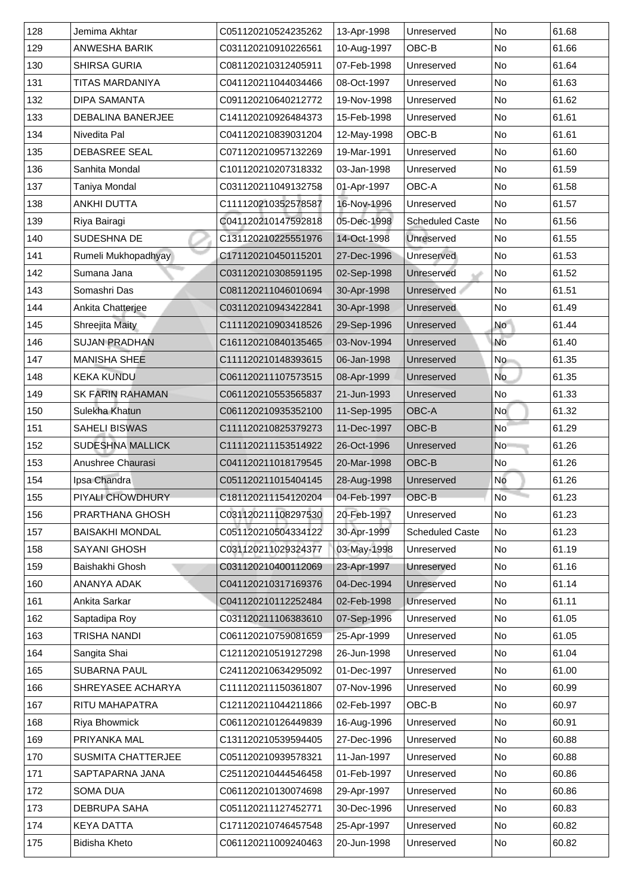| 128 | Jemima Akhtar | C051120210524235262 | 13-Apr-1998 | Unreserved | No | 61.68 |
|---|---|---|---|---|---|---|
| 129 | ANWESHA BARIK | C031120210910226561 | 10-Aug-1997 | OBC-B | No | 61.66 |
| 130 | SHIRSA GURIA | C081120210312405911 | 07-Feb-1998 | Unreserved | No | 61.64 |
| 131 | TITAS MARDANIYA | C041120211044034466 | 08-Oct-1997 | Unreserved | No | 61.63 |
| 132 | DIPA SAMANTA | C091120210640212772 | 19-Nov-1998 | Unreserved | No | 61.62 |
| 133 | DEBALINA BANERJEE | C141120210926484373 | 15-Feb-1998 | Unreserved | No | 61.61 |
| 134 | Nivedita Pal | C041120210839031204 | 12-May-1998 | OBC-B | No | 61.61 |
| 135 | DEBASREE SEAL | C071120210957132269 | 19-Mar-1991 | Unreserved | No | 61.60 |
| 136 | Sanhita Mondal | C101120210207318332 | 03-Jan-1998 | Unreserved | No | 61.59 |
| 137 | Taniya Mondal | C031120211049132758 | 01-Apr-1997 | OBC-A | No | 61.58 |
| 138 | ANKHI DUTTA | C111120210352578587 | 16-Nov-1996 | Unreserved | No | 61.57 |
| 139 | Riya Bairagi | C041120210147592818 | 05-Dec-1998 | Scheduled Caste | No | 61.56 |
| 140 | SUDESHNA DE | C131120210225551976 | 14-Oct-1998 | Unreserved | No | 61.55 |
| 141 | Rumeli Mukhopadhyay | C171120210450115201 | 27-Dec-1996 | Unreserved | No | 61.53 |
| 142 | Sumana Jana | C031120210308591195 | 02-Sep-1998 | Unreserved | No | 61.52 |
| 143 | Somashri Das | C081120211046010694 | 30-Apr-1998 | Unreserved | No | 61.51 |
| 144 | Ankita Chatterjee | C031120210943422841 | 30-Apr-1998 | Unreserved | No | 61.49 |
| 145 | Shreejita Maity | C111120210903418526 | 29-Sep-1996 | Unreserved | No | 61.44 |
| 146 | SUJAN PRADHAN | C161120210840135465 | 03-Nov-1994 | Unreserved | No | 61.40 |
| 147 | MANISHA SHEE | C111120210148393615 | 06-Jan-1998 | Unreserved | No | 61.35 |
| 148 | KEKA KUNDU | C061120211107573515 | 08-Apr-1999 | Unreserved | No | 61.35 |
| 149 | SK FARIN RAHAMAN | C061120210553565837 | 21-Jun-1993 | Unreserved | No | 61.33 |
| 150 | Sulekha Khatun | C061120210935352100 | 11-Sep-1995 | OBC-A | No | 61.32 |
| 151 | SAHELI BISWAS | C111120210825379273 | 11-Dec-1997 | OBC-B | No | 61.29 |
| 152 | SUDESHNA MALLICK | C111120211153514922 | 26-Oct-1996 | Unreserved | No | 61.26 |
| 153 | Anushree Chaurasi | C041120211018179545 | 20-Mar-1998 | OBC-B | No | 61.26 |
| 154 | Ipsa Chandra | C051120211015404145 | 28-Aug-1998 | Unreserved | No | 61.26 |
| 155 | PIYALI CHOWDHURY | C181120211154120204 | 04-Feb-1997 | OBC-B | No | 61.23 |
| 156 | PRARTHANA GHOSH | C031120211108297530 | 20-Feb-1997 | Unreserved | No | 61.23 |
| 157 | BAISAKHI MONDAL | C051120210504334122 | 30-Apr-1999 | Scheduled Caste | No | 61.23 |
| 158 | SAYANI GHOSH | C031120211029324377 | 03-May-1998 | Unreserved | No | 61.19 |
| 159 | Baishakhi Ghosh | C031120210400112069 | 23-Apr-1997 | Unreserved | No | 61.16 |
| 160 | ANANYA ADAK | C041120210317169376 | 04-Dec-1994 | Unreserved | No | 61.14 |
| 161 | Ankita Sarkar | C041120210112252484 | 02-Feb-1998 | Unreserved | No | 61.11 |
| 162 | Saptadipa Roy | C031120211106383610 | 07-Sep-1996 | Unreserved | No | 61.05 |
| 163 | TRISHA NANDI | C061120210759081659 | 25-Apr-1999 | Unreserved | No | 61.05 |
| 164 | Sangita Shai | C121120210519127298 | 26-Jun-1998 | Unreserved | No | 61.04 |
| 165 | SUBARNA PAUL | C241120210634295092 | 01-Dec-1997 | Unreserved | No | 61.00 |
| 166 | SHREYASEE ACHARYA | C111120211150361807 | 07-Nov-1996 | Unreserved | No | 60.99 |
| 167 | RITU MAHAPATRA | C121120211044211866 | 02-Feb-1997 | OBC-B | No | 60.97 |
| 168 | Riya Bhowmick | C061120210126449839 | 16-Aug-1996 | Unreserved | No | 60.91 |
| 169 | PRIYANKA MAL | C131120210539594405 | 27-Dec-1996 | Unreserved | No | 60.88 |
| 170 | SUSMITA CHATTERJEE | C051120210939578321 | 11-Jan-1997 | Unreserved | No | 60.88 |
| 171 | SAPTAPARNA JANA | C251120210444546458 | 01-Feb-1997 | Unreserved | No | 60.86 |
| 172 | SOMA DUA | C061120210130074698 | 29-Apr-1997 | Unreserved | No | 60.86 |
| 173 | DEBRUPA SAHA | C051120211127452771 | 30-Dec-1996 | Unreserved | No | 60.83 |
| 174 | KEYA DATTA | C171120210746457548 | 25-Apr-1997 | Unreserved | No | 60.82 |
| 175 | Bidisha Kheto | C061120211009240463 | 20-Jun-1998 | Unreserved | No | 60.82 |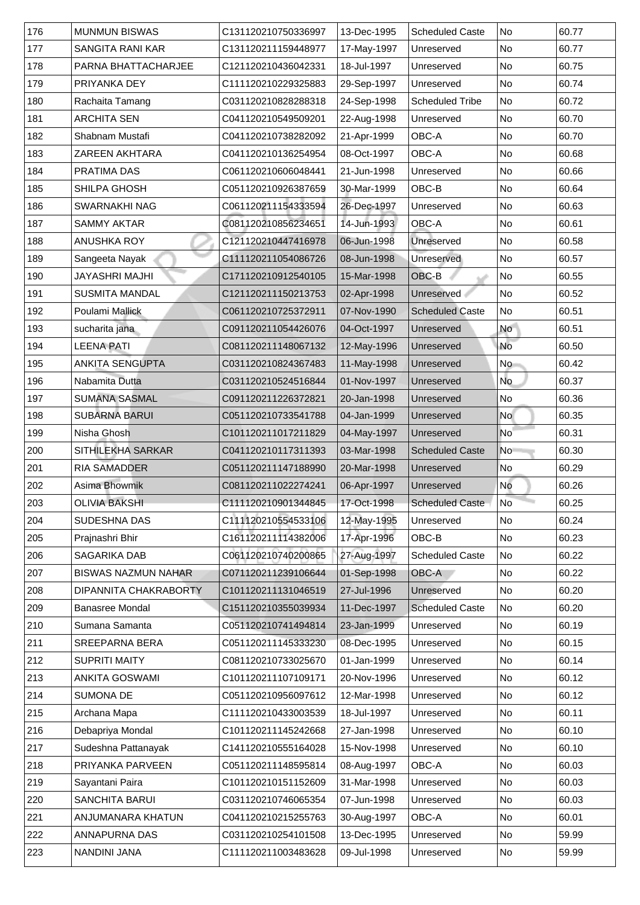| 176 | MUNMUN BISWAS | C131120210750336997 | 13-Dec-1995 | Scheduled Caste | No | 60.77 |
|---|---|---|---|---|---|---|
| 177 | SANGITA RANI KAR | C131120211159448977 | 17-May-1997 | Unreserved | No | 60.77 |
| 178 | PARNA BHATTACHARJEE | C121120210436042331 | 18-Jul-1997 | Unreserved | No | 60.75 |
| 179 | PRIYANKA DEY | C111120210229325883 | 29-Sep-1997 | Unreserved | No | 60.74 |
| 180 | Rachaita Tamang | C031120210828288318 | 24-Sep-1998 | Scheduled Tribe | No | 60.72 |
| 181 | ARCHITA SEN | C041120210549509201 | 22-Aug-1998 | Unreserved | No | 60.70 |
| 182 | Shabnam Mustafi | C041120210738282092 | 21-Apr-1999 | OBC-A | No | 60.70 |
| 183 | ZAREEN AKHTARA | C041120210136254954 | 08-Oct-1997 | OBC-A | No | 60.68 |
| 184 | PRATIMA DAS | C061120210606048441 | 21-Jun-1998 | Unreserved | No | 60.66 |
| 185 | SHILPA GHOSH | C051120210926387659 | 30-Mar-1999 | OBC-B | No | 60.64 |
| 186 | SWARNAKHI NAG | C061120211154333594 | 26-Dec-1997 | Unreserved | No | 60.63 |
| 187 | SAMMY AKTAR | C081120210856234651 | 14-Jun-1993 | OBC-A | No | 60.61 |
| 188 | ANUSHKA ROY | C121120210447416978 | 06-Jun-1998 | Unreserved | No | 60.58 |
| 189 | Sangeeta Nayak | C111120211054086726 | 08-Jun-1998 | Unreserved | No | 60.57 |
| 190 | JAYASHRI MAJHI | C171120210912540105 | 15-Mar-1998 | OBC-B | No | 60.55 |
| 191 | SUSMITA MANDAL | C121120211150213753 | 02-Apr-1998 | Unreserved | No | 60.52 |
| 192 | Poulami Mallick | C061120210725372911 | 07-Nov-1990 | Scheduled Caste | No | 60.51 |
| 193 | sucharita jana | C091120211054426076 | 04-Oct-1997 | Unreserved | No | 60.51 |
| 194 | LEENA PATI | C081120211148067132 | 12-May-1996 | Unreserved | No | 60.50 |
| 195 | ANKITA SENGUPTA | C031120210824367483 | 11-May-1998 | Unreserved | No | 60.42 |
| 196 | Nabamita Dutta | C031120210524516844 | 01-Nov-1997 | Unreserved | No | 60.37 |
| 197 | SUMANA SASMAL | C091120211226372821 | 20-Jan-1998 | Unreserved | No | 60.36 |
| 198 | SUBARNA BARUI | C051120210733541788 | 04-Jan-1999 | Unreserved | No | 60.35 |
| 199 | Nisha Ghosh | C101120211017211829 | 04-May-1997 | Unreserved | No | 60.31 |
| 200 | SITHILEKHA SARKAR | C041120210117311393 | 03-Mar-1998 | Scheduled Caste | No | 60.30 |
| 201 | RIA SAMADDER | C051120211147188990 | 20-Mar-1998 | Unreserved | No | 60.29 |
| 202 | Asima Bhowmik | C081120211022274241 | 06-Apr-1997 | Unreserved | No | 60.26 |
| 203 | OLIVIA BAKSHI | C111120210901344845 | 17-Oct-1998 | Scheduled Caste | No | 60.25 |
| 204 | SUDESHNA DAS | C111120210554533106 | 12-May-1995 | Unreserved | No | 60.24 |
| 205 | Prajnashri Bhir | C161120211114382006 | 17-Apr-1996 | OBC-B | No | 60.23 |
| 206 | SAGARIKA DAB | C061120210740200865 | 27-Aug-1997 | Scheduled Caste | No | 60.22 |
| 207 | BISWAS NAZMUN NAHAR | C071120211239106644 | 01-Sep-1998 | OBC-A | No | 60.22 |
| 208 | DIPANNITA CHAKRABORTY | C101120211131046519 | 27-Jul-1996 | Unreserved | No | 60.20 |
| 209 | Banasree Mondal | C151120210355039934 | 11-Dec-1997 | Scheduled Caste | No | 60.20 |
| 210 | Sumana Samanta | C051120210741494814 | 23-Jan-1999 | Unreserved | No | 60.19 |
| 211 | SREEPARNA BERA | C051120211145333230 | 08-Dec-1995 | Unreserved | No | 60.15 |
| 212 | SUPRITI MAITY | C081120210733025670 | 01-Jan-1999 | Unreserved | No | 60.14 |
| 213 | ANKITA GOSWAMI | C101120211107109171 | 20-Nov-1996 | Unreserved | No | 60.12 |
| 214 | SUMONA DE | C051120210956097612 | 12-Mar-1998 | Unreserved | No | 60.12 |
| 215 | Archana Mapa | C111120210433003539 | 18-Jul-1997 | Unreserved | No | 60.11 |
| 216 | Debapriya Mondal | C101120211145242668 | 27-Jan-1998 | Unreserved | No | 60.10 |
| 217 | Sudeshna Pattanayak | C141120210555164028 | 15-Nov-1998 | Unreserved | No | 60.10 |
| 218 | PRIYANKA PARVEEN | C051120211148595814 | 08-Aug-1997 | OBC-A | No | 60.03 |
| 219 | Sayantani Paira | C101120210151152609 | 31-Mar-1998 | Unreserved | No | 60.03 |
| 220 | SANCHITA BARUI | C031120210746065354 | 07-Jun-1998 | Unreserved | No | 60.03 |
| 221 | ANJUMANARA KHATUN | C041120210215255763 | 30-Aug-1997 | OBC-A | No | 60.01 |
| 222 | ANNAPURNA DAS | C031120210254101508 | 13-Dec-1995 | Unreserved | No | 59.99 |
| 223 | NANDINI JANA | C111120211003483628 | 09-Jul-1998 | Unreserved | No | 59.99 |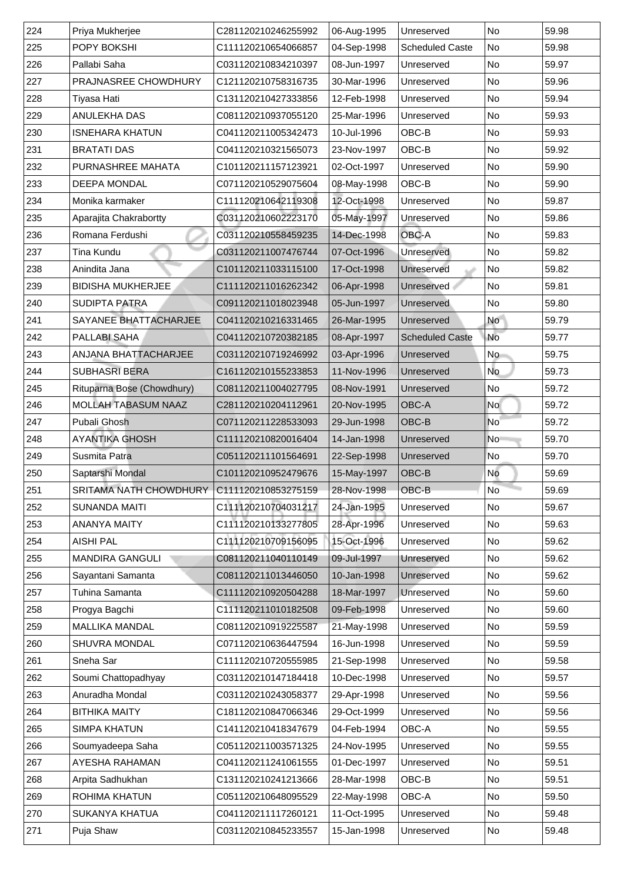| 224 | Priya Mukherjee | C281120210246255992 | 06-Aug-1995 | Unreserved | No | 59.98 |
|---|---|---|---|---|---|---|
| 225 | POPY BOKSHI | C111120210654066857 | 04-Sep-1998 | Scheduled Caste | No | 59.98 |
| 226 | Pallabi Saha | C031120210834210397 | 08-Jun-1997 | Unreserved | No | 59.97 |
| 227 | PRAJNASREE CHOWDHURY | C121120210758316735 | 30-Mar-1996 | Unreserved | No | 59.96 |
| 228 | Tiyasa Hati | C131120210427333856 | 12-Feb-1998 | Unreserved | No | 59.94 |
| 229 | ANULEKHA DAS | C081120210937055120 | 25-Mar-1996 | Unreserved | No | 59.93 |
| 230 | ISNEHARA KHATUN | C041120211005342473 | 10-Jul-1996 | OBC-B | No | 59.93 |
| 231 | BRATATI DAS | C041120210321565073 | 23-Nov-1997 | OBC-B | No | 59.92 |
| 232 | PURNASHREE MAHATA | C101120211157123921 | 02-Oct-1997 | Unreserved | No | 59.90 |
| 233 | DEEPA MONDAL | C071120210529075604 | 08-May-1998 | OBC-B | No | 59.90 |
| 234 | Monika karmaker | C111120210642119308 | 12-Oct-1998 | Unreserved | No | 59.87 |
| 235 | Aparajita Chakrabortty | C031120210602223170 | 05-May-1997 | Unreserved | No | 59.86 |
| 236 | Romana Ferdushi | C031120210558459235 | 14-Dec-1998 | OBC-A | No | 59.83 |
| 237 | Tina Kundu | C031120211007476744 | 07-Oct-1996 | Unreserved | No | 59.82 |
| 238 | Anindita Jana | C101120211033115100 | 17-Oct-1998 | Unreserved | No | 59.82 |
| 239 | BIDISHA MUKHERJEE | C111120211016262342 | 06-Apr-1998 | Unreserved | No | 59.81 |
| 240 | SUDIPTA PATRA | C091120211018023948 | 05-Jun-1997 | Unreserved | No | 59.80 |
| 241 | SAYANEE BHATTACHARJEE | C041120210216331465 | 26-Mar-1995 | Unreserved | No | 59.79 |
| 242 | PALLABI SAHA | C041120210720382185 | 08-Apr-1997 | Scheduled Caste | No | 59.77 |
| 243 | ANJANA BHATTACHARJEE | C031120210719246992 | 03-Apr-1996 | Unreserved | No | 59.75 |
| 244 | SUBHASRI BERA | C161120210155233853 | 11-Nov-1996 | Unreserved | No | 59.73 |
| 245 | Rituparna Bose (Chowdhury) | C081120211004027795 | 08-Nov-1991 | Unreserved | No | 59.72 |
| 246 | MOLLAH TABASUM NAAZ | C281120210204112961 | 20-Nov-1995 | OBC-A | No | 59.72 |
| 247 | Pubali Ghosh | C071120211228533093 | 29-Jun-1998 | OBC-B | No | 59.72 |
| 248 | AYANTIKA GHOSH | C111120210820016404 | 14-Jan-1998 | Unreserved | No | 59.70 |
| 249 | Susmita Patra | C051120211101564691 | 22-Sep-1998 | Unreserved | No | 59.70 |
| 250 | Saptarshi Mondal | C101120210952479676 | 15-May-1997 | OBC-B | No | 59.69 |
| 251 | SRITAMA NATH CHOWDHURY | C111120210853275159 | 28-Nov-1998 | OBC-B | No | 59.69 |
| 252 | SUNANDA MAITI | C111120210704031217 | 24-Jan-1995 | Unreserved | No | 59.67 |
| 253 | ANANYA MAITY | C111120210133277805 | 28-Apr-1996 | Unreserved | No | 59.63 |
| 254 | AISHI PAL | C111120210709156095 | 15-Oct-1996 | Unreserved | No | 59.62 |
| 255 | MANDIRA GANGULI | C081120211040110149 | 09-Jul-1997 | Unreserved | No | 59.62 |
| 256 | Sayantani Samanta | C081120211013446050 | 10-Jan-1998 | Unreserved | No | 59.62 |
| 257 | Tuhina Samanta | C111120210920504288 | 18-Mar-1997 | Unreserved | No | 59.60 |
| 258 | Progya Bagchi | C111120211010182508 | 09-Feb-1998 | Unreserved | No | 59.60 |
| 259 | MALLIKA MANDAL | C081120210919225587 | 21-May-1998 | Unreserved | No | 59.59 |
| 260 | SHUVRA MONDAL | C071120210636447594 | 16-Jun-1998 | Unreserved | No | 59.59 |
| 261 | Sneha Sar | C111120210720555985 | 21-Sep-1998 | Unreserved | No | 59.58 |
| 262 | Soumi Chattopadhyay | C031120210147184418 | 10-Dec-1998 | Unreserved | No | 59.57 |
| 263 | Anuradha Mondal | C031120210243058377 | 29-Apr-1998 | Unreserved | No | 59.56 |
| 264 | BITHIKA MAITY | C181120210847066346 | 29-Oct-1999 | Unreserved | No | 59.56 |
| 265 | SIMPA KHATUN | C141120210418347679 | 04-Feb-1994 | OBC-A | No | 59.55 |
| 266 | Soumyadeepa Saha | C051120211003571325 | 24-Nov-1995 | Unreserved | No | 59.55 |
| 267 | AYESHA RAHAMAN | C041120211241061555 | 01-Dec-1997 | Unreserved | No | 59.51 |
| 268 | Arpita Sadhukhan | C131120210241213666 | 28-Mar-1998 | OBC-B | No | 59.51 |
| 269 | ROHIMA KHATUN | C051120210648095529 | 22-May-1998 | OBC-A | No | 59.50 |
| 270 | SUKANYA KHATUA | C041120211117260121 | 11-Oct-1995 | Unreserved | No | 59.48 |
| 271 | Puja Shaw | C031120210845233557 | 15-Jan-1998 | Unreserved | No | 59.48 |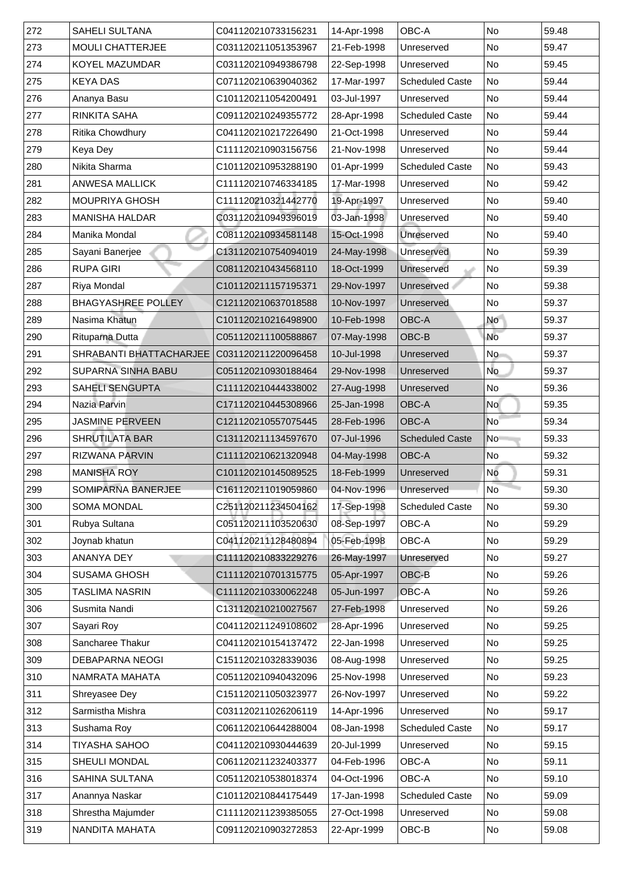| 272 | SAHELI SULTANA | C041120210733156231 | 14-Apr-1998 | OBC-A | No | 59.48 |
|---|---|---|---|---|---|---|
| 273 | MOULI CHATTERJEE | C031120211051353967 | 21-Feb-1998 | Unreserved | No | 59.47 |
| 274 | KOYEL MAZUMDAR | C031120210949386798 | 22-Sep-1998 | Unreserved | No | 59.45 |
| 275 | KEYA DAS | C071120210639040362 | 17-Mar-1997 | Scheduled Caste | No | 59.44 |
| 276 | Ananya Basu | C101120211054200491 | 03-Jul-1997 | Unreserved | No | 59.44 |
| 277 | RINKITA SAHA | C091120210249355772 | 28-Apr-1998 | Scheduled Caste | No | 59.44 |
| 278 | Ritika Chowdhury | C041120210217226490 | 21-Oct-1998 | Unreserved | No | 59.44 |
| 279 | Keya Dey | C111120210903156756 | 21-Nov-1998 | Unreserved | No | 59.44 |
| 280 | Nikita Sharma | C101120210953288190 | 01-Apr-1999 | Scheduled Caste | No | 59.43 |
| 281 | ANWESA MALLICK | C111120210746334185 | 17-Mar-1998 | Unreserved | No | 59.42 |
| 282 | MOUPRIYA GHOSH | C111120210321442770 | 19-Apr-1997 | Unreserved | No | 59.40 |
| 283 | MANISHA HALDAR | C031120210949396019 | 03-Jan-1998 | Unreserved | No | 59.40 |
| 284 | Manika Mondal | C081120210934581148 | 15-Oct-1998 | Unreserved | No | 59.40 |
| 285 | Sayani Banerjee | C131120210754094019 | 24-May-1998 | Unreserved | No | 59.39 |
| 286 | RUPA GIRI | C081120210434568110 | 18-Oct-1999 | Unreserved | No | 59.39 |
| 287 | Riya Mondal | C101120211157195371 | 29-Nov-1997 | Unreserved | No | 59.38 |
| 288 | BHAGYASHREE POLLEY | C121120210637018588 | 10-Nov-1997 | Unreserved | No | 59.37 |
| 289 | Nasima Khatun | C101120210216498900 | 10-Feb-1998 | OBC-A | No | 59.37 |
| 290 | Rituparna Dutta | C051120211100588867 | 07-May-1998 | OBC-B | No | 59.37 |
| 291 | SHRABANTI BHATTACHARJEE | C031120211220096458 | 10-Jul-1998 | Unreserved | No | 59.37 |
| 292 | SUPARNA SINHA BABU | C051120210930188464 | 29-Nov-1998 | Unreserved | No | 59.37 |
| 293 | SAHELI SENGUPTA | C111120210444338002 | 27-Aug-1998 | Unreserved | No | 59.36 |
| 294 | Nazia Parvin | C171120210445308966 | 25-Jan-1998 | OBC-A | No | 59.35 |
| 295 | JASMINE PERVEEN | C121120210557075445 | 28-Feb-1996 | OBC-A | No | 59.34 |
| 296 | SHRUTILATA BAR | C131120211134597670 | 07-Jul-1996 | Scheduled Caste | No | 59.33 |
| 297 | RIZWANA PARVIN | C111120210621320948 | 04-May-1998 | OBC-A | No | 59.32 |
| 298 | MANISHA ROY | C101120210145089525 | 18-Feb-1999 | Unreserved | No | 59.31 |
| 299 | SOMIPARNA BANERJEE | C161120211019059860 | 04-Nov-1996 | Unreserved | No | 59.30 |
| 300 | SOMA MONDAL | C251120211234504162 | 17-Sep-1998 | Scheduled Caste | No | 59.30 |
| 301 | Rubya Sultana | C051120211103520630 | 08-Sep-1997 | OBC-A | No | 59.29 |
| 302 | Joynab khatun | C041120211128480894 | 05-Feb-1998 | OBC-A | No | 59.29 |
| 303 | ANANYA DEY | C111120210833229276 | 26-May-1997 | Unreserved | No | 59.27 |
| 304 | SUSAMA GHOSH | C111120210701315775 | 05-Apr-1997 | OBC-B | No | 59.26 |
| 305 | TASLIMA NASRIN | C111120210330062248 | 05-Jun-1997 | OBC-A | No | 59.26 |
| 306 | Susmita Nandi | C131120210210027567 | 27-Feb-1998 | Unreserved | No | 59.26 |
| 307 | Sayari Roy | C041120211249108602 | 28-Apr-1996 | Unreserved | No | 59.25 |
| 308 | Sancharee Thakur | C041120210154137472 | 22-Jan-1998 | Unreserved | No | 59.25 |
| 309 | DEBAPARNA NEOGI | C151120210328339036 | 08-Aug-1998 | Unreserved | No | 59.25 |
| 310 | NAMRATA MAHATA | C051120210940432096 | 25-Nov-1998 | Unreserved | No | 59.23 |
| 311 | Shreyasee Dey | C151120211050323977 | 26-Nov-1997 | Unreserved | No | 59.22 |
| 312 | Sarmistha Mishra | C031120211026206119 | 14-Apr-1996 | Unreserved | No | 59.17 |
| 313 | Sushama Roy | C061120210644288004 | 08-Jan-1998 | Scheduled Caste | No | 59.17 |
| 314 | TIYASHA SAHOO | C041120210930444639 | 20-Jul-1999 | Unreserved | No | 59.15 |
| 315 | SHEULI MONDAL | C061120211232403377 | 04-Feb-1996 | OBC-A | No | 59.11 |
| 316 | SAHINA SULTANA | C051120210538018374 | 04-Oct-1996 | OBC-A | No | 59.10 |
| 317 | Anannya Naskar | C101120210844175449 | 17-Jan-1998 | Scheduled Caste | No | 59.09 |
| 318 | Shrestha Majumder | C111120211239385055 | 27-Oct-1998 | Unreserved | No | 59.08 |
| 319 | NANDITA MAHATA | C091120210903272853 | 22-Apr-1999 | OBC-B | No | 59.08 |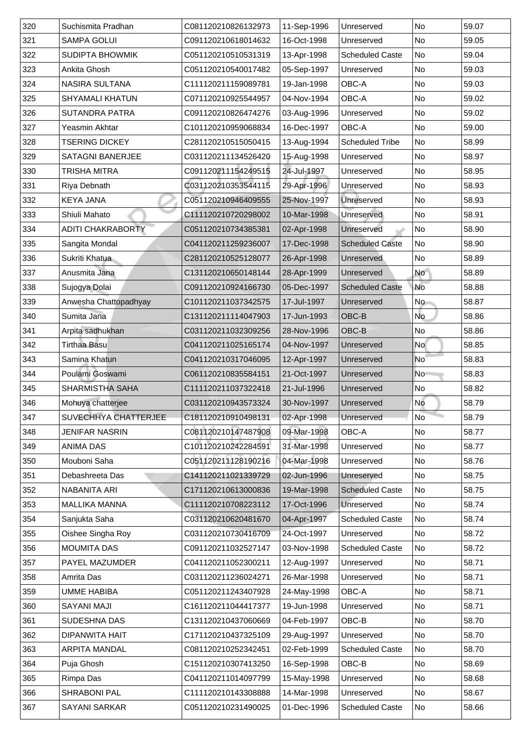| 320 | Suchismita Pradhan | C081120210826132973 | 11-Sep-1996 | Unreserved | No | 59.07 |
|---|---|---|---|---|---|---|
| 321 | SAMPA GOLUI | C091120210618014632 | 16-Oct-1998 | Unreserved | No | 59.05 |
| 322 | SUDIPTA BHOWMIK | C051120210510531319 | 13-Apr-1998 | Scheduled Caste | No | 59.04 |
| 323 | Ankita Ghosh | C051120210540017482 | 05-Sep-1997 | Unreserved | No | 59.03 |
| 324 | NASIRA SULTANA | C111120211159089781 | 19-Jan-1998 | OBC-A | No | 59.03 |
| 325 | SHYAMALI KHATUN | C071120210925544957 | 04-Nov-1994 | OBC-A | No | 59.02 |
| 326 | SUTANDRA PATRA | C091120210826474276 | 03-Aug-1996 | Unreserved | No | 59.02 |
| 327 | Yeasmin Akhtar | C101120210959068834 | 16-Dec-1997 | OBC-A | No | 59.00 |
| 328 | TSERING DICKEY | C281120210515050415 | 13-Aug-1994 | Scheduled Tribe | No | 58.99 |
| 329 | SATAGNI BANERJEE | C031120211134526420 | 15-Aug-1998 | Unreserved | No | 58.97 |
| 330 | TRISHA MITRA | C091120211154249515 | 24-Jul-1997 | Unreserved | No | 58.95 |
| 331 | Riya Debnath | C031120210353544115 | 29-Apr-1996 | Unreserved | No | 58.93 |
| 332 | KEYA JANA | C051120210946409555 | 25-Nov-1997 | Unreserved | No | 58.93 |
| 333 | Shiuli Mahato | C111120210720298002 | 10-Mar-1998 | Unreserved | No | 58.91 |
| 334 | ADITI CHAKRABORTY | C051120210734385381 | 02-Apr-1998 | Unreserved | No | 58.90 |
| 335 | Sangita Mondal | C041120211259236007 | 17-Dec-1998 | Scheduled Caste | No | 58.90 |
| 336 | Sukriti Khatua | C281120210525128077 | 26-Apr-1998 | Unreserved | No | 58.89 |
| 337 | Anusmita Jana | C131120210650148144 | 28-Apr-1999 | Unreserved | No | 58.89 |
| 338 | Sujogya Dolai | C091120210924166730 | 05-Dec-1997 | Scheduled Caste | No | 58.88 |
| 339 | Anwesha Chattopadhyay | C101120211037342575 | 17-Jul-1997 | Unreserved | No | 58.87 |
| 340 | Sumita Jana | C131120211114047903 | 17-Jun-1993 | OBC-B | No | 58.86 |
| 341 | Arpita sadhukhan | C031120211032309256 | 28-Nov-1996 | OBC-B | No | 58.86 |
| 342 | Tirthaa Basu | C041120211025165174 | 04-Nov-1997 | Unreserved | No | 58.85 |
| 343 | Samina Khatun | C041120210317046095 | 12-Apr-1997 | Unreserved | No | 58.83 |
| 344 | Poulami Goswami | C061120210835584151 | 21-Oct-1997 | Unreserved | No | 58.83 |
| 345 | SHARMISTHA SAHA | C111120211037322418 | 21-Jul-1996 | Unreserved | No | 58.82 |
| 346 | Mohuya chatterjee | C031120210943573324 | 30-Nov-1997 | Unreserved | No | 58.79 |
| 347 | SUVECHHYA CHATTERJEE | C181120210910498131 | 02-Apr-1998 | Unreserved | No | 58.79 |
| 348 | JENIFAR NASRIN | C081120210147487908 | 09-Mar-1998 | OBC-A | No | 58.77 |
| 349 | ANIMA DAS | C101120210242284591 | 31-Mar-1998 | Unreserved | No | 58.77 |
| 350 | Mouboni Saha | C051120211128190216 | 04-Mar-1998 | Unreserved | No | 58.76 |
| 351 | Debashreeta Das | C141120211021339729 | 02-Jun-1996 | Unreserved | No | 58.75 |
| 352 | NABANITA ARI | C171120210613000836 | 19-Mar-1998 | Scheduled Caste | No | 58.75 |
| 353 | MALLIKA MANNA | C111120210708223112 | 17-Oct-1996 | Unreserved | No | 58.74 |
| 354 | Sanjukta Saha | C031120210620481670 | 04-Apr-1997 | Scheduled Caste | No | 58.74 |
| 355 | Oishee Singha Roy | C031120210730416709 | 24-Oct-1997 | Unreserved | No | 58.72 |
| 356 | MOUMITA DAS | C091120211032527147 | 03-Nov-1998 | Scheduled Caste | No | 58.72 |
| 357 | PAYEL MAZUMDER | C041120211052300211 | 12-Aug-1997 | Unreserved | No | 58.71 |
| 358 | Amrita Das | C031120211236024271 | 26-Mar-1998 | Unreserved | No | 58.71 |
| 359 | UMME HABIBA | C051120211243407928 | 24-May-1998 | OBC-A | No | 58.71 |
| 360 | SAYANI MAJI | C161120211044417377 | 19-Jun-1998 | Unreserved | No | 58.71 |
| 361 | SUDESHNA DAS | C131120210437060669 | 04-Feb-1997 | OBC-B | No | 58.70 |
| 362 | DIPANWITA HAIT | C171120210437325109 | 29-Aug-1997 | Unreserved | No | 58.70 |
| 363 | ARPITA MANDAL | C081120210252342451 | 02-Feb-1999 | Scheduled Caste | No | 58.70 |
| 364 | Puja Ghosh | C151120210307413250 | 16-Sep-1998 | OBC-B | No | 58.69 |
| 365 | Rimpa Das | C041120211014097799 | 15-May-1998 | Unreserved | No | 58.68 |
| 366 | SHRABONI PAL | C111120210143308888 | 14-Mar-1998 | Unreserved | No | 58.67 |
| 367 | SAYANI SARKAR | C051120210231490025 | 01-Dec-1996 | Scheduled Caste | No | 58.66 |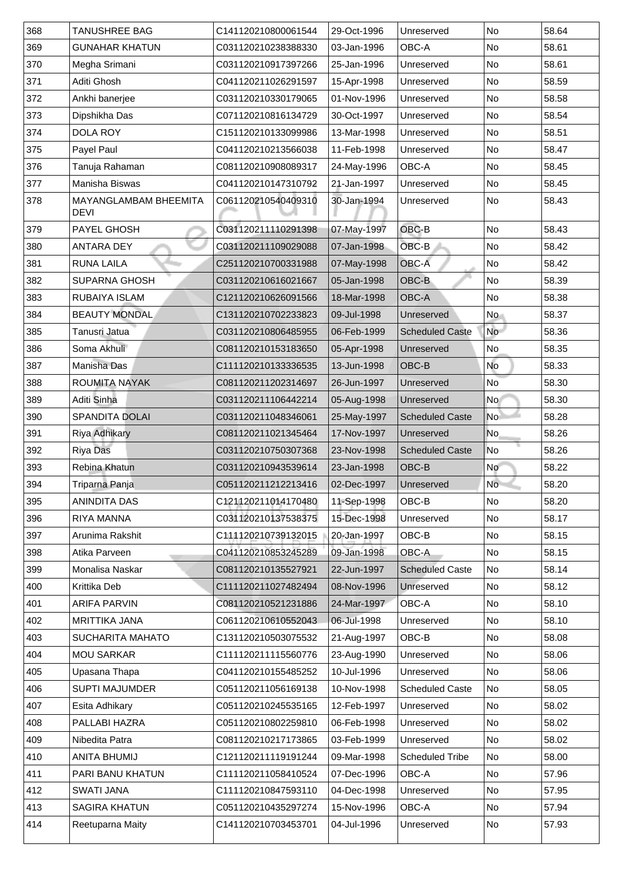| 368 | TANUSHREE BAG | C141120210800061544 | 29-Oct-1996 | Unreserved | No | 58.64 |
|---|---|---|---|---|---|---|
| 369 | GUNAHAR KHATUN | C031120210238388330 | 03-Jan-1996 | OBC-A | No | 58.61 |
| 370 | Megha Srimani | C031120210917397266 | 25-Jan-1996 | Unreserved | No | 58.61 |
| 371 | Aditi Ghosh | C041120211026291597 | 15-Apr-1998 | Unreserved | No | 58.59 |
| 372 | Ankhi banerjee | C031120210330179065 | 01-Nov-1996 | Unreserved | No | 58.58 |
| 373 | Dipshikha Das | C071120210816134729 | 30-Oct-1997 | Unreserved | No | 58.54 |
| 374 | DOLA ROY | C151120210133099986 | 13-Mar-1998 | Unreserved | No | 58.51 |
| 375 | Payel Paul | C041120210213566038 | 11-Feb-1998 | Unreserved | No | 58.47 |
| 376 | Tanuja Rahaman | C081120210908089317 | 24-May-1996 | OBC-A | No | 58.45 |
| 377 | Manisha Biswas | C041120210147310792 | 21-Jan-1997 | Unreserved | No | 58.45 |
| 378 | MAYANGLAMBAM BHEEMITA DEVI | C061120210540409310 | 30-Jan-1994 | Unreserved | No | 58.43 |
| 379 | PAYEL GHOSH | C031120211110291398 | 07-May-1997 | OBC-B | No | 58.43 |
| 380 | ANTARA DEY | C031120211109029088 | 07-Jan-1998 | OBC-B | No | 58.42 |
| 381 | RUNA LAILA | C251120210700331988 | 07-May-1998 | OBC-A | No | 58.42 |
| 382 | SUPARNA GHOSH | C031120210616021667 | 05-Jan-1998 | OBC-B | No | 58.39 |
| 383 | RUBAIYA ISLAM | C121120210626091566 | 18-Mar-1998 | OBC-A | No | 58.38 |
| 384 | BEAUTY MONDAL | C131120210702233823 | 09-Jul-1998 | Unreserved | No | 58.37 |
| 385 | Tanusri Jatua | C031120210806485955 | 06-Feb-1999 | Scheduled Caste | No | 58.36 |
| 386 | Soma Akhuli | C081120210153183650 | 05-Apr-1998 | Unreserved | No | 58.35 |
| 387 | Manisha Das | C111120210133336535 | 13-Jun-1998 | OBC-B | No | 58.33 |
| 388 | ROUMITA NAYAK | C081120211202314697 | 26-Jun-1997 | Unreserved | No | 58.30 |
| 389 | Aditi Sinha | C031120211106442214 | 05-Aug-1998 | Unreserved | No | 58.30 |
| 390 | SPANDITA DOLAI | C031120211048346061 | 25-May-1997 | Scheduled Caste | No | 58.28 |
| 391 | Riya Adhikary | C081120211021345464 | 17-Nov-1997 | Unreserved | No | 58.26 |
| 392 | Riya Das | C031120210750307368 | 23-Nov-1998 | Scheduled Caste | No | 58.26 |
| 393 | Rebina Khatun | C031120210943539614 | 23-Jan-1998 | OBC-B | No | 58.22 |
| 394 | Triparna Panja | C051120211212213416 | 02-Dec-1997 | Unreserved | No | 58.20 |
| 395 | ANINDITA DAS | C121120211014170480 | 11-Sep-1998 | OBC-B | No | 58.20 |
| 396 | RIYA MANNA | C031120210137538375 | 15-Dec-1998 | Unreserved | No | 58.17 |
| 397 | Arunima Rakshit | C111120210739132015 | 20-Jan-1997 | OBC-B | No | 58.15 |
| 398 | Atika Parveen | C041120210853245289 | 09-Jan-1998 | OBC-A | No | 58.15 |
| 399 | Monalisa Naskar | C081120210135527921 | 22-Jun-1997 | Scheduled Caste | No | 58.14 |
| 400 | Krittika Deb | C111120211027482494 | 08-Nov-1996 | Unreserved | No | 58.12 |
| 401 | ARIFA PARVIN | C081120210521231886 | 24-Mar-1997 | OBC-A | No | 58.10 |
| 402 | MRITTIKA JANA | C061120210610552043 | 06-Jul-1998 | Unreserved | No | 58.10 |
| 403 | SUCHARITA MAHATO | C131120210503075532 | 21-Aug-1997 | OBC-B | No | 58.08 |
| 404 | MOU SARKAR | C111120211115560776 | 23-Aug-1990 | Unreserved | No | 58.06 |
| 405 | Upasana Thapa | C041120210155485252 | 10-Jul-1996 | Unreserved | No | 58.06 |
| 406 | SUPTI MAJUMDER | C051120211056169138 | 10-Nov-1998 | Scheduled Caste | No | 58.05 |
| 407 | Esita Adhikary | C051120210245535165 | 12-Feb-1997 | Unreserved | No | 58.02 |
| 408 | PALLABI HAZRA | C051120210802259810 | 06-Feb-1998 | Unreserved | No | 58.02 |
| 409 | Nibedita Patra | C081120210217173865 | 03-Feb-1999 | Unreserved | No | 58.02 |
| 410 | ANITA BHUMIJ | C121120211119191244 | 09-Mar-1998 | Scheduled Tribe | No | 58.00 |
| 411 | PARI BANU KHATUN | C111120211058410524 | 07-Dec-1996 | OBC-A | No | 57.96 |
| 412 | SWATI JANA | C111120210847593110 | 04-Dec-1998 | Unreserved | No | 57.95 |
| 413 | SAGIRA KHATUN | C051120210435297274 | 15-Nov-1996 | OBC-A | No | 57.94 |
| 414 | Reetuparna Maity | C141120210703453701 | 04-Jul-1996 | Unreserved | No | 57.93 |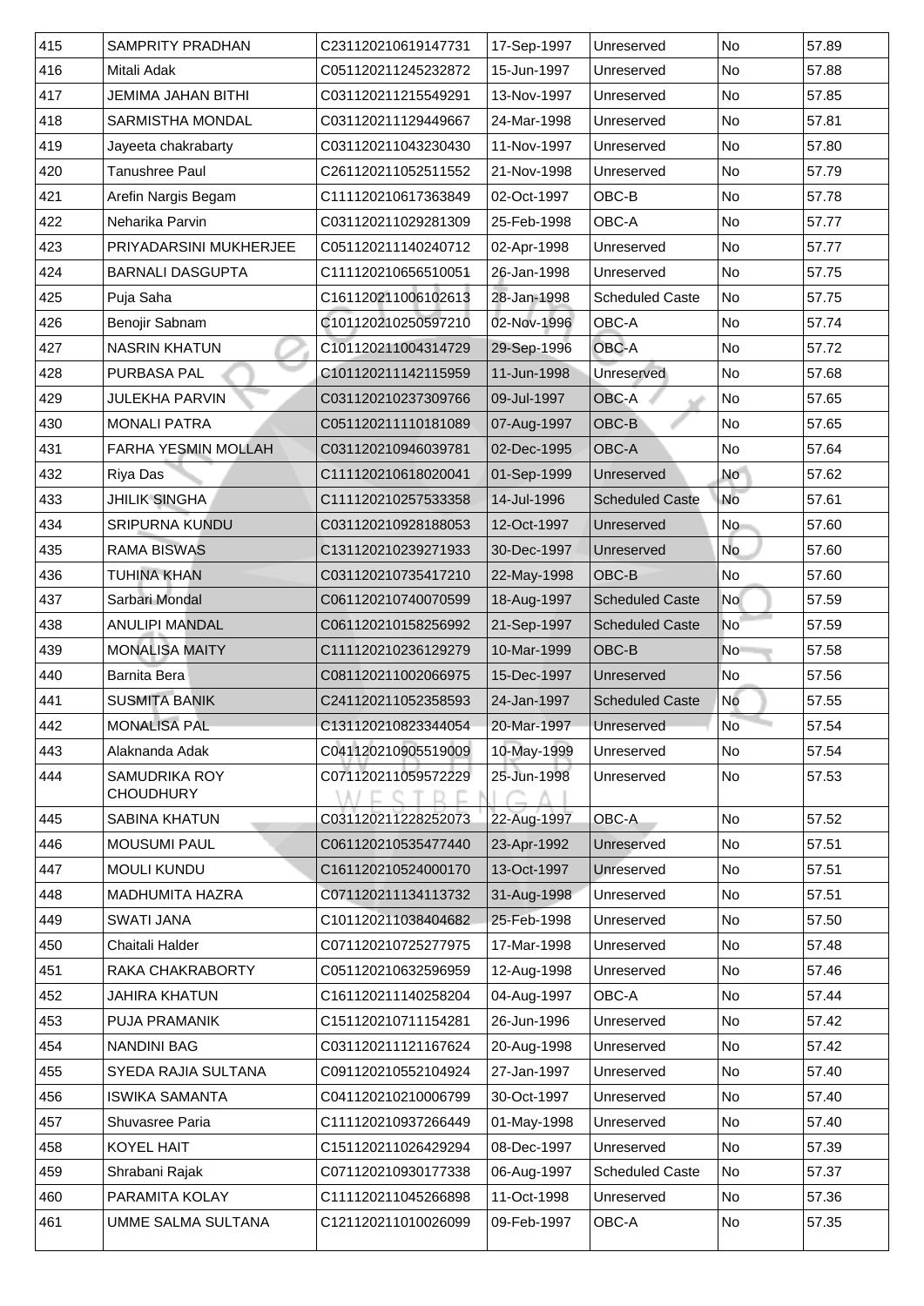| 415 | SAMPRITY PRADHAN | C231120210619147731 | 17-Sep-1997 | Unreserved | No | 57.89 |
|---|---|---|---|---|---|---|
| 416 | Mitali Adak | C051120211245232872 | 15-Jun-1997 | Unreserved | No | 57.88 |
| 417 | JEMIMA JAHAN BITHI | C031120211215549291 | 13-Nov-1997 | Unreserved | No | 57.85 |
| 418 | SARMISTHA MONDAL | C031120211129449667 | 24-Mar-1998 | Unreserved | No | 57.81 |
| 419 | Jayeeta chakrabarty | C031120211043230430 | 11-Nov-1997 | Unreserved | No | 57.80 |
| 420 | Tanushree Paul | C261120211052511552 | 21-Nov-1998 | Unreserved | No | 57.79 |
| 421 | Arefin Nargis Begam | C111120210617363849 | 02-Oct-1997 | OBC-B | No | 57.78 |
| 422 | Neharika Parvin | C031120211029281309 | 25-Feb-1998 | OBC-A | No | 57.77 |
| 423 | PRIYADARSINI MUKHERJEE | C051120211140240712 | 02-Apr-1998 | Unreserved | No | 57.77 |
| 424 | BARNALI DASGUPTA | C111120210656510051 | 26-Jan-1998 | Unreserved | No | 57.75 |
| 425 | Puja Saha | C161120211006102613 | 28-Jan-1998 | Scheduled Caste | No | 57.75 |
| 426 | Benojir Sabnam | C101120210250597210 | 02-Nov-1996 | OBC-A | No | 57.74 |
| 427 | NASRIN KHATUN | C101120211004314729 | 29-Sep-1996 | OBC-A | No | 57.72 |
| 428 | PURBASA PAL | C101120211142115959 | 11-Jun-1998 | Unreserved | No | 57.68 |
| 429 | JULEKHA PARVIN | C031120210237309766 | 09-Jul-1997 | OBC-A | No | 57.65 |
| 430 | MONALI PATRA | C051120211110181089 | 07-Aug-1997 | OBC-B | No | 57.65 |
| 431 | FARHA YESMIN MOLLAH | C031120210946039781 | 02-Dec-1995 | OBC-A | No | 57.64 |
| 432 | Riya Das | C111120210618020041 | 01-Sep-1999 | Unreserved | No | 57.62 |
| 433 | JHILIK SINGHA | C111120210257533358 | 14-Jul-1996 | Scheduled Caste | No | 57.61 |
| 434 | SRIPURNA KUNDU | C031120210928188053 | 12-Oct-1997 | Unreserved | No | 57.60 |
| 435 | RAMA BISWAS | C131120210239271933 | 30-Dec-1997 | Unreserved | No | 57.60 |
| 436 | TUHINA KHAN | C031120210735417210 | 22-May-1998 | OBC-B | No | 57.60 |
| 437 | Sarbari Mondal | C061120210740070599 | 18-Aug-1997 | Scheduled Caste | No | 57.59 |
| 438 | ANULIPI MANDAL | C061120210158256992 | 21-Sep-1997 | Scheduled Caste | No | 57.59 |
| 439 | MONALISA MAITY | C111120210236129279 | 10-Mar-1999 | OBC-B | No | 57.58 |
| 440 | Barnita Bera | C081120211002066975 | 15-Dec-1997 | Unreserved | No | 57.56 |
| 441 | SUSMITA BANIK | C241120211052358593 | 24-Jan-1997 | Scheduled Caste | No | 57.55 |
| 442 | MONALISA PAL | C131120210823344054 | 20-Mar-1997 | Unreserved | No | 57.54 |
| 443 | Alaknanda Adak | C041120210905519009 | 10-May-1999 | Unreserved | No | 57.54 |
| 444 | SAMUDRIKA ROY CHOUDHURY | C071120211059572229 | 25-Jun-1998 | Unreserved | No | 57.53 |
| 445 | SABINA KHATUN | C031120211228252073 | 22-Aug-1997 | OBC-A | No | 57.52 |
| 446 | MOUSUMI PAUL | C061120210535477440 | 23-Apr-1992 | Unreserved | No | 57.51 |
| 447 | MOULI KUNDU | C161120210524000170 | 13-Oct-1997 | Unreserved | No | 57.51 |
| 448 | MADHUMITA HAZRA | C071120211134113732 | 31-Aug-1998 | Unreserved | No | 57.51 |
| 449 | SWATI JANA | C101120211038404682 | 25-Feb-1998 | Unreserved | No | 57.50 |
| 450 | Chaitali Halder | C071120210725277975 | 17-Mar-1998 | Unreserved | No | 57.48 |
| 451 | RAKA CHAKRABORTY | C051120210632596959 | 12-Aug-1998 | Unreserved | No | 57.46 |
| 452 | JAHIRA KHATUN | C161120211140258204 | 04-Aug-1997 | OBC-A | No | 57.44 |
| 453 | PUJA PRAMANIK | C151120210711154281 | 26-Jun-1996 | Unreserved | No | 57.42 |
| 454 | NANDINI BAG | C031120211121167624 | 20-Aug-1998 | Unreserved | No | 57.42 |
| 455 | SYEDA RAJIA SULTANA | C091120210552104924 | 27-Jan-1997 | Unreserved | No | 57.40 |
| 456 | ISWIKA SAMANTA | C041120210210006799 | 30-Oct-1997 | Unreserved | No | 57.40 |
| 457 | Shuvasree Paria | C111120210937266449 | 01-May-1998 | Unreserved | No | 57.40 |
| 458 | KOYEL HAIT | C151120211026429294 | 08-Dec-1997 | Unreserved | No | 57.39 |
| 459 | Shrabani Rajak | C071120210930177338 | 06-Aug-1997 | Scheduled Caste | No | 57.37 |
| 460 | PARAMITA KOLAY | C111120211045266898 | 11-Oct-1998 | Unreserved | No | 57.36 |
| 461 | UMME SALMA SULTANA | C121120211010026099 | 09-Feb-1997 | OBC-A | No | 57.35 |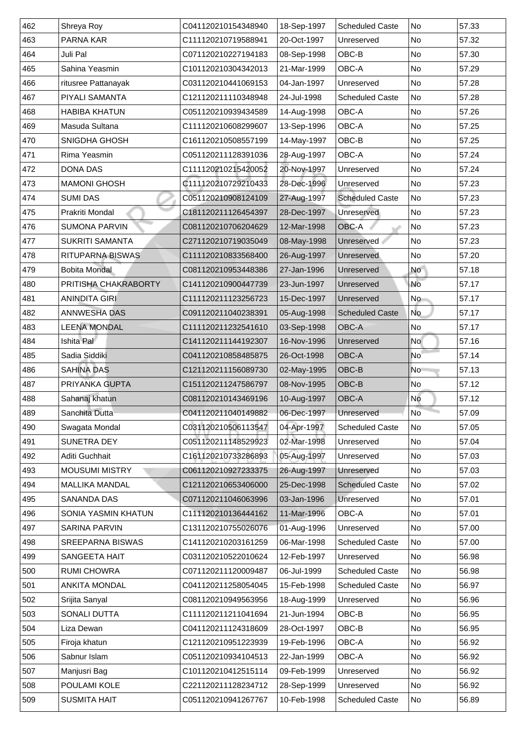| 462 | Shreya Roy | C041120210154348940 | 18-Sep-1997 | Scheduled Caste | No | 57.33 |
|---|---|---|---|---|---|---|
| 463 | PARNA KAR | C111120210719588941 | 20-Oct-1997 | Unreserved | No | 57.32 |
| 464 | Juli Pal | C071120210227194183 | 08-Sep-1998 | OBC-B | No | 57.30 |
| 465 | Sahina Yeasmin | C101120210304342013 | 21-Mar-1999 | OBC-A | No | 57.29 |
| 466 | ritusree Pattanayak | C031120210441069153 | 04-Jan-1997 | Unreserved | No | 57.28 |
| 467 | PIYALI SAMANTA | C121120211110348948 | 24-Jul-1998 | Scheduled Caste | No | 57.28 |
| 468 | HABIBA KHATUN | C051120210939434589 | 14-Aug-1998 | OBC-A | No | 57.26 |
| 469 | Masuda Sultana | C111120210608299607 | 13-Sep-1996 | OBC-A | No | 57.25 |
| 470 | SNIGDHA GHOSH | C161120210508557199 | 14-May-1997 | OBC-B | No | 57.25 |
| 471 | Rima Yeasmin | C051120211128391036 | 28-Aug-1997 | OBC-A | No | 57.24 |
| 472 | DONA DAS | C111120210215420052 | 20-Nov-1997 | Unreserved | No | 57.24 |
| 473 | MAMONI GHOSH | C111120210729210433 | 28-Dec-1996 | Unreserved | No | 57.23 |
| 474 | SUMI DAS | C051120210908124109 | 27-Aug-1997 | Scheduled Caste | No | 57.23 |
| 475 | Prakriti Mondal | C181120211126454397 | 28-Dec-1997 | Unreserved | No | 57.23 |
| 476 | SUMONA PARVIN | C081120210706204629 | 12-Mar-1998 | OBC-A | No | 57.23 |
| 477 | SUKRITI SAMANTA | C271120210719035049 | 08-May-1998 | Unreserved | No | 57.23 |
| 478 | RITUPARNA BISWAS | C111120210833568400 | 26-Aug-1997 | Unreserved | No | 57.20 |
| 479 | Bobita Mondal | C081120210953448386 | 27-Jan-1996 | Unreserved | No | 57.18 |
| 480 | PRITISHA CHAKRABORTY | C141120210900447739 | 23-Jun-1997 | Unreserved | No | 57.17 |
| 481 | ANINDITA GIRI | C111120211123256723 | 15-Dec-1997 | Unreserved | No | 57.17 |
| 482 | ANNWESHA DAS | C091120211040238391 | 05-Aug-1998 | Scheduled Caste | No | 57.17 |
| 483 | LEENA MONDAL | C111120211232541610 | 03-Sep-1998 | OBC-A | No | 57.17 |
| 484 | Ishita Pal | C141120211144192307 | 16-Nov-1996 | Unreserved | No | 57.16 |
| 485 | Sadia Siddiki | C041120210858485875 | 26-Oct-1998 | OBC-A | No | 57.14 |
| 486 | SAHINA DAS | C121120211156089730 | 02-May-1995 | OBC-B | No | 57.13 |
| 487 | PRIYANKA GUPTA | C151120211247586797 | 08-Nov-1995 | OBC-B | No | 57.12 |
| 488 | Sahanaj khatun | C081120210143469196 | 10-Aug-1997 | OBC-A | No | 57.12 |
| 489 | Sanchita Dutta | C041120211040149882 | 06-Dec-1997 | Unreserved | No | 57.09 |
| 490 | Swagata Mondal | C031120210506113547 | 04-Apr-1997 | Scheduled Caste | No | 57.05 |
| 491 | SUNETRA DEY | C051120211148529923 | 02-Mar-1998 | Unreserved | No | 57.04 |
| 492 | Aditi Guchhait | C161120210733286893 | 05-Aug-1997 | Unreserved | No | 57.03 |
| 493 | MOUSUMI MISTRY | C061120210927233375 | 26-Aug-1997 | Unreserved | No | 57.03 |
| 494 | MALLIKA MANDAL | C121120210653406000 | 25-Dec-1998 | Scheduled Caste | No | 57.02 |
| 495 | SANANDA DAS | C071120211046063996 | 03-Jan-1996 | Unreserved | No | 57.01 |
| 496 | SONIA YASMIN KHATUN | C111120210136444162 | 11-Mar-1996 | OBC-A | No | 57.01 |
| 497 | SARINA PARVIN | C131120210755026076 | 01-Aug-1996 | Unreserved | No | 57.00 |
| 498 | SREEPARNA BISWAS | C141120210203161259 | 06-Mar-1998 | Scheduled Caste | No | 57.00 |
| 499 | SANGEETA HAIT | C031120210522010624 | 12-Feb-1997 | Unreserved | No | 56.98 |
| 500 | RUMI CHOWRA | C071120211120009487 | 06-Jul-1999 | Scheduled Caste | No | 56.98 |
| 501 | ANKITA MONDAL | C041120211258054045 | 15-Feb-1998 | Scheduled Caste | No | 56.97 |
| 502 | Srijita Sanyal | C081120210949563956 | 18-Aug-1999 | Unreserved | No | 56.96 |
| 503 | SONALI DUTTA | C111120211211041694 | 21-Jun-1994 | OBC-B | No | 56.95 |
| 504 | Liza Dewan | C041120211124318609 | 28-Oct-1997 | OBC-B | No | 56.95 |
| 505 | Firoja khatun | C121120210951223939 | 19-Feb-1996 | OBC-A | No | 56.92 |
| 506 | Sabnur Islam | C051120210934104513 | 22-Jan-1999 | OBC-A | No | 56.92 |
| 507 | Manjusri Bag | C101120210412515114 | 09-Feb-1999 | Unreserved | No | 56.92 |
| 508 | POULAMI KOLE | C221120211128234712 | 28-Sep-1999 | Unreserved | No | 56.92 |
| 509 | SUSMITA HAIT | C051120210941267767 | 10-Feb-1998 | Scheduled Caste | No | 56.89 |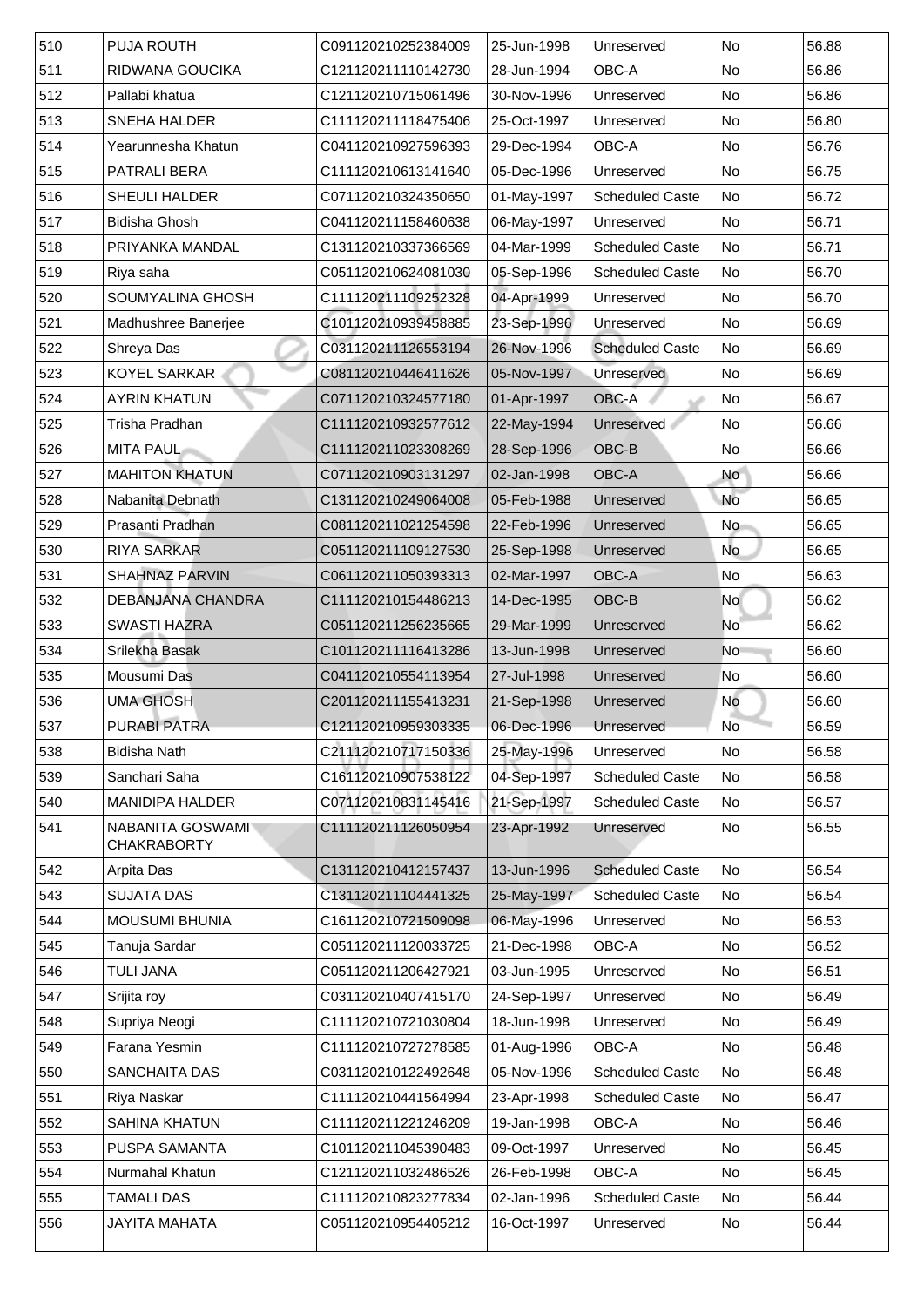| 510 | PUJA ROUTH | C091120210252384009 | 25-Jun-1998 | Unreserved | No | 56.88 |
|---|---|---|---|---|---|---|
| 511 | RIDWANA GOUCIKA | C121120211110142730 | 28-Jun-1994 | OBC-A | No | 56.86 |
| 512 | Pallabi khatua | C121120210715061496 | 30-Nov-1996 | Unreserved | No | 56.86 |
| 513 | SNEHA HALDER | C111120211118475406 | 25-Oct-1997 | Unreserved | No | 56.80 |
| 514 | Yearunnesha Khatun | C041120210927596393 | 29-Dec-1994 | OBC-A | No | 56.76 |
| 515 | PATRALI BERA | C111120210613141640 | 05-Dec-1996 | Unreserved | No | 56.75 |
| 516 | SHEULI HALDER | C071120210324350650 | 01-May-1997 | Scheduled Caste | No | 56.72 |
| 517 | Bidisha Ghosh | C041120211158460638 | 06-May-1997 | Unreserved | No | 56.71 |
| 518 | PRIYANKA MANDAL | C131120210337366569 | 04-Mar-1999 | Scheduled Caste | No | 56.71 |
| 519 | Riya saha | C051120210624081030 | 05-Sep-1996 | Scheduled Caste | No | 56.70 |
| 520 | SOUMYALINA GHOSH | C111120211109252328 | 04-Apr-1999 | Unreserved | No | 56.70 |
| 521 | Madhushree Banerjee | C101120210939458885 | 23-Sep-1996 | Unreserved | No | 56.69 |
| 522 | Shreya Das | C031120211126553194 | 26-Nov-1996 | Scheduled Caste | No | 56.69 |
| 523 | KOYEL SARKAR | C081120210446411626 | 05-Nov-1997 | Unreserved | No | 56.69 |
| 524 | AYRIN KHATUN | C071120210324577180 | 01-Apr-1997 | OBC-A | No | 56.67 |
| 525 | Trisha Pradhan | C111120210932577612 | 22-May-1994 | Unreserved | No | 56.66 |
| 526 | MITA PAUL | C111120211023308269 | 28-Sep-1996 | OBC-B | No | 56.66 |
| 527 | MAHITON KHATUN | C071120210903131297 | 02-Jan-1998 | OBC-A | No | 56.66 |
| 528 | Nabanita Debnath | C131120210249064008 | 05-Feb-1988 | Unreserved | No | 56.65 |
| 529 | Prasanti Pradhan | C081120211021254598 | 22-Feb-1996 | Unreserved | No | 56.65 |
| 530 | RIYA SARKAR | C051120211109127530 | 25-Sep-1998 | Unreserved | No | 56.65 |
| 531 | SHAHNAZ PARVIN | C061120211050393313 | 02-Mar-1997 | OBC-A | No | 56.63 |
| 532 | DEBANJANA CHANDRA | C111120210154486213 | 14-Dec-1995 | OBC-B | No | 56.62 |
| 533 | SWASTI HAZRA | C051120211256235665 | 29-Mar-1999 | Unreserved | No | 56.62 |
| 534 | Srilekha Basak | C101120211116413286 | 13-Jun-1998 | Unreserved | No | 56.60 |
| 535 | Mousumi Das | C041120210554113954 | 27-Jul-1998 | Unreserved | No | 56.60 |
| 536 | UMA GHOSH | C201120211155413231 | 21-Sep-1998 | Unreserved | No | 56.60 |
| 537 | PURABI PATRA | C121120210959303335 | 06-Dec-1996 | Unreserved | No | 56.59 |
| 538 | Bidisha Nath | C211120210717150336 | 25-May-1996 | Unreserved | No | 56.58 |
| 539 | Sanchari Saha | C161120210907538122 | 04-Sep-1997 | Scheduled Caste | No | 56.58 |
| 540 | MANIDIPA HALDER | C071120210831145416 | 21-Sep-1997 | Scheduled Caste | No | 56.57 |
| 541 | NABANITA GOSWAMI CHAKRABORTY | C111120211126050954 | 23-Apr-1992 | Unreserved | No | 56.55 |
| 542 | Arpita Das | C131120210412157437 | 13-Jun-1996 | Scheduled Caste | No | 56.54 |
| 543 | SUJATA DAS | C131120211104441325 | 25-May-1997 | Scheduled Caste | No | 56.54 |
| 544 | MOUSUMI BHUNIA | C161120210721509098 | 06-May-1996 | Unreserved | No | 56.53 |
| 545 | Tanuja Sardar | C051120211120033725 | 21-Dec-1998 | OBC-A | No | 56.52 |
| 546 | TULI JANA | C051120211206427921 | 03-Jun-1995 | Unreserved | No | 56.51 |
| 547 | Srijita roy | C031120210407415170 | 24-Sep-1997 | Unreserved | No | 56.49 |
| 548 | Supriya Neogi | C111120210721030804 | 18-Jun-1998 | Unreserved | No | 56.49 |
| 549 | Farana Yesmin | C111120210727278585 | 01-Aug-1996 | OBC-A | No | 56.48 |
| 550 | SANCHAITA DAS | C031120210122492648 | 05-Nov-1996 | Scheduled Caste | No | 56.48 |
| 551 | Riya Naskar | C111120210441564994 | 23-Apr-1998 | Scheduled Caste | No | 56.47 |
| 552 | SAHINA KHATUN | C111120211221246209 | 19-Jan-1998 | OBC-A | No | 56.46 |
| 553 | PUSPA SAMANTA | C101120211045390483 | 09-Oct-1997 | Unreserved | No | 56.45 |
| 554 | Nurmahal Khatun | C121120211032486526 | 26-Feb-1998 | OBC-A | No | 56.45 |
| 555 | TAMALI DAS | C111120210823277834 | 02-Jan-1996 | Scheduled Caste | No | 56.44 |
| 556 | JAYITA MAHATA | C051120210954405212 | 16-Oct-1997 | Unreserved | No | 56.44 |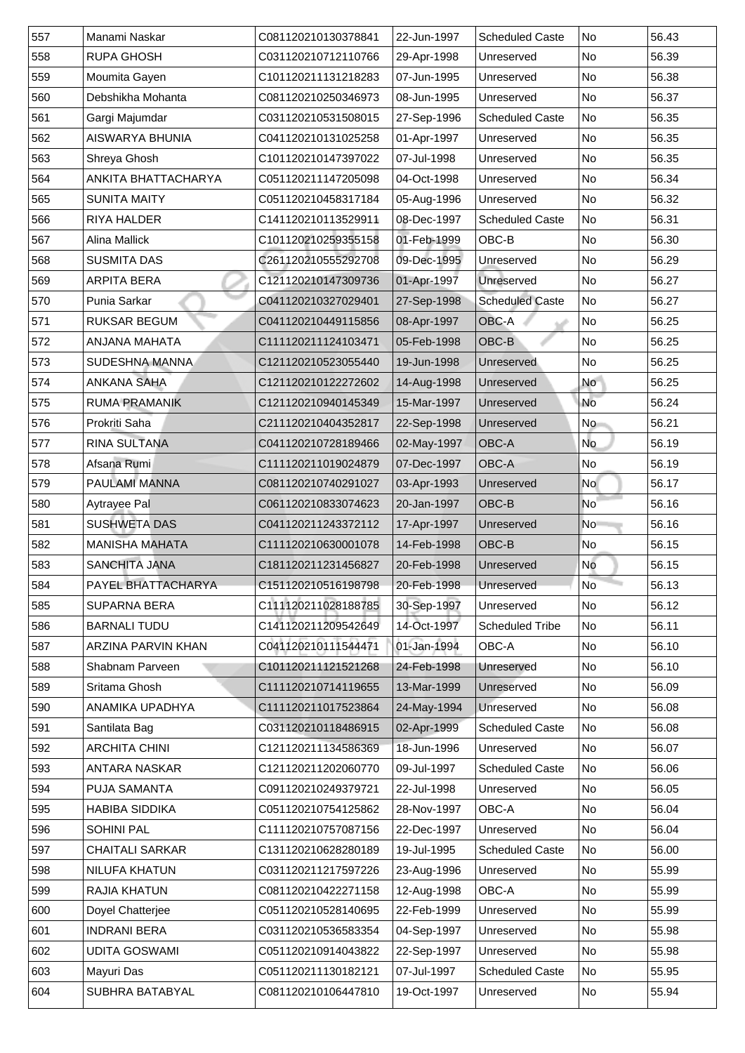| 557 | Manami Naskar | C081120210130378841 | 22-Jun-1997 | Scheduled Caste | No | 56.43 |
|---|---|---|---|---|---|---|
| 558 | RUPA GHOSH | C031120210712110766 | 29-Apr-1998 | Unreserved | No | 56.39 |
| 559 | Moumita Gayen | C101120211131218283 | 07-Jun-1995 | Unreserved | No | 56.38 |
| 560 | Debshikha Mohanta | C081120210250346973 | 08-Jun-1995 | Unreserved | No | 56.37 |
| 561 | Gargi Majumdar | C031120210531508015 | 27-Sep-1996 | Scheduled Caste | No | 56.35 |
| 562 | AISWARYA BHUNIA | C041120210131025258 | 01-Apr-1997 | Unreserved | No | 56.35 |
| 563 | Shreya Ghosh | C101120210147397022 | 07-Jul-1998 | Unreserved | No | 56.35 |
| 564 | ANKITA BHATTACHARYA | C051120211147205098 | 04-Oct-1998 | Unreserved | No | 56.34 |
| 565 | SUNITA MAITY | C051120210458317184 | 05-Aug-1996 | Unreserved | No | 56.32 |
| 566 | RIYA HALDER | C141120210113529911 | 08-Dec-1997 | Scheduled Caste | No | 56.31 |
| 567 | Alina Mallick | C101120210259355158 | 01-Feb-1999 | OBC-B | No | 56.30 |
| 568 | SUSMITA DAS | C261120210555292708 | 09-Dec-1995 | Unreserved | No | 56.29 |
| 569 | ARPITA BERA | C121120210147309736 | 01-Apr-1997 | Unreserved | No | 56.27 |
| 570 | Punia Sarkar | C041120210327029401 | 27-Sep-1998 | Scheduled Caste | No | 56.27 |
| 571 | RUKSAR BEGUM | C041120210449115856 | 08-Apr-1997 | OBC-A | No | 56.25 |
| 572 | ANJANA MAHATA | C111120211124103471 | 05-Feb-1998 | OBC-B | No | 56.25 |
| 573 | SUDESHNA MANNA | C121120210523055440 | 19-Jun-1998 | Unreserved | No | 56.25 |
| 574 | ANKANA SAHA | C121120210122272602 | 14-Aug-1998 | Unreserved | No | 56.25 |
| 575 | RUMA PRAMANIK | C121120210940145349 | 15-Mar-1997 | Unreserved | No | 56.24 |
| 576 | Prokriti Saha | C211120210404352817 | 22-Sep-1998 | Unreserved | No | 56.21 |
| 577 | RINA SULTANA | C041120210728189466 | 02-May-1997 | OBC-A | No | 56.19 |
| 578 | Afsana Rumi | C111120211019024879 | 07-Dec-1997 | OBC-A | No | 56.19 |
| 579 | PAULAMI MANNA | C081120210740291027 | 03-Apr-1993 | Unreserved | No | 56.17 |
| 580 | Aytrayee Pal | C061120210833074623 | 20-Jan-1997 | OBC-B | No | 56.16 |
| 581 | SUSHWETA DAS | C041120211243372112 | 17-Apr-1997 | Unreserved | No | 56.16 |
| 582 | MANISHA MAHATA | C111120210630001078 | 14-Feb-1998 | OBC-B | No | 56.15 |
| 583 | SANCHITA JANA | C181120211231456827 | 20-Feb-1998 | Unreserved | No | 56.15 |
| 584 | PAYEL BHATTACHARYA | C151120210516198798 | 20-Feb-1998 | Unreserved | No | 56.13 |
| 585 | SUPARNA BERA | C111120211028188785 | 30-Sep-1997 | Unreserved | No | 56.12 |
| 586 | BARNALI TUDU | C141120211209542649 | 14-Oct-1997 | Scheduled Tribe | No | 56.11 |
| 587 | ARZINA PARVIN KHAN | C041120210111544471 | 01-Jan-1994 | OBC-A | No | 56.10 |
| 588 | Shabnam Parveen | C101120211121521268 | 24-Feb-1998 | Unreserved | No | 56.10 |
| 589 | Sritama Ghosh | C111120210714119655 | 13-Mar-1999 | Unreserved | No | 56.09 |
| 590 | ANAMIKA UPADHYA | C111120211017523864 | 24-May-1994 | Unreserved | No | 56.08 |
| 591 | Santilata Bag | C031120210118486915 | 02-Apr-1999 | Scheduled Caste | No | 56.08 |
| 592 | ARCHITA CHINI | C121120211134586369 | 18-Jun-1996 | Unreserved | No | 56.07 |
| 593 | ANTARA NASKAR | C121120211202060770 | 09-Jul-1997 | Scheduled Caste | No | 56.06 |
| 594 | PUJA SAMANTA | C091120210249379721 | 22-Jul-1998 | Unreserved | No | 56.05 |
| 595 | HABIBA SIDDIKA | C051120210754125862 | 28-Nov-1997 | OBC-A | No | 56.04 |
| 596 | SOHINI PAL | C111120210757087156 | 22-Dec-1997 | Unreserved | No | 56.04 |
| 597 | CHAITALI SARKAR | C131120210628280189 | 19-Jul-1995 | Scheduled Caste | No | 56.00 |
| 598 | NILUFA KHATUN | C031120211217597226 | 23-Aug-1996 | Unreserved | No | 55.99 |
| 599 | RAJIA KHATUN | C081120210422271158 | 12-Aug-1998 | OBC-A | No | 55.99 |
| 600 | Doyel Chatterjee | C051120210528140695 | 22-Feb-1999 | Unreserved | No | 55.99 |
| 601 | INDRANI BERA | C031120210536583354 | 04-Sep-1997 | Unreserved | No | 55.98 |
| 602 | UDITA GOSWAMI | C051120210914043822 | 22-Sep-1997 | Unreserved | No | 55.98 |
| 603 | Mayuri Das | C051120211130182121 | 07-Jul-1997 | Scheduled Caste | No | 55.95 |
| 604 | SUBHRA BATABYAL | C081120210106447810 | 19-Oct-1997 | Unreserved | No | 55.94 |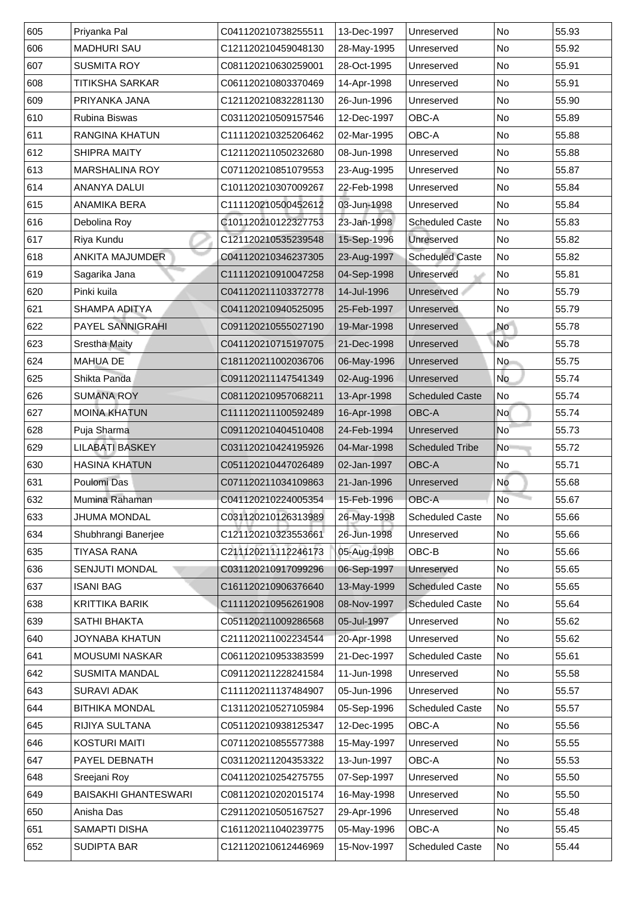| 605 | Priyanka Pal | C041120210738255511 | 13-Dec-1997 | Unreserved | No | 55.93 |
|---|---|---|---|---|---|---|
| 606 | MADHURI SAU | C121120210459048130 | 28-May-1995 | Unreserved | No | 55.92 |
| 607 | SUSMITA ROY | C081120210630259001 | 28-Oct-1995 | Unreserved | No | 55.91 |
| 608 | TITIKSHA SARKAR | C061120210803370469 | 14-Apr-1998 | Unreserved | No | 55.91 |
| 609 | PRIYANKA JANA | C121120210832281130 | 26-Jun-1996 | Unreserved | No | 55.90 |
| 610 | Rubina Biswas | C031120210509157546 | 12-Dec-1997 | OBC-A | No | 55.89 |
| 611 | RANGINA KHATUN | C111120210325206462 | 02-Mar-1995 | OBC-A | No | 55.88 |
| 612 | SHIPRA MAITY | C121120211050232680 | 08-Jun-1998 | Unreserved | No | 55.88 |
| 613 | MARSHALINA ROY | C071120210851079553 | 23-Aug-1995 | Unreserved | No | 55.87 |
| 614 | ANANYA DALUI | C101120210307009267 | 22-Feb-1998 | Unreserved | No | 55.84 |
| 615 | ANAMIKA BERA | C111120210500452612 | 03-Jun-1998 | Unreserved | No | 55.84 |
| 616 | Debolina Roy | C101120210122327753 | 23-Jan-1998 | Scheduled Caste | No | 55.83 |
| 617 | Riya Kundu | C121120210535239548 | 15-Sep-1996 | Unreserved | No | 55.82 |
| 618 | ANKITA MAJUMDER | C041120210346237305 | 23-Aug-1997 | Scheduled Caste | No | 55.82 |
| 619 | Sagarika Jana | C111120210910047258 | 04-Sep-1998 | Unreserved | No | 55.81 |
| 620 | Pinki kuila | C041120211103372778 | 14-Jul-1996 | Unreserved | No | 55.79 |
| 621 | SHAMPA ADITYA | C041120210940525095 | 25-Feb-1997 | Unreserved | No | 55.79 |
| 622 | PAYEL SANNIGRAHI | C091120210555027190 | 19-Mar-1998 | Unreserved | No | 55.78 |
| 623 | Srestha Maity | C041120210715197075 | 21-Dec-1998 | Unreserved | No | 55.78 |
| 624 | MAHUA DE | C181120211002036706 | 06-May-1996 | Unreserved | No | 55.75 |
| 625 | Shikta Panda | C091120211147541349 | 02-Aug-1996 | Unreserved | No | 55.74 |
| 626 | SUMANA ROY | C081120210957068211 | 13-Apr-1998 | Scheduled Caste | No | 55.74 |
| 627 | MOINA KHATUN | C111120211100592489 | 16-Apr-1998 | OBC-A | No | 55.74 |
| 628 | Puja Sharma | C091120210404510408 | 24-Feb-1994 | Unreserved | No | 55.73 |
| 629 | LILABATI BASKEY | C031120210424195926 | 04-Mar-1998 | Scheduled Tribe | No | 55.72 |
| 630 | HASINA KHATUN | C051120210447026489 | 02-Jan-1997 | OBC-A | No | 55.71 |
| 631 | Poulomi Das | C071120211034109863 | 21-Jan-1996 | Unreserved | No | 55.68 |
| 632 | Mumina Rahaman | C041120210224005354 | 15-Feb-1996 | OBC-A | No | 55.67 |
| 633 | JHUMA MONDAL | C031120210126313989 | 26-May-1998 | Scheduled Caste | No | 55.66 |
| 634 | Shubhrangi Banerjee | C121120210323553661 | 26-Jun-1998 | Unreserved | No | 55.66 |
| 635 | TIYASA RANA | C211120211112246173 | 05-Aug-1998 | OBC-B | No | 55.66 |
| 636 | SENJUTI MONDAL | C031120210917099296 | 06-Sep-1997 | Unreserved | No | 55.65 |
| 637 | ISANI BAG | C161120210906376640 | 13-May-1999 | Scheduled Caste | No | 55.65 |
| 638 | KRITTIKA BARIK | C111120210956261908 | 08-Nov-1997 | Scheduled Caste | No | 55.64 |
| 639 | SATHI BHAKTA | C051120211009286568 | 05-Jul-1997 | Unreserved | No | 55.62 |
| 640 | JOYNABA KHATUN | C211120211002234544 | 20-Apr-1998 | Unreserved | No | 55.62 |
| 641 | MOUSUMI NASKAR | C061120210953383599 | 21-Dec-1997 | Scheduled Caste | No | 55.61 |
| 642 | SUSMITA MANDAL | C091120211228241584 | 11-Jun-1998 | Unreserved | No | 55.58 |
| 643 | SURAVI ADAK | C111120211137484907 | 05-Jun-1996 | Unreserved | No | 55.57 |
| 644 | BITHIKA MONDAL | C131120210527105984 | 05-Sep-1996 | Scheduled Caste | No | 55.57 |
| 645 | RIJIYA SULTANA | C051120210938125347 | 12-Dec-1995 | OBC-A | No | 55.56 |
| 646 | KOSTURI MAITI | C071120210855577388 | 15-May-1997 | Unreserved | No | 55.55 |
| 647 | PAYEL DEBNATH | C031120211204353322 | 13-Jun-1997 | OBC-A | No | 55.53 |
| 648 | Sreejani Roy | C041120210254275755 | 07-Sep-1997 | Unreserved | No | 55.50 |
| 649 | BAISAKHI GHANTESWARI | C081120210202015174 | 16-May-1998 | Unreserved | No | 55.50 |
| 650 | Anisha Das | C291120210505167527 | 29-Apr-1996 | Unreserved | No | 55.48 |
| 651 | SAMAPTI DISHA | C161120211040239775 | 05-May-1996 | OBC-A | No | 55.45 |
| 652 | SUDIPTA BAR | C121120210612446969 | 15-Nov-1997 | Scheduled Caste | No | 55.44 |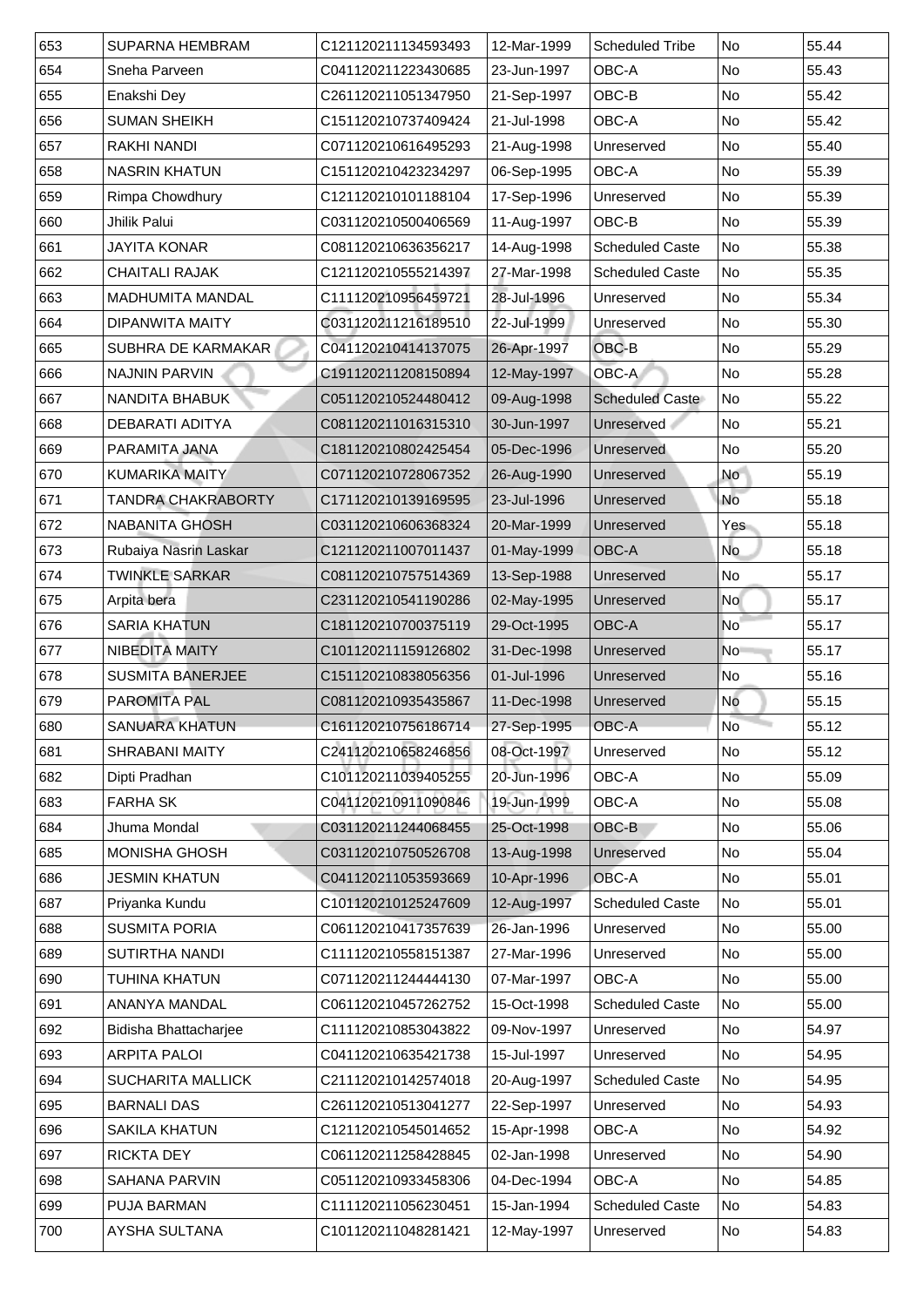| 653 | SUPARNA HEMBRAM | C121120211134593493 | 12-Mar-1999 | Scheduled Tribe | No | 55.44 |
|---|---|---|---|---|---|---|
| 654 | Sneha Parveen | C041120211223430685 | 23-Jun-1997 | OBC-A | No | 55.43 |
| 655 | Enakshi Dey | C261120211051347950 | 21-Sep-1997 | OBC-B | No | 55.42 |
| 656 | SUMAN SHEIKH | C151120210737409424 | 21-Jul-1998 | OBC-A | No | 55.42 |
| 657 | RAKHI NANDI | C071120210616495293 | 21-Aug-1998 | Unreserved | No | 55.40 |
| 658 | NASRIN KHATUN | C151120210423234297 | 06-Sep-1995 | OBC-A | No | 55.39 |
| 659 | Rimpa Chowdhury | C121120210101188104 | 17-Sep-1996 | Unreserved | No | 55.39 |
| 660 | Jhilik Palui | C031120210500406569 | 11-Aug-1997 | OBC-B | No | 55.39 |
| 661 | JAYITA KONAR | C081120210636356217 | 14-Aug-1998 | Scheduled Caste | No | 55.38 |
| 662 | CHAITALI RAJAK | C121120210555214397 | 27-Mar-1998 | Scheduled Caste | No | 55.35 |
| 663 | MADHUMITA MANDAL | C111120210956459721 | 28-Jul-1996 | Unreserved | No | 55.34 |
| 664 | DIPANWITA MAITY | C031120211216189510 | 22-Jul-1999 | Unreserved | No | 55.30 |
| 665 | SUBHRA DE KARMAKAR | C041120210414137075 | 26-Apr-1997 | OBC-B | No | 55.29 |
| 666 | NAJNIN PARVIN | C191120211208150894 | 12-May-1997 | OBC-A | No | 55.28 |
| 667 | NANDITA BHABUK | C051120210524480412 | 09-Aug-1998 | Scheduled Caste | No | 55.22 |
| 668 | DEBARATI ADITYA | C081120211016315310 | 30-Jun-1997 | Unreserved | No | 55.21 |
| 669 | PARAMITA JANA | C181120210802425454 | 05-Dec-1996 | Unreserved | No | 55.20 |
| 670 | KUMARIKA MAITY | C071120210728067352 | 26-Aug-1990 | Unreserved | No | 55.19 |
| 671 | TANDRA CHAKRABORTY | C171120210139169595 | 23-Jul-1996 | Unreserved | No | 55.18 |
| 672 | NABANITA GHOSH | C031120210606368324 | 20-Mar-1999 | Unreserved | Yes | 55.18 |
| 673 | Rubaiya Nasrin Laskar | C121120211007011437 | 01-May-1999 | OBC-A | No | 55.18 |
| 674 | TWINKLE SARKAR | C081120210757514369 | 13-Sep-1988 | Unreserved | No | 55.17 |
| 675 | Arpita bera | C231120210541190286 | 02-May-1995 | Unreserved | No | 55.17 |
| 676 | SARIA KHATUN | C181120210700375119 | 29-Oct-1995 | OBC-A | No | 55.17 |
| 677 | NIBEDITA MAITY | C101120211159126802 | 31-Dec-1998 | Unreserved | No | 55.17 |
| 678 | SUSMITA BANERJEE | C151120210838056356 | 01-Jul-1996 | Unreserved | No | 55.16 |
| 679 | PAROMITA PAL | C081120210935435867 | 11-Dec-1998 | Unreserved | No | 55.15 |
| 680 | SANUARA KHATUN | C161120210756186714 | 27-Sep-1995 | OBC-A | No | 55.12 |
| 681 | SHRABANI MAITY | C241120210658246856 | 08-Oct-1997 | Unreserved | No | 55.12 |
| 682 | Dipti Pradhan | C101120211039405255 | 20-Jun-1996 | OBC-A | No | 55.09 |
| 683 | FARHA SK | C041120210911090846 | 19-Jun-1999 | OBC-A | No | 55.08 |
| 684 | Jhuma Mondal | C031120211244068455 | 25-Oct-1998 | OBC-B | No | 55.06 |
| 685 | MONISHA GHOSH | C031120210750526708 | 13-Aug-1998 | Unreserved | No | 55.04 |
| 686 | JESMIN KHATUN | C041120211053593669 | 10-Apr-1996 | OBC-A | No | 55.01 |
| 687 | Priyanka Kundu | C101120210125247609 | 12-Aug-1997 | Scheduled Caste | No | 55.01 |
| 688 | SUSMITA PORIA | C061120210417357639 | 26-Jan-1996 | Unreserved | No | 55.00 |
| 689 | SUTIRTHA NANDI | C111120210558151387 | 27-Mar-1996 | Unreserved | No | 55.00 |
| 690 | TUHINA KHATUN | C071120211244444130 | 07-Mar-1997 | OBC-A | No | 55.00 |
| 691 | ANANYA MANDAL | C061120210457262752 | 15-Oct-1998 | Scheduled Caste | No | 55.00 |
| 692 | Bidisha Bhattacharjee | C111120210853043822 | 09-Nov-1997 | Unreserved | No | 54.97 |
| 693 | ARPITA PALOI | C041120210635421738 | 15-Jul-1997 | Unreserved | No | 54.95 |
| 694 | SUCHARITA MALLICK | C211120210142574018 | 20-Aug-1997 | Scheduled Caste | No | 54.95 |
| 695 | BARNALI DAS | C261120210513041277 | 22-Sep-1997 | Unreserved | No | 54.93 |
| 696 | SAKILA KHATUN | C121120210545014652 | 15-Apr-1998 | OBC-A | No | 54.92 |
| 697 | RICKTA DEY | C061120211258428845 | 02-Jan-1998 | Unreserved | No | 54.90 |
| 698 | SAHANA PARVIN | C051120210933458306 | 04-Dec-1994 | OBC-A | No | 54.85 |
| 699 | PUJA BARMAN | C111120211056230451 | 15-Jan-1994 | Scheduled Caste | No | 54.83 |
| 700 | AYSHA SULTANA | C101120211048281421 | 12-May-1997 | Unreserved | No | 54.83 |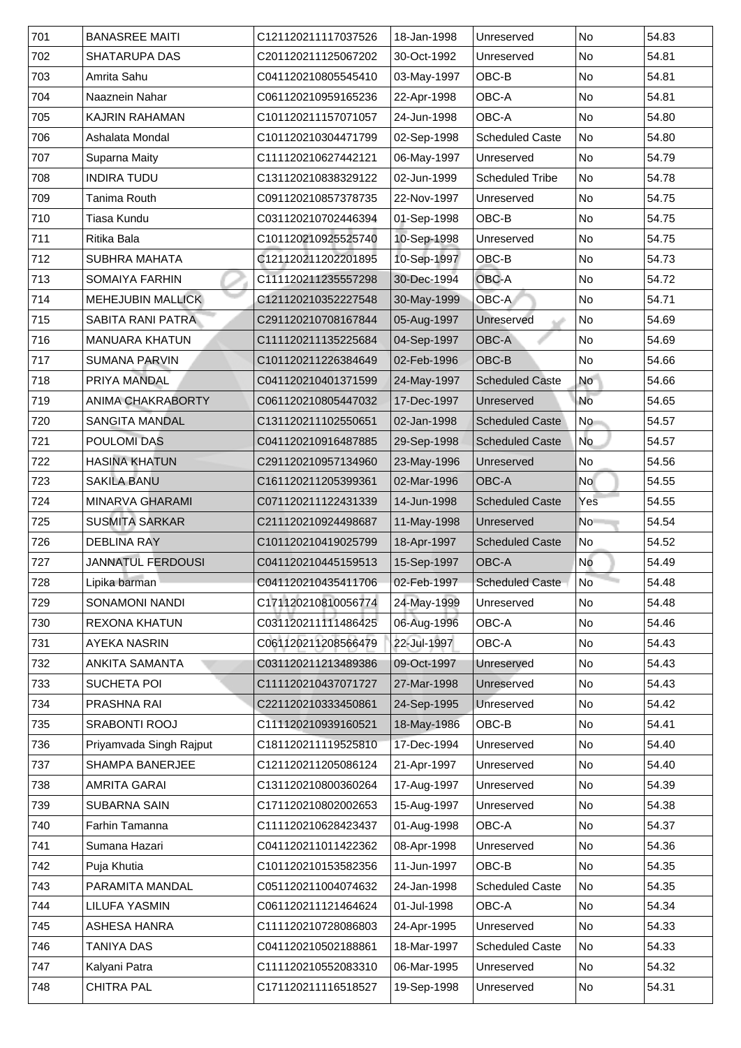| 701 | BANASREE MAITI | C121120211117037526 | 18-Jan-1998 | Unreserved | No | 54.83 |
|---|---|---|---|---|---|---|
| 702 | SHATARUPA DAS | C201120211125067202 | 30-Oct-1992 | Unreserved | No | 54.81 |
| 703 | Amrita Sahu | C041120210805545410 | 03-May-1997 | OBC-B | No | 54.81 |
| 704 | Naaznein Nahar | C061120210959165236 | 22-Apr-1998 | OBC-A | No | 54.81 |
| 705 | KAJRIN RAHAMAN | C101120211157071057 | 24-Jun-1998 | OBC-A | No | 54.80 |
| 706 | Ashalata Mondal | C101120210304471799 | 02-Sep-1998 | Scheduled Caste | No | 54.80 |
| 707 | Suparna Maity | C111120210627442121 | 06-May-1997 | Unreserved | No | 54.79 |
| 708 | INDIRA TUDU | C131120210838329122 | 02-Jun-1999 | Scheduled Tribe | No | 54.78 |
| 709 | Tanima Routh | C091120210857378735 | 22-Nov-1997 | Unreserved | No | 54.75 |
| 710 | Tiasa Kundu | C031120210702446394 | 01-Sep-1998 | OBC-B | No | 54.75 |
| 711 | Ritika Bala | C101120210925525740 | 10-Sep-1998 | Unreserved | No | 54.75 |
| 712 | SUBHRA MAHATA | C121120211202201895 | 10-Sep-1997 | OBC-B | No | 54.73 |
| 713 | SOMAIYA FARHIN | C111120211235557298 | 30-Dec-1994 | OBC-A | No | 54.72 |
| 714 | MEHEJUBIN MALLICK | C121120210352227548 | 30-May-1999 | OBC-A | No | 54.71 |
| 715 | SABITA RANI PATRA | C291120210708167844 | 05-Aug-1997 | Unreserved | No | 54.69 |
| 716 | MANUARA KHATUN | C111120211135225684 | 04-Sep-1997 | OBC-A | No | 54.69 |
| 717 | SUMANA PARVIN | C101120211226384649 | 02-Feb-1996 | OBC-B | No | 54.66 |
| 718 | PRIYA MANDAL | C041120210401371599 | 24-May-1997 | Scheduled Caste | No | 54.66 |
| 719 | ANIMA CHAKRABORTY | C061120210805447032 | 17-Dec-1997 | Unreserved | No | 54.65 |
| 720 | SANGITA MANDAL | C131120211102550651 | 02-Jan-1998 | Scheduled Caste | No | 54.57 |
| 721 | POULOMI DAS | C041120210916487885 | 29-Sep-1998 | Scheduled Caste | No | 54.57 |
| 722 | HASINA KHATUN | C291120210957134960 | 23-May-1996 | Unreserved | No | 54.56 |
| 723 | SAKILA BANU | C161120211205399361 | 02-Mar-1996 | OBC-A | No | 54.55 |
| 724 | MINARVA GHARAMI | C071120211122431339 | 14-Jun-1998 | Scheduled Caste | Yes | 54.55 |
| 725 | SUSMITA SARKAR | C211120210924498687 | 11-May-1998 | Unreserved | No | 54.54 |
| 726 | DEBLINA RAY | C101120210419025799 | 18-Apr-1997 | Scheduled Caste | No | 54.52 |
| 727 | JANNATUL FERDOUSI | C041120210445159513 | 15-Sep-1997 | OBC-A | No | 54.49 |
| 728 | Lipika barman | C041120210435411706 | 02-Feb-1997 | Scheduled Caste | No | 54.48 |
| 729 | SONAMONI NANDI | C171120210810056774 | 24-May-1999 | Unreserved | No | 54.48 |
| 730 | REXONA KHATUN | C031120211111486425 | 06-Aug-1996 | OBC-A | No | 54.46 |
| 731 | AYEKA NASRIN | C061120211208566479 | 22-Jul-1997 | OBC-A | No | 54.43 |
| 732 | ANKITA SAMANTA | C031120211213489386 | 09-Oct-1997 | Unreserved | No | 54.43 |
| 733 | SUCHETA POI | C111120210437071727 | 27-Mar-1998 | Unreserved | No | 54.43 |
| 734 | PRASHNA RAI | C221120210333450861 | 24-Sep-1995 | Unreserved | No | 54.42 |
| 735 | SRABONTI ROOJ | C111120210939160521 | 18-May-1986 | OBC-B | No | 54.41 |
| 736 | Priyamvada Singh Rajput | C181120211119525810 | 17-Dec-1994 | Unreserved | No | 54.40 |
| 737 | SHAMPA BANERJEE | C121120211205086124 | 21-Apr-1997 | Unreserved | No | 54.40 |
| 738 | AMRITA GARAI | C131120210800360264 | 17-Aug-1997 | Unreserved | No | 54.39 |
| 739 | SUBARNA SAIN | C171120210802002653 | 15-Aug-1997 | Unreserved | No | 54.38 |
| 740 | Farhin Tamanna | C111120210628423437 | 01-Aug-1998 | OBC-A | No | 54.37 |
| 741 | Sumana Hazari | C041120211011422362 | 08-Apr-1998 | Unreserved | No | 54.36 |
| 742 | Puja Khutia | C101120210153582356 | 11-Jun-1997 | OBC-B | No | 54.35 |
| 743 | PARAMITA MANDAL | C051120211004074632 | 24-Jan-1998 | Scheduled Caste | No | 54.35 |
| 744 | LILUFA YASMIN | C061120211121464624 | 01-Jul-1998 | OBC-A | No | 54.34 |
| 745 | ASHESA HANRA | C111120210728086803 | 24-Apr-1995 | Unreserved | No | 54.33 |
| 746 | TANIYA DAS | C041120210502188861 | 18-Mar-1997 | Scheduled Caste | No | 54.33 |
| 747 | Kalyani Patra | C111120210552083310 | 06-Mar-1995 | Unreserved | No | 54.32 |
| 748 | CHITRA PAL | C171120211116518527 | 19-Sep-1998 | Unreserved | No | 54.31 |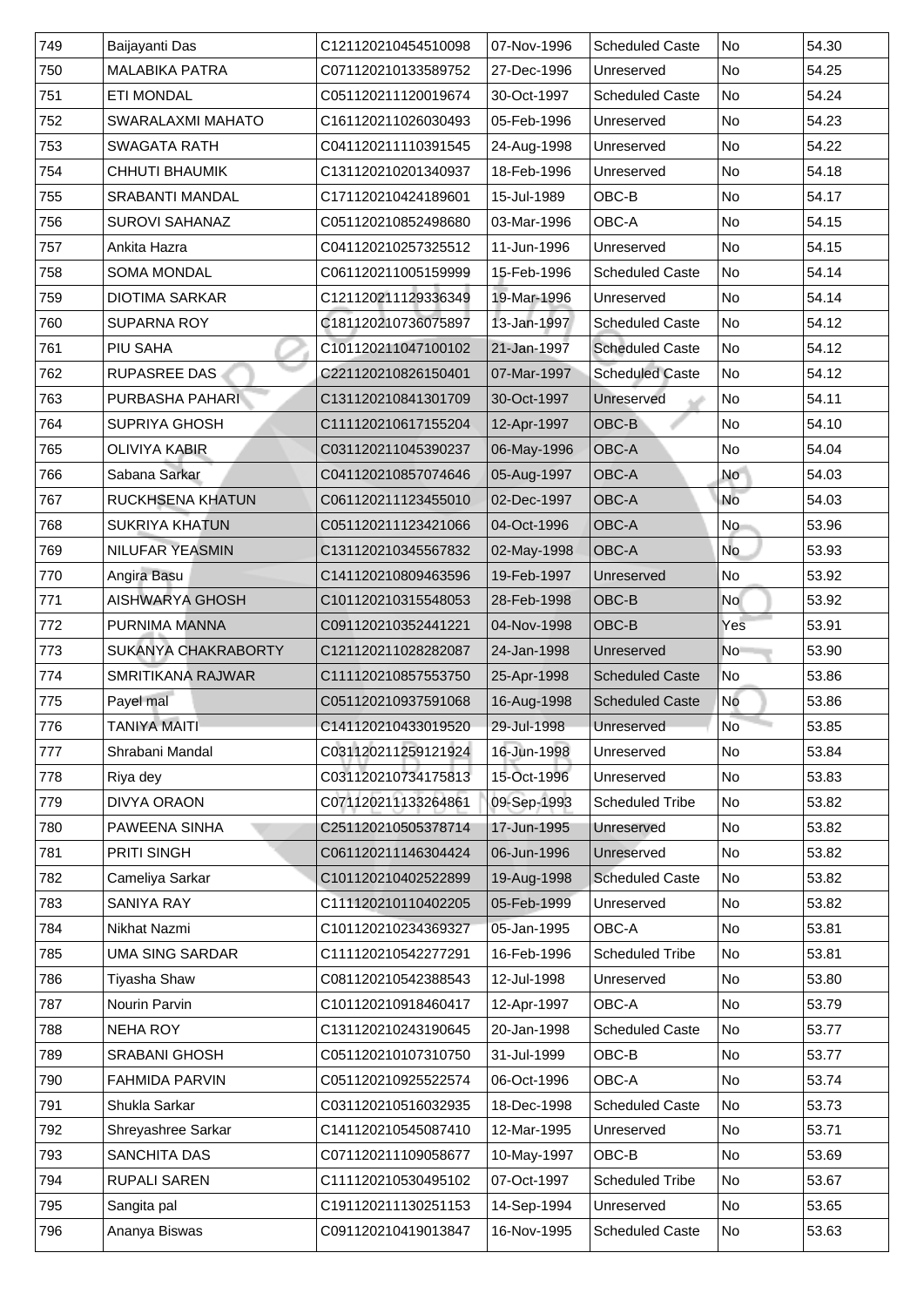| 749 | Baijayanti Das | C121120210454510098 | 07-Nov-1996 | Scheduled Caste | No | 54.30 |
|---|---|---|---|---|---|---|
| 750 | MALABIKA PATRA | C071120210133589752 | 27-Dec-1996 | Unreserved | No | 54.25 |
| 751 | ETI MONDAL | C051120211120019674 | 30-Oct-1997 | Scheduled Caste | No | 54.24 |
| 752 | SWARALAXMI MAHATO | C161120211026030493 | 05-Feb-1996 | Unreserved | No | 54.23 |
| 753 | SWAGATA RATH | C041120211110391545 | 24-Aug-1998 | Unreserved | No | 54.22 |
| 754 | CHHUTI BHAUMIK | C131120210201340937 | 18-Feb-1996 | Unreserved | No | 54.18 |
| 755 | SRABANTI MANDAL | C171120210424189601 | 15-Jul-1989 | OBC-B | No | 54.17 |
| 756 | SUROVI SAHANAZ | C051120210852498680 | 03-Mar-1996 | OBC-A | No | 54.15 |
| 757 | Ankita Hazra | C041120210257325512 | 11-Jun-1996 | Unreserved | No | 54.15 |
| 758 | SOMA MONDAL | C061120211005159999 | 15-Feb-1996 | Scheduled Caste | No | 54.14 |
| 759 | DIOTIMA SARKAR | C121120211129336349 | 19-Mar-1996 | Unreserved | No | 54.14 |
| 760 | SUPARNA ROY | C181120210736075897 | 13-Jan-1997 | Scheduled Caste | No | 54.12 |
| 761 | PIU SAHA | C101120211047100102 | 21-Jan-1997 | Scheduled Caste | No | 54.12 |
| 762 | RUPASREE DAS | C221120210826150401 | 07-Mar-1997 | Scheduled Caste | No | 54.12 |
| 763 | PURBASHA PAHARI | C131120210841301709 | 30-Oct-1997 | Unreserved | No | 54.11 |
| 764 | SUPRIYA GHOSH | C111120210617155204 | 12-Apr-1997 | OBC-B | No | 54.10 |
| 765 | OLIVIYA KABIR | C031120211045390237 | 06-May-1996 | OBC-A | No | 54.04 |
| 766 | Sabana Sarkar | C041120210857074646 | 05-Aug-1997 | OBC-A | No | 54.03 |
| 767 | RUCKHSENA KHATUN | C061120211123455010 | 02-Dec-1997 | OBC-A | No | 54.03 |
| 768 | SUKRIYA KHATUN | C051120211123421066 | 04-Oct-1996 | OBC-A | No | 53.96 |
| 769 | NILUFAR YEASMIN | C131120210345567832 | 02-May-1998 | OBC-A | No | 53.93 |
| 770 | Angira Basu | C141120210809463596 | 19-Feb-1997 | Unreserved | No | 53.92 |
| 771 | AISHWARYA GHOSH | C101120210315548053 | 28-Feb-1998 | OBC-B | No | 53.92 |
| 772 | PURNIMA MANNA | C091120210352441221 | 04-Nov-1998 | OBC-B | Yes | 53.91 |
| 773 | SUKANYA CHAKRABORTY | C121120211028282087 | 24-Jan-1998 | Unreserved | No | 53.90 |
| 774 | SMRITIKANA RAJWAR | C111120210857553750 | 25-Apr-1998 | Scheduled Caste | No | 53.86 |
| 775 | Payel mal | C051120210937591068 | 16-Aug-1998 | Scheduled Caste | No | 53.86 |
| 776 | TANIYA MAITI | C141120210433019520 | 29-Jul-1998 | Unreserved | No | 53.85 |
| 777 | Shrabani Mandal | C031120211259121924 | 16-Jun-1998 | Unreserved | No | 53.84 |
| 778 | Riya dey | C031120210734175813 | 15-Oct-1996 | Unreserved | No | 53.83 |
| 779 | DIVYA ORAON | C071120211133264861 | 09-Sep-1993 | Scheduled Tribe | No | 53.82 |
| 780 | PAWEENA SINHA | C251120210505378714 | 17-Jun-1995 | Unreserved | No | 53.82 |
| 781 | PRITI SINGH | C061120211146304424 | 06-Jun-1996 | Unreserved | No | 53.82 |
| 782 | Cameliya Sarkar | C101120210402522899 | 19-Aug-1998 | Scheduled Caste | No | 53.82 |
| 783 | SANIYA RAY | C111120210110402205 | 05-Feb-1999 | Unreserved | No | 53.82 |
| 784 | Nikhat Nazmi | C101120210234369327 | 05-Jan-1995 | OBC-A | No | 53.81 |
| 785 | UMA SING SARDAR | C111120210542277291 | 16-Feb-1996 | Scheduled Tribe | No | 53.81 |
| 786 | Tiyasha Shaw | C081120210542388543 | 12-Jul-1998 | Unreserved | No | 53.80 |
| 787 | Nourin Parvin | C101120210918460417 | 12-Apr-1997 | OBC-A | No | 53.79 |
| 788 | NEHA ROY | C131120210243190645 | 20-Jan-1998 | Scheduled Caste | No | 53.77 |
| 789 | SRABANI GHOSH | C051120210107310750 | 31-Jul-1999 | OBC-B | No | 53.77 |
| 790 | FAHMIDA PARVIN | C051120210925522574 | 06-Oct-1996 | OBC-A | No | 53.74 |
| 791 | Shukla Sarkar | C031120210516032935 | 18-Dec-1998 | Scheduled Caste | No | 53.73 |
| 792 | Shreyashree Sarkar | C141120210545087410 | 12-Mar-1995 | Unreserved | No | 53.71 |
| 793 | SANCHITA DAS | C071120211109058677 | 10-May-1997 | OBC-B | No | 53.69 |
| 794 | RUPALI SAREN | C111120210530495102 | 07-Oct-1997 | Scheduled Tribe | No | 53.67 |
| 795 | Sangita pal | C191120211130251153 | 14-Sep-1994 | Unreserved | No | 53.65 |
| 796 | Ananya Biswas | C091120210419013847 | 16-Nov-1995 | Scheduled Caste | No | 53.63 |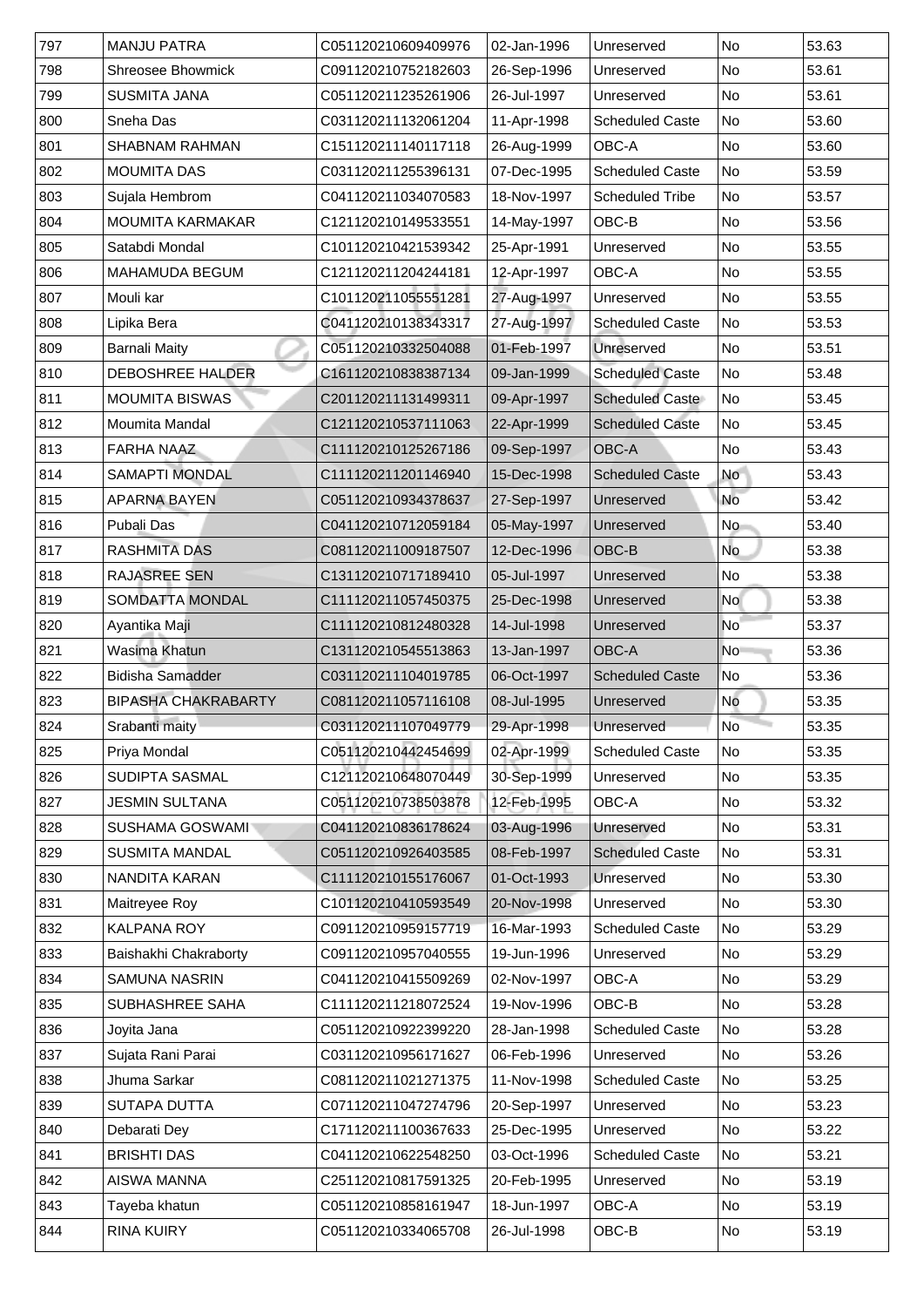| 797 | MANJU PATRA | C051120210609409976 | 02-Jan-1996 | Unreserved | No | 53.63 |
|---|---|---|---|---|---|---|
| 798 | Shreosee Bhowmick | C091120210752182603 | 26-Sep-1996 | Unreserved | No | 53.61 |
| 799 | SUSMITA JANA | C051120211235261906 | 26-Jul-1997 | Unreserved | No | 53.61 |
| 800 | Sneha Das | C031120211132061204 | 11-Apr-1998 | Scheduled Caste | No | 53.60 |
| 801 | SHABNAM RAHMAN | C151120211140117118 | 26-Aug-1999 | OBC-A | No | 53.60 |
| 802 | MOUMITA DAS | C031120211255396131 | 07-Dec-1995 | Scheduled Caste | No | 53.59 |
| 803 | Sujala Hembrom | C041120211034070583 | 18-Nov-1997 | Scheduled Tribe | No | 53.57 |
| 804 | MOUMITA KARMAKAR | C121120210149533551 | 14-May-1997 | OBC-B | No | 53.56 |
| 805 | Satabdi Mondal | C101120210421539342 | 25-Apr-1991 | Unreserved | No | 53.55 |
| 806 | MAHAMUDA BEGUM | C121120211204244181 | 12-Apr-1997 | OBC-A | No | 53.55 |
| 807 | Mouli kar | C101120211055551281 | 27-Aug-1997 | Unreserved | No | 53.55 |
| 808 | Lipika Bera | C041120210138343317 | 27-Aug-1997 | Scheduled Caste | No | 53.53 |
| 809 | Barnali Maity | C051120210332504088 | 01-Feb-1997 | Unreserved | No | 53.51 |
| 810 | DEBOSHREE HALDER | C161120210838387134 | 09-Jan-1999 | Scheduled Caste | No | 53.48 |
| 811 | MOUMITA BISWAS | C201120211131499311 | 09-Apr-1997 | Scheduled Caste | No | 53.45 |
| 812 | Moumita Mandal | C121120210537111063 | 22-Apr-1999 | Scheduled Caste | No | 53.45 |
| 813 | FARHA NAAZ | C111120210125267186 | 09-Sep-1997 | OBC-A | No | 53.43 |
| 814 | SAMAPTI MONDAL | C111120211201146940 | 15-Dec-1998 | Scheduled Caste | No | 53.43 |
| 815 | APARNA BAYEN | C051120210934378637 | 27-Sep-1997 | Unreserved | No | 53.42 |
| 816 | Pubali Das | C041120210712059184 | 05-May-1997 | Unreserved | No | 53.40 |
| 817 | RASHMITA DAS | C081120211009187507 | 12-Dec-1996 | OBC-B | No | 53.38 |
| 818 | RAJASREE SEN | C131120210717189410 | 05-Jul-1997 | Unreserved | No | 53.38 |
| 819 | SOMDATTA MONDAL | C111120211057450375 | 25-Dec-1998 | Unreserved | No | 53.38 |
| 820 | Ayantika Maji | C111120210812480328 | 14-Jul-1998 | Unreserved | No | 53.37 |
| 821 | Wasima Khatun | C131120210545513863 | 13-Jan-1997 | OBC-A | No | 53.36 |
| 822 | Bidisha Samadder | C031120211104019785 | 06-Oct-1997 | Scheduled Caste | No | 53.36 |
| 823 | BIPASHA CHAKRABARTY | C081120211057116108 | 08-Jul-1995 | Unreserved | No | 53.35 |
| 824 | Srabanti maity | C031120211107049779 | 29-Apr-1998 | Unreserved | No | 53.35 |
| 825 | Priya Mondal | C051120210442454699 | 02-Apr-1999 | Scheduled Caste | No | 53.35 |
| 826 | SUDIPTA SASMAL | C121120210648070449 | 30-Sep-1999 | Unreserved | No | 53.35 |
| 827 | JESMIN SULTANA | C051120210738503878 | 12-Feb-1995 | OBC-A | No | 53.32 |
| 828 | SUSHAMA GOSWAMI | C041120210836178624 | 03-Aug-1996 | Unreserved | No | 53.31 |
| 829 | SUSMITA MANDAL | C051120210926403585 | 08-Feb-1997 | Scheduled Caste | No | 53.31 |
| 830 | NANDITA KARAN | C111120210155176067 | 01-Oct-1993 | Unreserved | No | 53.30 |
| 831 | Maitreyee Roy | C101120210410593549 | 20-Nov-1998 | Unreserved | No | 53.30 |
| 832 | KALPANA ROY | C091120210959157719 | 16-Mar-1993 | Scheduled Caste | No | 53.29 |
| 833 | Baishakhi Chakraborty | C091120210957040555 | 19-Jun-1996 | Unreserved | No | 53.29 |
| 834 | SAMUNA NASRIN | C041120210415509269 | 02-Nov-1997 | OBC-A | No | 53.29 |
| 835 | SUBHASHREE SAHA | C111120211218072524 | 19-Nov-1996 | OBC-B | No | 53.28 |
| 836 | Joyita Jana | C051120210922399220 | 28-Jan-1998 | Scheduled Caste | No | 53.28 |
| 837 | Sujata Rani Parai | C031120210956171627 | 06-Feb-1996 | Unreserved | No | 53.26 |
| 838 | Jhuma Sarkar | C081120211021271375 | 11-Nov-1998 | Scheduled Caste | No | 53.25 |
| 839 | SUTAPA DUTTA | C071120211047274796 | 20-Sep-1997 | Unreserved | No | 53.23 |
| 840 | Debarati Dey | C171120211100367633 | 25-Dec-1995 | Unreserved | No | 53.22 |
| 841 | BRISHTI DAS | C041120210622548250 | 03-Oct-1996 | Scheduled Caste | No | 53.21 |
| 842 | AISWA MANNA | C251120210817591325 | 20-Feb-1995 | Unreserved | No | 53.19 |
| 843 | Tayeba khatun | C051120210858161947 | 18-Jun-1997 | OBC-A | No | 53.19 |
| 844 | RINA KUIRY | C051120210334065708 | 26-Jul-1998 | OBC-B | No | 53.19 |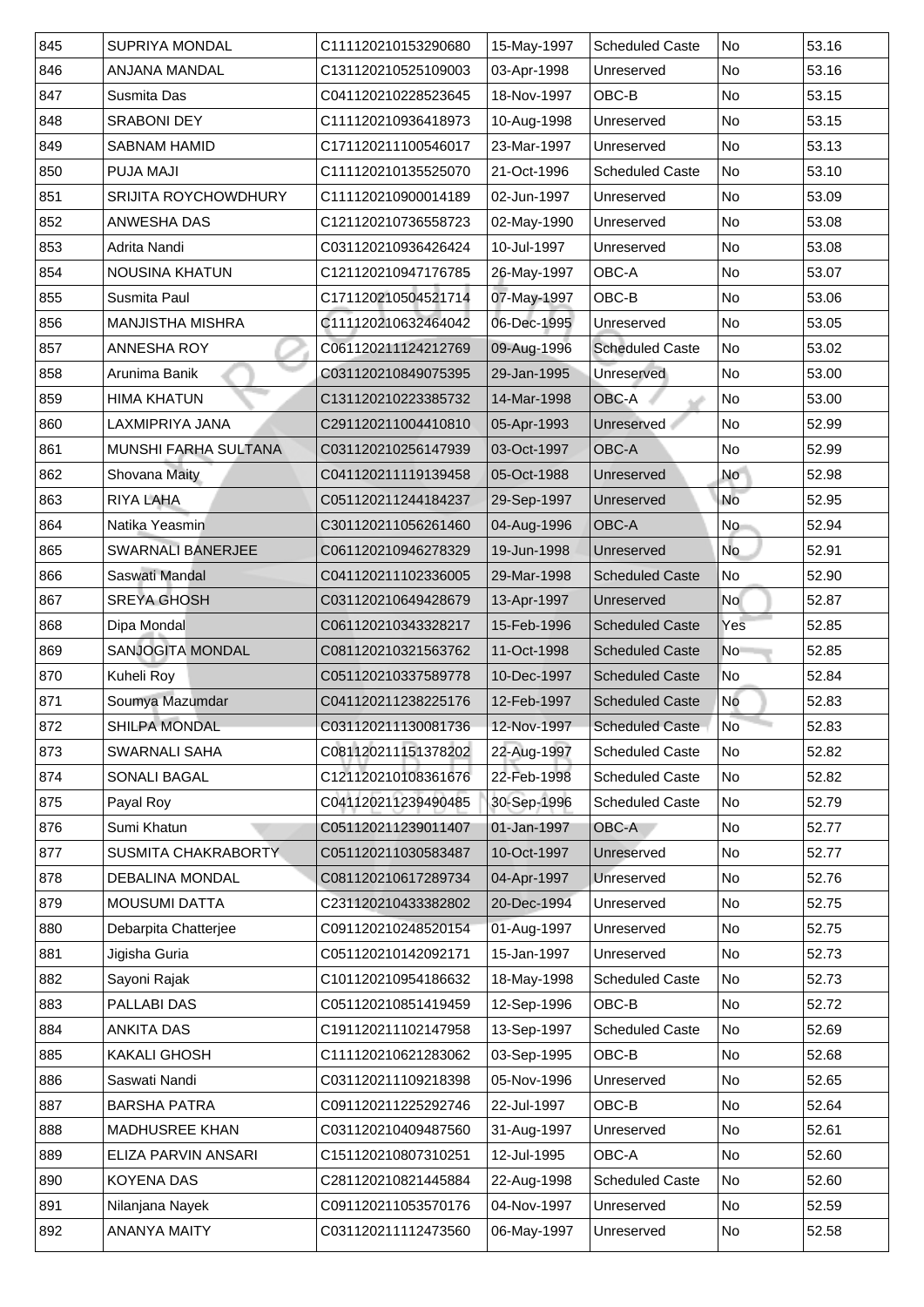| 845 | SUPRIYA MONDAL | C111120210153290680 | 15-May-1997 | Scheduled Caste | No | 53.16 |
|---|---|---|---|---|---|---|
| 846 | ANJANA MANDAL | C131120210525109003 | 03-Apr-1998 | Unreserved | No | 53.16 |
| 847 | Susmita Das | C041120210228523645 | 18-Nov-1997 | OBC-B | No | 53.15 |
| 848 | SRABONI DEY | C111120210936418973 | 10-Aug-1998 | Unreserved | No | 53.15 |
| 849 | SABNAM HAMID | C171120211100546017 | 23-Mar-1997 | Unreserved | No | 53.13 |
| 850 | PUJA MAJI | C111120210135525070 | 21-Oct-1996 | Scheduled Caste | No | 53.10 |
| 851 | SRIJITA ROYCHOWDHURY | C111120210900014189 | 02-Jun-1997 | Unreserved | No | 53.09 |
| 852 | ANWESHA DAS | C121120210736558723 | 02-May-1990 | Unreserved | No | 53.08 |
| 853 | Adrita Nandi | C031120210936426424 | 10-Jul-1997 | Unreserved | No | 53.08 |
| 854 | NOUSINA KHATUN | C121120210947176785 | 26-May-1997 | OBC-A | No | 53.07 |
| 855 | Susmita Paul | C171120210504521714 | 07-May-1997 | OBC-B | No | 53.06 |
| 856 | MANJISTHA MISHRA | C111120210632464042 | 06-Dec-1995 | Unreserved | No | 53.05 |
| 857 | ANNESHA ROY | C061120211124212769 | 09-Aug-1996 | Scheduled Caste | No | 53.02 |
| 858 | Arunima Banik | C031120210849075395 | 29-Jan-1995 | Unreserved | No | 53.00 |
| 859 | HIMA KHATUN | C131120210223385732 | 14-Mar-1998 | OBC-A | No | 53.00 |
| 860 | LAXMIPRIYA JANA | C291120211004410810 | 05-Apr-1993 | Unreserved | No | 52.99 |
| 861 | MUNSHI FARHA SULTANA | C031120210256147939 | 03-Oct-1997 | OBC-A | No | 52.99 |
| 862 | Shovana Maity | C041120211119139458 | 05-Oct-1988 | Unreserved | No | 52.98 |
| 863 | RIYA LAHA | C051120211244184237 | 29-Sep-1997 | Unreserved | No | 52.95 |
| 864 | Natika Yeasmin | C301120211056261460 | 04-Aug-1996 | OBC-A | No | 52.94 |
| 865 | SWARNALI BANERJEE | C061120210946278329 | 19-Jun-1998 | Unreserved | No | 52.91 |
| 866 | Saswati Mandal | C041120211102336005 | 29-Mar-1998 | Scheduled Caste | No | 52.90 |
| 867 | SREYA GHOSH | C031120210649428679 | 13-Apr-1997 | Unreserved | No | 52.87 |
| 868 | Dipa Mondal | C061120210343328217 | 15-Feb-1996 | Scheduled Caste | Yes | 52.85 |
| 869 | SANJOGITA MONDAL | C081120210321563762 | 11-Oct-1998 | Scheduled Caste | No | 52.85 |
| 870 | Kuheli Roy | C051120210337589778 | 10-Dec-1997 | Scheduled Caste | No | 52.84 |
| 871 | Soumya Mazumdar | C041120211238225176 | 12-Feb-1997 | Scheduled Caste | No | 52.83 |
| 872 | SHILPA MONDAL | C031120211130081736 | 12-Nov-1997 | Scheduled Caste | No | 52.83 |
| 873 | SWARNALI SAHA | C081120211151378202 | 22-Aug-1997 | Scheduled Caste | No | 52.82 |
| 874 | SONALI BAGAL | C121120210108361676 | 22-Feb-1998 | Scheduled Caste | No | 52.82 |
| 875 | Payal Roy | C041120211239490485 | 30-Sep-1996 | Scheduled Caste | No | 52.79 |
| 876 | Sumi Khatun | C051120211239011407 | 01-Jan-1997 | OBC-A | No | 52.77 |
| 877 | SUSMITA CHAKRABORTY | C051120211030583487 | 10-Oct-1997 | Unreserved | No | 52.77 |
| 878 | DEBALINA MONDAL | C081120210617289734 | 04-Apr-1997 | Unreserved | No | 52.76 |
| 879 | MOUSUMI DATTA | C231120210433382802 | 20-Dec-1994 | Unreserved | No | 52.75 |
| 880 | Debarpita Chatterjee | C091120210248520154 | 01-Aug-1997 | Unreserved | No | 52.75 |
| 881 | Jigisha Guria | C051120210142092171 | 15-Jan-1997 | Unreserved | No | 52.73 |
| 882 | Sayoni Rajak | C101120210954186632 | 18-May-1998 | Scheduled Caste | No | 52.73 |
| 883 | PALLABI DAS | C051120210851419459 | 12-Sep-1996 | OBC-B | No | 52.72 |
| 884 | ANKITA DAS | C191120211102147958 | 13-Sep-1997 | Scheduled Caste | No | 52.69 |
| 885 | KAKALI GHOSH | C111120210621283062 | 03-Sep-1995 | OBC-B | No | 52.68 |
| 886 | Saswati Nandi | C031120211109218398 | 05-Nov-1996 | Unreserved | No | 52.65 |
| 887 | BARSHA PATRA | C091120211225292746 | 22-Jul-1997 | OBC-B | No | 52.64 |
| 888 | MADHUSREE KHAN | C031120210409487560 | 31-Aug-1997 | Unreserved | No | 52.61 |
| 889 | ELIZA PARVIN ANSARI | C151120210807310251 | 12-Jul-1995 | OBC-A | No | 52.60 |
| 890 | KOYENA DAS | C281120210821445884 | 22-Aug-1998 | Scheduled Caste | No | 52.60 |
| 891 | Nilanjana Nayek | C091120211053570176 | 04-Nov-1997 | Unreserved | No | 52.59 |
| 892 | ANANYA MAITY | C031120211112473560 | 06-May-1997 | Unreserved | No | 52.58 |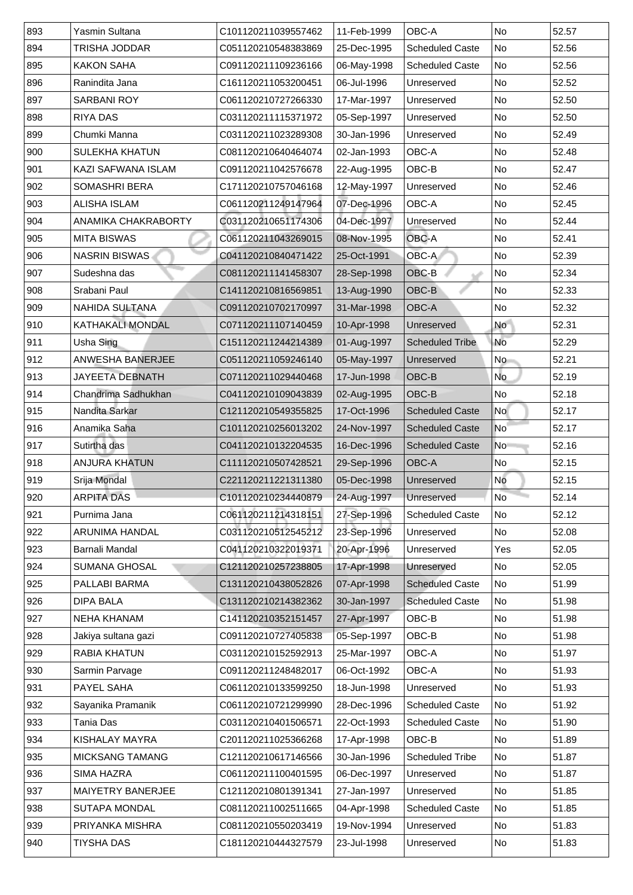| 893 | Yasmin Sultana | C101120211039557462 | 11-Feb-1999 | OBC-A | No | 52.57 |
|---|---|---|---|---|---|---|
| 894 | TRISHA JODDAR | C051120210548383869 | 25-Dec-1995 | Scheduled Caste | No | 52.56 |
| 895 | KAKON SAHA | C091120211109236166 | 06-May-1998 | Scheduled Caste | No | 52.56 |
| 896 | Ranindita Jana | C161120211053200451 | 06-Jul-1996 | Unreserved | No | 52.52 |
| 897 | SARBANI ROY | C061120210727266330 | 17-Mar-1997 | Unreserved | No | 52.50 |
| 898 | RIYA DAS | C031120211115371972 | 05-Sep-1997 | Unreserved | No | 52.50 |
| 899 | Chumki Manna | C031120211023289308 | 30-Jan-1996 | Unreserved | No | 52.49 |
| 900 | SULEKHA KHATUN | C081120210640464074 | 02-Jan-1993 | OBC-A | No | 52.48 |
| 901 | KAZI SAFWANA ISLAM | C091120211042576678 | 22-Aug-1995 | OBC-B | No | 52.47 |
| 902 | SOMASHRI BERA | C171120210757046168 | 12-May-1997 | Unreserved | No | 52.46 |
| 903 | ALISHA ISLAM | C061120211249147964 | 07-Dec-1996 | OBC-A | No | 52.45 |
| 904 | ANAMIKA CHAKRABORTY | C031120210651174306 | 04-Dec-1997 | Unreserved | No | 52.44 |
| 905 | MITA BISWAS | C061120211043269015 | 08-Nov-1995 | OBC-A | No | 52.41 |
| 906 | NASRIN BISWAS | C041120210840471422 | 25-Oct-1991 | OBC-A | No | 52.39 |
| 907 | Sudeshna das | C081120211141458307 | 28-Sep-1998 | OBC-B | No | 52.34 |
| 908 | Srabani Paul | C141120210816569851 | 13-Aug-1990 | OBC-B | No | 52.33 |
| 909 | NAHIDA SULTANA | C091120210702170997 | 31-Mar-1998 | OBC-A | No | 52.32 |
| 910 | KATHAKALI MONDAL | C071120211107140459 | 10-Apr-1998 | Unreserved | No | 52.31 |
| 911 | Usha Sing | C151120211244214389 | 01-Aug-1997 | Scheduled Tribe | No | 52.29 |
| 912 | ANWESHA BANERJEE | C051120211059246140 | 05-May-1997 | Unreserved | No | 52.21 |
| 913 | JAYEETA DEBNATH | C071120211029440468 | 17-Jun-1998 | OBC-B | No | 52.19 |
| 914 | Chandrima Sadhukhan | C041120210109043839 | 02-Aug-1995 | OBC-B | No | 52.18 |
| 915 | Nandita Sarkar | C121120210549355825 | 17-Oct-1996 | Scheduled Caste | No | 52.17 |
| 916 | Anamika Saha | C101120210256013202 | 24-Nov-1997 | Scheduled Caste | No | 52.17 |
| 917 | Sutirtha das | C041120210132204535 | 16-Dec-1996 | Scheduled Caste | No | 52.16 |
| 918 | ANJURA KHATUN | C111120210507428521 | 29-Sep-1996 | OBC-A | No | 52.15 |
| 919 | Srija Mondal | C221120211221311380 | 05-Dec-1998 | Unreserved | No | 52.15 |
| 920 | ARPITA DAS | C101120210234440879 | 24-Aug-1997 | Unreserved | No | 52.14 |
| 921 | Purnima Jana | C061120211214318151 | 27-Sep-1996 | Scheduled Caste | No | 52.12 |
| 922 | ARUNIMA HANDAL | C031120210512545212 | 23-Sep-1996 | Unreserved | No | 52.08 |
| 923 | Barnali Mandal | C041120210322019371 | 20-Apr-1996 | Unreserved | Yes | 52.05 |
| 924 | SUMANA GHOSAL | C121120210257238805 | 17-Apr-1998 | Unreserved | No | 52.05 |
| 925 | PALLABI BARMA | C131120210438052826 | 07-Apr-1998 | Scheduled Caste | No | 51.99 |
| 926 | DIPA BALA | C131120210214382362 | 30-Jan-1997 | Scheduled Caste | No | 51.98 |
| 927 | NEHA KHANAM | C141120210352151457 | 27-Apr-1997 | OBC-B | No | 51.98 |
| 928 | Jakiya sultana gazi | C091120210727405838 | 05-Sep-1997 | OBC-B | No | 51.98 |
| 929 | RABIA KHATUN | C031120210152592913 | 25-Mar-1997 | OBC-A | No | 51.97 |
| 930 | Sarmin Parvage | C091120211248482017 | 06-Oct-1992 | OBC-A | No | 51.93 |
| 931 | PAYEL SAHA | C061120210133599250 | 18-Jun-1998 | Unreserved | No | 51.93 |
| 932 | Sayanika Pramanik | C061120210721299990 | 28-Dec-1996 | Scheduled Caste | No | 51.92 |
| 933 | Tania Das | C031120210401506571 | 22-Oct-1993 | Scheduled Caste | No | 51.90 |
| 934 | KISHALAY MAYRA | C201120211025366268 | 17-Apr-1998 | OBC-B | No | 51.89 |
| 935 | MICKSANG TAMANG | C121120210617146566 | 30-Jan-1996 | Scheduled Tribe | No | 51.87 |
| 936 | SIMA HAZRA | C061120211100401595 | 06-Dec-1997 | Unreserved | No | 51.87 |
| 937 | MAIYETRY BANERJEE | C121120210801391341 | 27-Jan-1997 | Unreserved | No | 51.85 |
| 938 | SUTAPA MONDAL | C081120211002511665 | 04-Apr-1998 | Scheduled Caste | No | 51.85 |
| 939 | PRIYANKA MISHRA | C081120210550203419 | 19-Nov-1994 | Unreserved | No | 51.83 |
| 940 | TIYSHA DAS | C181120210444327579 | 23-Jul-1998 | Unreserved | No | 51.83 |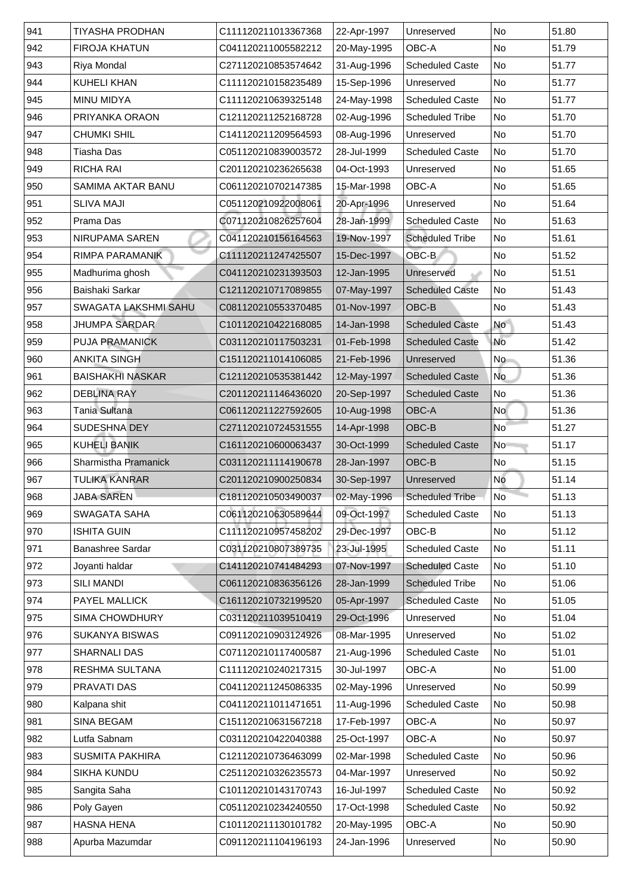| 941 | TIYASHA PRODHAN | C111120211013367368 | 22-Apr-1997 | Unreserved | No | 51.80 |
|---|---|---|---|---|---|---|
| 942 | FIROJA KHATUN | C041120211005582212 | 20-May-1995 | OBC-A | No | 51.79 |
| 943 | Riya Mondal | C271120210853574642 | 31-Aug-1996 | Scheduled Caste | No | 51.77 |
| 944 | KUHELI KHAN | C111120210158235489 | 15-Sep-1996 | Unreserved | No | 51.77 |
| 945 | MINU MIDYA | C111120210639325148 | 24-May-1998 | Scheduled Caste | No | 51.77 |
| 946 | PRIYANKA ORAON | C121120211252168728 | 02-Aug-1996 | Scheduled Tribe | No | 51.70 |
| 947 | CHUMKI SHIL | C141120211209564593 | 08-Aug-1996 | Unreserved | No | 51.70 |
| 948 | Tiasha Das | C051120210839003572 | 28-Jul-1999 | Scheduled Caste | No | 51.70 |
| 949 | RICHA RAI | C201120210236265638 | 04-Oct-1993 | Unreserved | No | 51.65 |
| 950 | SAMIMA AKTAR BANU | C061120210702147385 | 15-Mar-1998 | OBC-A | No | 51.65 |
| 951 | SLIVA MAJI | C051120210922008061 | 20-Apr-1996 | Unreserved | No | 51.64 |
| 952 | Prama Das | C071120210826257604 | 28-Jan-1999 | Scheduled Caste | No | 51.63 |
| 953 | NIRUPAMA SAREN | C041120210156164563 | 19-Nov-1997 | Scheduled Tribe | No | 51.61 |
| 954 | RIMPA PARAMANIK | C111120211247425507 | 15-Dec-1997 | OBC-B | No | 51.52 |
| 955 | Madhurima ghosh | C041120210231393503 | 12-Jan-1995 | Unreserved | No | 51.51 |
| 956 | Baishaki Sarkar | C121120210717089855 | 07-May-1997 | Scheduled Caste | No | 51.43 |
| 957 | SWAGATA LAKSHMI SAHU | C081120210553370485 | 01-Nov-1997 | OBC-B | No | 51.43 |
| 958 | JHUMPA SARDAR | C101120210422168085 | 14-Jan-1998 | Scheduled Caste | No | 51.43 |
| 959 | PUJA PRAMANICK | C031120210117503231 | 01-Feb-1998 | Scheduled Caste | No | 51.42 |
| 960 | ANKITA SINGH | C151120211014106085 | 21-Feb-1996 | Unreserved | No | 51.36 |
| 961 | BAISHAKHI NASKAR | C121120210535381442 | 12-May-1997 | Scheduled Caste | No | 51.36 |
| 962 | DEBLINA RAY | C201120211146436020 | 20-Sep-1997 | Scheduled Caste | No | 51.36 |
| 963 | Tania Sultana | C061120211227592605 | 10-Aug-1998 | OBC-A | No | 51.36 |
| 964 | SUDESHNA DEY | C271120210724531555 | 14-Apr-1998 | OBC-B | No | 51.27 |
| 965 | KUHELI BANIK | C161120210600063437 | 30-Oct-1999 | Scheduled Caste | No | 51.17 |
| 966 | Sharmistha Pramanick | C031120211114190678 | 28-Jan-1997 | OBC-B | No | 51.15 |
| 967 | TULIKA KANRAR | C201120210900250834 | 30-Sep-1997 | Unreserved | No | 51.14 |
| 968 | JABA SAREN | C181120210503490037 | 02-May-1996 | Scheduled Tribe | No | 51.13 |
| 969 | SWAGATA SAHA | C061120210630589644 | 09-Oct-1997 | Scheduled Caste | No | 51.13 |
| 970 | ISHITA GUIN | C111120210957458202 | 29-Dec-1997 | OBC-B | No | 51.12 |
| 971 | Banashree Sardar | C031120210807389735 | 23-Jul-1995 | Scheduled Caste | No | 51.11 |
| 972 | Joyanti haldar | C141120210741484293 | 07-Nov-1997 | Scheduled Caste | No | 51.10 |
| 973 | SILI MANDI | C061120210836356126 | 28-Jan-1999 | Scheduled Tribe | No | 51.06 |
| 974 | PAYEL MALLICK | C161120210732199520 | 05-Apr-1997 | Scheduled Caste | No | 51.05 |
| 975 | SIMA CHOWDHURY | C031120211039510419 | 29-Oct-1996 | Unreserved | No | 51.04 |
| 976 | SUKANYA BISWAS | C091120210903124926 | 08-Mar-1995 | Unreserved | No | 51.02 |
| 977 | SHARNALI DAS | C071120210117400587 | 21-Aug-1996 | Scheduled Caste | No | 51.01 |
| 978 | RESHMA SULTANA | C111120210240217315 | 30-Jul-1997 | OBC-A | No | 51.00 |
| 979 | PRAVATI DAS | C041120211245086335 | 02-May-1996 | Unreserved | No | 50.99 |
| 980 | Kalpana shit | C041120211011471651 | 11-Aug-1996 | Scheduled Caste | No | 50.98 |
| 981 | SINA BEGAM | C151120210631567218 | 17-Feb-1997 | OBC-A | No | 50.97 |
| 982 | Lutfa Sabnam | C031120210422040388 | 25-Oct-1997 | OBC-A | No | 50.97 |
| 983 | SUSMITA PAKHIRA | C121120210736463099 | 02-Mar-1998 | Scheduled Caste | No | 50.96 |
| 984 | SIKHA KUNDU | C251120210326235573 | 04-Mar-1997 | Unreserved | No | 50.92 |
| 985 | Sangita Saha | C101120210143170743 | 16-Jul-1997 | Scheduled Caste | No | 50.92 |
| 986 | Poly Gayen | C051120210234240550 | 17-Oct-1998 | Scheduled Caste | No | 50.92 |
| 987 | HASNA HENA | C101120211130101782 | 20-May-1995 | OBC-A | No | 50.90 |
| 988 | Apurba Mazumdar | C091120211104196193 | 24-Jan-1996 | Unreserved | No | 50.90 |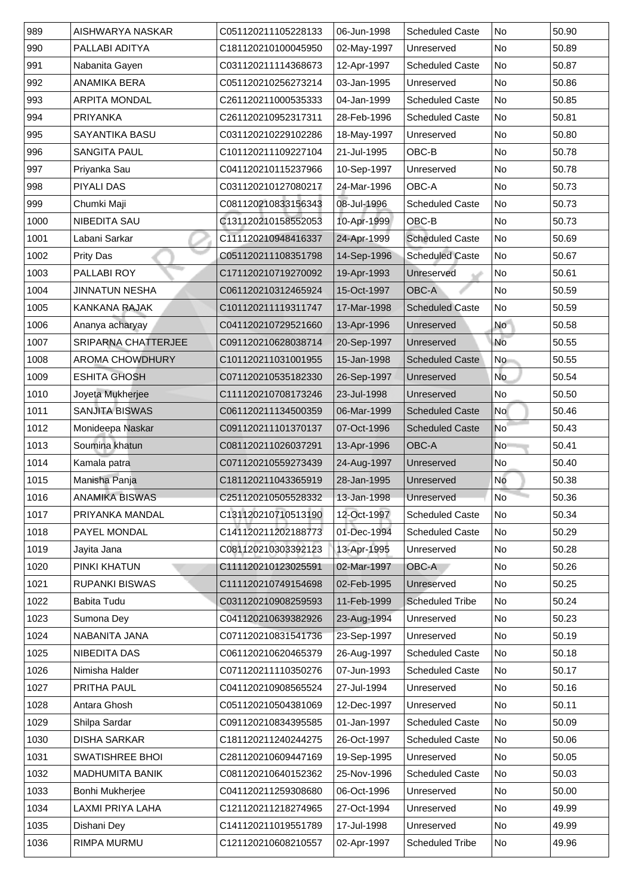| 989 | AISHWARYA NASKAR | C051120211105228133 | 06-Jun-1998 | Scheduled Caste | No | 50.90 |
|---|---|---|---|---|---|---|
| 990 | PALLABI ADITYA | C181120210100045950 | 02-May-1997 | Unreserved | No | 50.89 |
| 991 | Nabanita Gayen | C031120211114368673 | 12-Apr-1997 | Scheduled Caste | No | 50.87 |
| 992 | ANAMIKA BERA | C051120210256273214 | 03-Jan-1995 | Unreserved | No | 50.86 |
| 993 | ARPITA MONDAL | C261120211000535333 | 04-Jan-1999 | Scheduled Caste | No | 50.85 |
| 994 | PRIYANKA | C261120210952317311 | 28-Feb-1996 | Scheduled Caste | No | 50.81 |
| 995 | SAYANTIKA BASU | C031120210229102286 | 18-May-1997 | Unreserved | No | 50.80 |
| 996 | SANGITA PAUL | C101120211109227104 | 21-Jul-1995 | OBC-B | No | 50.78 |
| 997 | Priyanka Sau | C041120210115237966 | 10-Sep-1997 | Unreserved | No | 50.78 |
| 998 | PIYALI DAS | C031120210127080217 | 24-Mar-1996 | OBC-A | No | 50.73 |
| 999 | Chumki Maji | C081120210833156343 | 08-Jul-1996 | Scheduled Caste | No | 50.73 |
| 1000 | NIBEDITA SAU | C131120210158552053 | 10-Apr-1999 | OBC-B | No | 50.73 |
| 1001 | Labani Sarkar | C111120210948416337 | 24-Apr-1999 | Scheduled Caste | No | 50.69 |
| 1002 | Prity Das | C051120211108351798 | 14-Sep-1996 | Scheduled Caste | No | 50.67 |
| 1003 | PALLABI ROY | C171120210719270092 | 19-Apr-1993 | Unreserved | No | 50.61 |
| 1004 | JINNATUN NESHA | C061120210312465924 | 15-Oct-1997 | OBC-A | No | 50.59 |
| 1005 | KANKANA RAJAK | C101120211119311747 | 17-Mar-1998 | Scheduled Caste | No | 50.59 |
| 1006 | Ananya acharyay | C041120210729521660 | 13-Apr-1996 | Unreserved | No | 50.58 |
| 1007 | SRIPARNA CHATTERJEE | C091120210628038714 | 20-Sep-1997 | Unreserved | No | 50.55 |
| 1008 | AROMA CHOWDHURY | C101120211031001955 | 15-Jan-1998 | Scheduled Caste | No | 50.55 |
| 1009 | ESHITA GHOSH | C071120210535182330 | 26-Sep-1997 | Unreserved | No | 50.54 |
| 1010 | Joyeta Mukherjee | C111120210708173246 | 23-Jul-1998 | Unreserved | No | 50.50 |
| 1011 | SANJITA BISWAS | C061120211134500359 | 06-Mar-1999 | Scheduled Caste | No | 50.46 |
| 1012 | Monideepa Naskar | C091120211101370137 | 07-Oct-1996 | Scheduled Caste | No | 50.43 |
| 1013 | Soumina khatun | C081120211026037291 | 13-Apr-1996 | OBC-A | No | 50.41 |
| 1014 | Kamala patra | C071120210559273439 | 24-Aug-1997 | Unreserved | No | 50.40 |
| 1015 | Manisha Panja | C181120211043365919 | 28-Jan-1995 | Unreserved | No | 50.38 |
| 1016 | ANAMIKA BISWAS | C251120210505528332 | 13-Jan-1998 | Unreserved | No | 50.36 |
| 1017 | PRIYANKA MANDAL | C131120210710513190 | 12-Oct-1997 | Scheduled Caste | No | 50.34 |
| 1018 | PAYEL MONDAL | C141120211202188773 | 01-Dec-1994 | Scheduled Caste | No | 50.29 |
| 1019 | Jayita Jana | C081120210303392123 | 13-Apr-1995 | Unreserved | No | 50.28 |
| 1020 | PINKI KHATUN | C111120210123025591 | 02-Mar-1997 | OBC-A | No | 50.26 |
| 1021 | RUPANKI BISWAS | C111120210749154698 | 02-Feb-1995 | Unreserved | No | 50.25 |
| 1022 | Babita Tudu | C031120210908259593 | 11-Feb-1999 | Scheduled Tribe | No | 50.24 |
| 1023 | Sumona Dey | C041120210639382926 | 23-Aug-1994 | Unreserved | No | 50.23 |
| 1024 | NABANITA JANA | C071120210831541736 | 23-Sep-1997 | Unreserved | No | 50.19 |
| 1025 | NIBEDITA DAS | C061120210620465379 | 26-Aug-1997 | Scheduled Caste | No | 50.18 |
| 1026 | Nimisha Halder | C071120211110350276 | 07-Jun-1993 | Scheduled Caste | No | 50.17 |
| 1027 | PRITHA PAUL | C041120210908565524 | 27-Jul-1994 | Unreserved | No | 50.16 |
| 1028 | Antara Ghosh | C051120210504381069 | 12-Dec-1997 | Unreserved | No | 50.11 |
| 1029 | Shilpa Sardar | C091120210834395585 | 01-Jan-1997 | Scheduled Caste | No | 50.09 |
| 1030 | DISHA SARKAR | C181120211240244275 | 26-Oct-1997 | Scheduled Caste | No | 50.06 |
| 1031 | SWATISHREE BHOI | C281120210609447169 | 19-Sep-1995 | Unreserved | No | 50.05 |
| 1032 | MADHUMITA BANIK | C081120210640152362 | 25-Nov-1996 | Scheduled Caste | No | 50.03 |
| 1033 | Bonhi Mukherjee | C041120211259308680 | 06-Oct-1996 | Unreserved | No | 50.00 |
| 1034 | LAXMI PRIYA LAHA | C121120211218274965 | 27-Oct-1994 | Unreserved | No | 49.99 |
| 1035 | Dishani Dey | C141120211019551789 | 17-Jul-1998 | Unreserved | No | 49.99 |
| 1036 | RIMPA MURMU | C121120210608210557 | 02-Apr-1997 | Scheduled Tribe | No | 49.96 |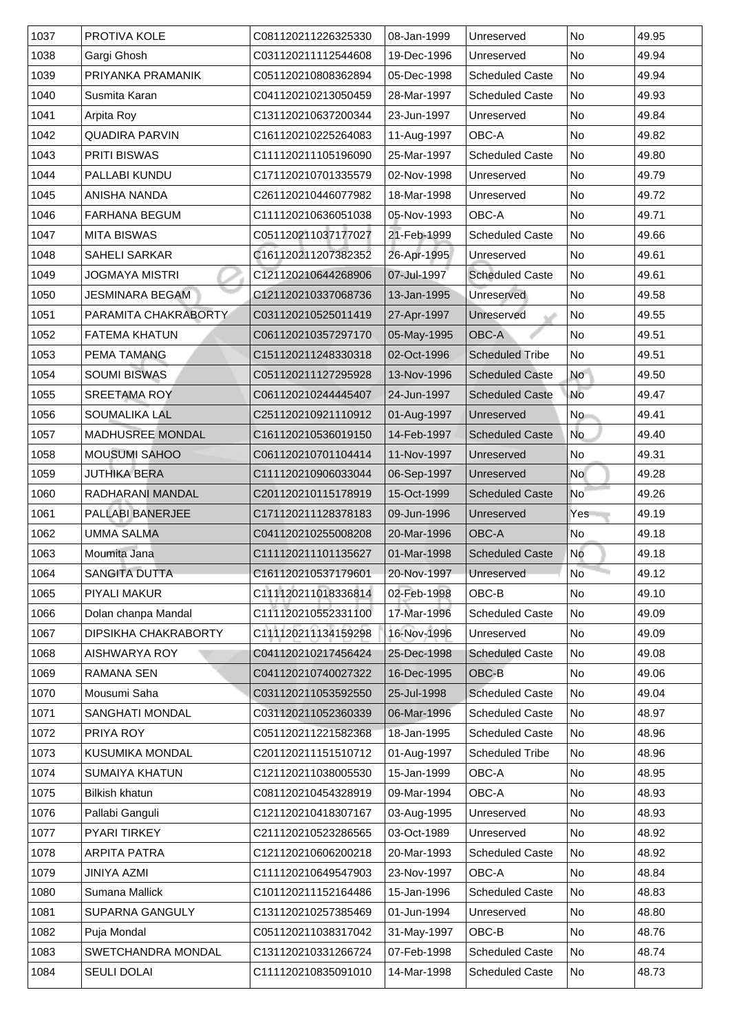| 1037 | PROTIVA KOLE | C081120211226325330 | 08-Jan-1999 | Unreserved | No | 49.95 |
|---|---|---|---|---|---|---|
| 1038 | Gargi Ghosh | C031120211112544608 | 19-Dec-1996 | Unreserved | No | 49.94 |
| 1039 | PRIYANKA PRAMANIK | C051120210808362894 | 05-Dec-1998 | Scheduled Caste | No | 49.94 |
| 1040 | Susmita Karan | C041120210213050459 | 28-Mar-1997 | Scheduled Caste | No | 49.93 |
| 1041 | Arpita Roy | C131120210637200344 | 23-Jun-1997 | Unreserved | No | 49.84 |
| 1042 | QUADIRA PARVIN | C161120210225264083 | 11-Aug-1997 | OBC-A | No | 49.82 |
| 1043 | PRITI BISWAS | C111120211105196090 | 25-Mar-1997 | Scheduled Caste | No | 49.80 |
| 1044 | PALLABI KUNDU | C171120210701335579 | 02-Nov-1998 | Unreserved | No | 49.79 |
| 1045 | ANISHA NANDA | C261120210446077982 | 18-Mar-1998 | Unreserved | No | 49.72 |
| 1046 | FARHANA BEGUM | C111120210636051038 | 05-Nov-1993 | OBC-A | No | 49.71 |
| 1047 | MITA BISWAS | C051120211037177027 | 21-Feb-1999 | Scheduled Caste | No | 49.66 |
| 1048 | SAHELI SARKAR | C161120211207382352 | 26-Apr-1995 | Unreserved | No | 49.61 |
| 1049 | JOGMAYA MISTRI | C121120210644268906 | 07-Jul-1997 | Scheduled Caste | No | 49.61 |
| 1050 | JESMINARA BEGAM | C121120210337068736 | 13-Jan-1995 | Unreserved | No | 49.58 |
| 1051 | PARAMITA CHAKRABORTY | C031120210525011419 | 27-Apr-1997 | Unreserved | No | 49.55 |
| 1052 | FATEMA KHATUN | C061120210357297170 | 05-May-1995 | OBC-A | No | 49.51 |
| 1053 | PEMA TAMANG | C151120211248330318 | 02-Oct-1996 | Scheduled Tribe | No | 49.51 |
| 1054 | SOUMI BISWAS | C051120211127295928 | 13-Nov-1996 | Scheduled Caste | No | 49.50 |
| 1055 | SREETAMA ROY | C061120210244445407 | 24-Jun-1997 | Scheduled Caste | No | 49.47 |
| 1056 | SOUMALIKA LAL | C251120210921110912 | 01-Aug-1997 | Unreserved | No | 49.41 |
| 1057 | MADHUSREE MONDAL | C161120210536019150 | 14-Feb-1997 | Scheduled Caste | No | 49.40 |
| 1058 | MOUSUMI SAHOO | C061120210701104414 | 11-Nov-1997 | Unreserved | No | 49.31 |
| 1059 | JUTHIKA BERA | C111120210906033044 | 06-Sep-1997 | Unreserved | No | 49.28 |
| 1060 | RADHARANI MANDAL | C201120210115178919 | 15-Oct-1999 | Scheduled Caste | No | 49.26 |
| 1061 | PALLABI BANERJEE | C171120211128378183 | 09-Jun-1996 | Unreserved | Yes | 49.19 |
| 1062 | UMMA SALMA | C041120210255008208 | 20-Mar-1996 | OBC-A | No | 49.18 |
| 1063 | Moumita Jana | C111120211101135627 | 01-Mar-1998 | Scheduled Caste | No | 49.18 |
| 1064 | SANGITA DUTTA | C161120210537179601 | 20-Nov-1997 | Unreserved | No | 49.12 |
| 1065 | PIYALI MAKUR | C111120211018336814 | 02-Feb-1998 | OBC-B | No | 49.10 |
| 1066 | Dolan chanpa Mandal | C111120210552331100 | 17-Mar-1996 | Scheduled Caste | No | 49.09 |
| 1067 | DIPSIKHA CHAKRABORTY | C111120211134159298 | 16-Nov-1996 | Unreserved | No | 49.09 |
| 1068 | AISHWARYA ROY | C041120210217456424 | 25-Dec-1998 | Scheduled Caste | No | 49.08 |
| 1069 | RAMANA SEN | C041120210740027322 | 16-Dec-1995 | OBC-B | No | 49.06 |
| 1070 | Mousumi Saha | C031120211053592550 | 25-Jul-1998 | Scheduled Caste | No | 49.04 |
| 1071 | SANGHATI MONDAL | C031120211052360339 | 06-Mar-1996 | Scheduled Caste | No | 48.97 |
| 1072 | PRIYA ROY | C051120211221582368 | 18-Jan-1995 | Scheduled Caste | No | 48.96 |
| 1073 | KUSUMIKA MONDAL | C201120211151510712 | 01-Aug-1997 | Scheduled Tribe | No | 48.96 |
| 1074 | SUMAIYA KHATUN | C121120211038005530 | 15-Jan-1999 | OBC-A | No | 48.95 |
| 1075 | Bilkish khatun | C081120210454328919 | 09-Mar-1994 | OBC-A | No | 48.93 |
| 1076 | Pallabi Ganguli | C121120210418307167 | 03-Aug-1995 | Unreserved | No | 48.93 |
| 1077 | PYARI TIRKEY | C211120210523286565 | 03-Oct-1989 | Unreserved | No | 48.92 |
| 1078 | ARPITA PATRA | C121120210606200218 | 20-Mar-1993 | Scheduled Caste | No | 48.92 |
| 1079 | JINIYA AZMI | C111120210649547903 | 23-Nov-1997 | OBC-A | No | 48.84 |
| 1080 | Sumana Mallick | C101120211152164486 | 15-Jan-1996 | Scheduled Caste | No | 48.83 |
| 1081 | SUPARNA GANGULY | C131120210257385469 | 01-Jun-1994 | Unreserved | No | 48.80 |
| 1082 | Puja Mondal | C051120211038317042 | 31-May-1997 | OBC-B | No | 48.76 |
| 1083 | SWETCHANDRA MONDAL | C131120210331266724 | 07-Feb-1998 | Scheduled Caste | No | 48.74 |
| 1084 | SEULI DOLAI | C111120210835091010 | 14-Mar-1998 | Scheduled Caste | No | 48.73 |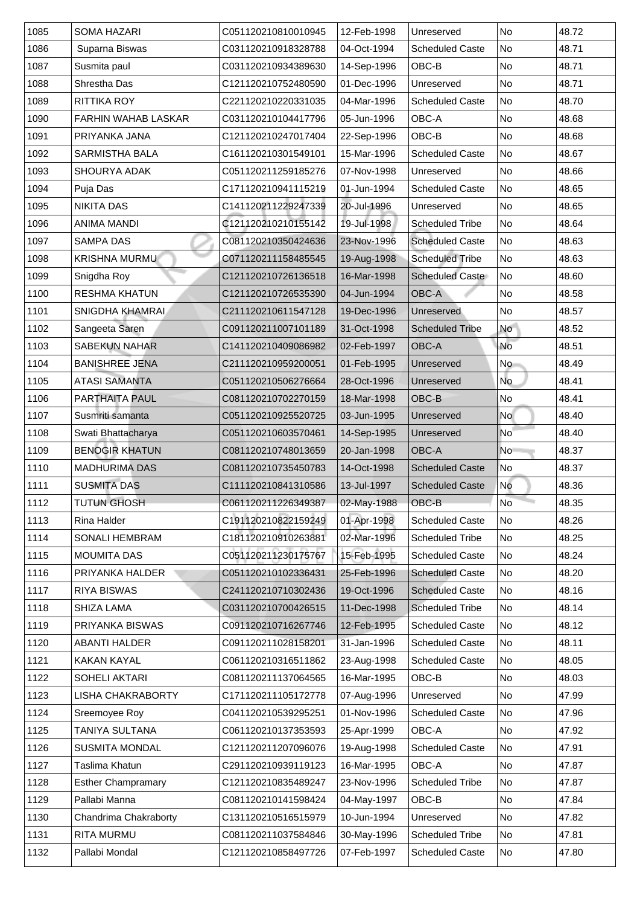| 1085 | SOMA HAZARI | C051120210810010945 | 12-Feb-1998 | Unreserved | No | 48.72 |
|---|---|---|---|---|---|---|
| 1086 | Suparna Biswas | C031120210918328788 | 04-Oct-1994 | Scheduled Caste | No | 48.71 |
| 1087 | Susmita paul | C031120210934389630 | 14-Sep-1996 | OBC-B | No | 48.71 |
| 1088 | Shrestha Das | C121120210752480590 | 01-Dec-1996 | Unreserved | No | 48.71 |
| 1089 | RITTIKA ROY | C221120210220331035 | 04-Mar-1996 | Scheduled Caste | No | 48.70 |
| 1090 | FARHIN WAHAB LASKAR | C031120210104417796 | 05-Jun-1996 | OBC-A | No | 48.68 |
| 1091 | PRIYANKA JANA | C121120210247017404 | 22-Sep-1996 | OBC-B | No | 48.68 |
| 1092 | SARMISTHA BALA | C161120210301549101 | 15-Mar-1996 | Scheduled Caste | No | 48.67 |
| 1093 | SHOURYA ADAK | C051120211259185276 | 07-Nov-1998 | Unreserved | No | 48.66 |
| 1094 | Puja Das | C171120210941115219 | 01-Jun-1994 | Scheduled Caste | No | 48.65 |
| 1095 | NIKITA DAS | C141120211229247339 | 20-Jul-1996 | Unreserved | No | 48.65 |
| 1096 | ANIMA MANDI | C121120210210155142 | 19-Jul-1998 | Scheduled Tribe | No | 48.64 |
| 1097 | SAMPA DAS | C081120210350424636 | 23-Nov-1996 | Scheduled Caste | No | 48.63 |
| 1098 | KRISHNA MURMU | C071120211158485545 | 19-Aug-1998 | Scheduled Tribe | No | 48.63 |
| 1099 | Snigdha Roy | C121120210726136518 | 16-Mar-1998 | Scheduled Caste | No | 48.60 |
| 1100 | RESHMA KHATUN | C121120210726535390 | 04-Jun-1994 | OBC-A | No | 48.58 |
| 1101 | SNIGDHA KHAMRAI | C211120210611547128 | 19-Dec-1996 | Unreserved | No | 48.57 |
| 1102 | Sangeeta Saren | C091120211007101189 | 31-Oct-1998 | Scheduled Tribe | No | 48.52 |
| 1103 | SABEKUN NAHAR | C141120210409086982 | 02-Feb-1997 | OBC-A | No | 48.51 |
| 1104 | BANISHREE JENA | C211120210959200051 | 01-Feb-1995 | Unreserved | No | 48.49 |
| 1105 | ATASI SAMANTA | C051120210506276664 | 28-Oct-1996 | Unreserved | No | 48.41 |
| 1106 | PARTHAITA PAUL | C081120210702270159 | 18-Mar-1998 | OBC-B | No | 48.41 |
| 1107 | Susmriti samanta | C051120210925520725 | 03-Jun-1995 | Unreserved | No | 48.40 |
| 1108 | Swati Bhattacharya | C051120210603570461 | 14-Sep-1995 | Unreserved | No | 48.40 |
| 1109 | BENOGIR KHATUN | C081120210748013659 | 20-Jan-1998 | OBC-A | No | 48.37 |
| 1110 | MADHURIMA DAS | C081120210735450783 | 14-Oct-1998 | Scheduled Caste | No | 48.37 |
| 1111 | SUSMITA DAS | C111120210841310586 | 13-Jul-1997 | Scheduled Caste | No | 48.36 |
| 1112 | TUTUN GHOSH | C061120211226349387 | 02-May-1988 | OBC-B | No | 48.35 |
| 1113 | Rina Halder | C191120210822159249 | 01-Apr-1998 | Scheduled Caste | No | 48.26 |
| 1114 | SONALI HEMBRAM | C181120210910263881 | 02-Mar-1996 | Scheduled Tribe | No | 48.25 |
| 1115 | MOUMITA DAS | C051120211230175767 | 15-Feb-1995 | Scheduled Caste | No | 48.24 |
| 1116 | PRIYANKA HALDER | C051120210102336431 | 25-Feb-1996 | Scheduled Caste | No | 48.20 |
| 1117 | RIYA BISWAS | C241120210710302436 | 19-Oct-1996 | Scheduled Caste | No | 48.16 |
| 1118 | SHIZA LAMA | C031120210700426515 | 11-Dec-1998 | Scheduled Tribe | No | 48.14 |
| 1119 | PRIYANKA BISWAS | C091120210716267746 | 12-Feb-1995 | Scheduled Caste | No | 48.12 |
| 1120 | ABANTI HALDER | C091120211028158201 | 31-Jan-1996 | Scheduled Caste | No | 48.11 |
| 1121 | KAKAN KAYAL | C061120210316511862 | 23-Aug-1998 | Scheduled Caste | No | 48.05 |
| 1122 | SOHELI AKTARI | C081120211137064565 | 16-Mar-1995 | OBC-B | No | 48.03 |
| 1123 | LISHA CHAKRABORTY | C171120211105172778 | 07-Aug-1996 | Unreserved | No | 47.99 |
| 1124 | Sreemoyee Roy | C041120210539295251 | 01-Nov-1996 | Scheduled Caste | No | 47.96 |
| 1125 | TANIYA SULTANA | C061120210137353593 | 25-Apr-1999 | OBC-A | No | 47.92 |
| 1126 | SUSMITA MONDAL | C121120211207096076 | 19-Aug-1998 | Scheduled Caste | No | 47.91 |
| 1127 | Taslima Khatun | C291120210939119123 | 16-Mar-1995 | OBC-A | No | 47.87 |
| 1128 | Esther Champramary | C121120210835489247 | 23-Nov-1996 | Scheduled Tribe | No | 47.87 |
| 1129 | Pallabi Manna | C081120210141598424 | 04-May-1997 | OBC-B | No | 47.84 |
| 1130 | Chandrima Chakraborty | C131120210516515979 | 10-Jun-1994 | Unreserved | No | 47.82 |
| 1131 | RITA MURMU | C081120211037584846 | 30-May-1996 | Scheduled Tribe | No | 47.81 |
| 1132 | Pallabi Mondal | C121120210858497726 | 07-Feb-1997 | Scheduled Caste | No | 47.80 |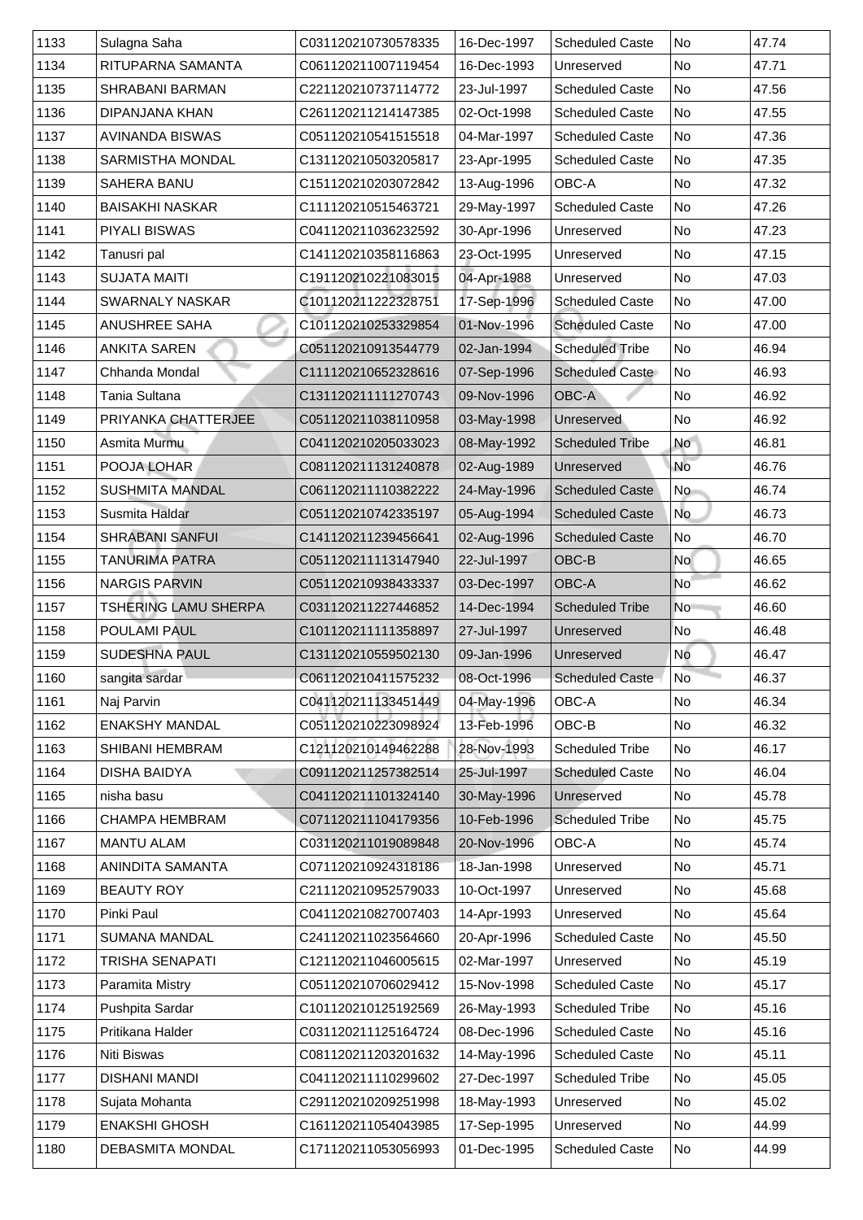| 1133 | Sulagna Saha | C031120210730578335 | 16-Dec-1997 | Scheduled Caste | No | 47.74 |
|---|---|---|---|---|---|---|
| 1134 | RITUPARNA SAMANTA | C061120211007119454 | 16-Dec-1993 | Unreserved | No | 47.71 |
| 1135 | SHRABANI BARMAN | C221120210737114772 | 23-Jul-1997 | Scheduled Caste | No | 47.56 |
| 1136 | DIPANJANA KHAN | C261120211214147385 | 02-Oct-1998 | Scheduled Caste | No | 47.55 |
| 1137 | AVINANDA BISWAS | C051120210541515518 | 04-Mar-1997 | Scheduled Caste | No | 47.36 |
| 1138 | SARMISTHA MONDAL | C131120210503205817 | 23-Apr-1995 | Scheduled Caste | No | 47.35 |
| 1139 | SAHERA BANU | C151120210203072842 | 13-Aug-1996 | OBC-A | No | 47.32 |
| 1140 | BAISAKHI NASKAR | C111120210515463721 | 29-May-1997 | Scheduled Caste | No | 47.26 |
| 1141 | PIYALI BISWAS | C041120211036232592 | 30-Apr-1996 | Unreserved | No | 47.23 |
| 1142 | Tanusri pal | C141120210358116863 | 23-Oct-1995 | Unreserved | No | 47.15 |
| 1143 | SUJATA MAITI | C191120210221083015 | 04-Apr-1988 | Unreserved | No | 47.03 |
| 1144 | SWARNALY NASKAR | C101120211222328751 | 17-Sep-1996 | Scheduled Caste | No | 47.00 |
| 1145 | ANUSHREE SAHA | C101120210253329854 | 01-Nov-1996 | Scheduled Caste | No | 47.00 |
| 1146 | ANKITA SAREN | C051120210913544779 | 02-Jan-1994 | Scheduled Tribe | No | 46.94 |
| 1147 | Chhanda Mondal | C111120210652328616 | 07-Sep-1996 | Scheduled Caste | No | 46.93 |
| 1148 | Tania Sultana | C131120211111270743 | 09-Nov-1996 | OBC-A | No | 46.92 |
| 1149 | PRIYANKA CHATTERJEE | C051120211038110958 | 03-May-1998 | Unreserved | No | 46.92 |
| 1150 | Asmita Murmu | C041120210205033023 | 08-May-1992 | Scheduled Tribe | No | 46.81 |
| 1151 | POOJA LOHAR | C081120211131240878 | 02-Aug-1989 | Unreserved | No | 46.76 |
| 1152 | SUSHMITA MANDAL | C061120211110382222 | 24-May-1996 | Scheduled Caste | No | 46.74 |
| 1153 | Susmita Haldar | C051120210742335197 | 05-Aug-1994 | Scheduled Caste | No | 46.73 |
| 1154 | SHRABANI SANFUI | C141120211239456641 | 02-Aug-1996 | Scheduled Caste | No | 46.70 |
| 1155 | TANURIMA PATRA | C051120211113147940 | 22-Jul-1997 | OBC-B | No | 46.65 |
| 1156 | NARGIS PARVIN | C051120210938433337 | 03-Dec-1997 | OBC-A | No | 46.62 |
| 1157 | TSHERING LAMU SHERPA | C031120211227446852 | 14-Dec-1994 | Scheduled Tribe | No | 46.60 |
| 1158 | POULAMI PAUL | C101120211111358897 | 27-Jul-1997 | Unreserved | No | 46.48 |
| 1159 | SUDESHNA PAUL | C131120210559502130 | 09-Jan-1996 | Unreserved | No | 46.47 |
| 1160 | sangita sardar | C061120210411575232 | 08-Oct-1996 | Scheduled Caste | No | 46.37 |
| 1161 | Naj Parvin | C041120211133451449 | 04-May-1996 | OBC-A | No | 46.34 |
| 1162 | ENAKSHY MANDAL | C051120210223098924 | 13-Feb-1996 | OBC-B | No | 46.32 |
| 1163 | SHIBANI HEMBRAM | C121120210149462288 | 28-Nov-1993 | Scheduled Tribe | No | 46.17 |
| 1164 | DISHA BAIDYA | C091120211257382514 | 25-Jul-1997 | Scheduled Caste | No | 46.04 |
| 1165 | nisha basu | C041120211101324140 | 30-May-1996 | Unreserved | No | 45.78 |
| 1166 | CHAMPA HEMBRAM | C071120211104179356 | 10-Feb-1996 | Scheduled Tribe | No | 45.75 |
| 1167 | MANTU ALAM | C031120211019089848 | 20-Nov-1996 | OBC-A | No | 45.74 |
| 1168 | ANINDITA SAMANTA | C071120210924318186 | 18-Jan-1998 | Unreserved | No | 45.71 |
| 1169 | BEAUTY ROY | C211120210952579033 | 10-Oct-1997 | Unreserved | No | 45.68 |
| 1170 | Pinki Paul | C041120210827007403 | 14-Apr-1993 | Unreserved | No | 45.64 |
| 1171 | SUMANA MANDAL | C241120211023564660 | 20-Apr-1996 | Scheduled Caste | No | 45.50 |
| 1172 | TRISHA SENAPATI | C121120211046005615 | 02-Mar-1997 | Unreserved | No | 45.19 |
| 1173 | Paramita Mistry | C051120210706029412 | 15-Nov-1998 | Scheduled Caste | No | 45.17 |
| 1174 | Pushpita Sardar | C101120210125192569 | 26-May-1993 | Scheduled Tribe | No | 45.16 |
| 1175 | Pritikana Halder | C031120211125164724 | 08-Dec-1996 | Scheduled Caste | No | 45.16 |
| 1176 | Niti Biswas | C081120211203201632 | 14-May-1996 | Scheduled Caste | No | 45.11 |
| 1177 | DISHANI MANDI | C041120211110299602 | 27-Dec-1997 | Scheduled Tribe | No | 45.05 |
| 1178 | Sujata Mohanta | C291120210209251998 | 18-May-1993 | Unreserved | No | 45.02 |
| 1179 | ENAKSHI GHOSH | C161120211054043985 | 17-Sep-1995 | Unreserved | No | 44.99 |
| 1180 | DEBASMITA MONDAL | C171120211053056993 | 01-Dec-1995 | Scheduled Caste | No | 44.99 |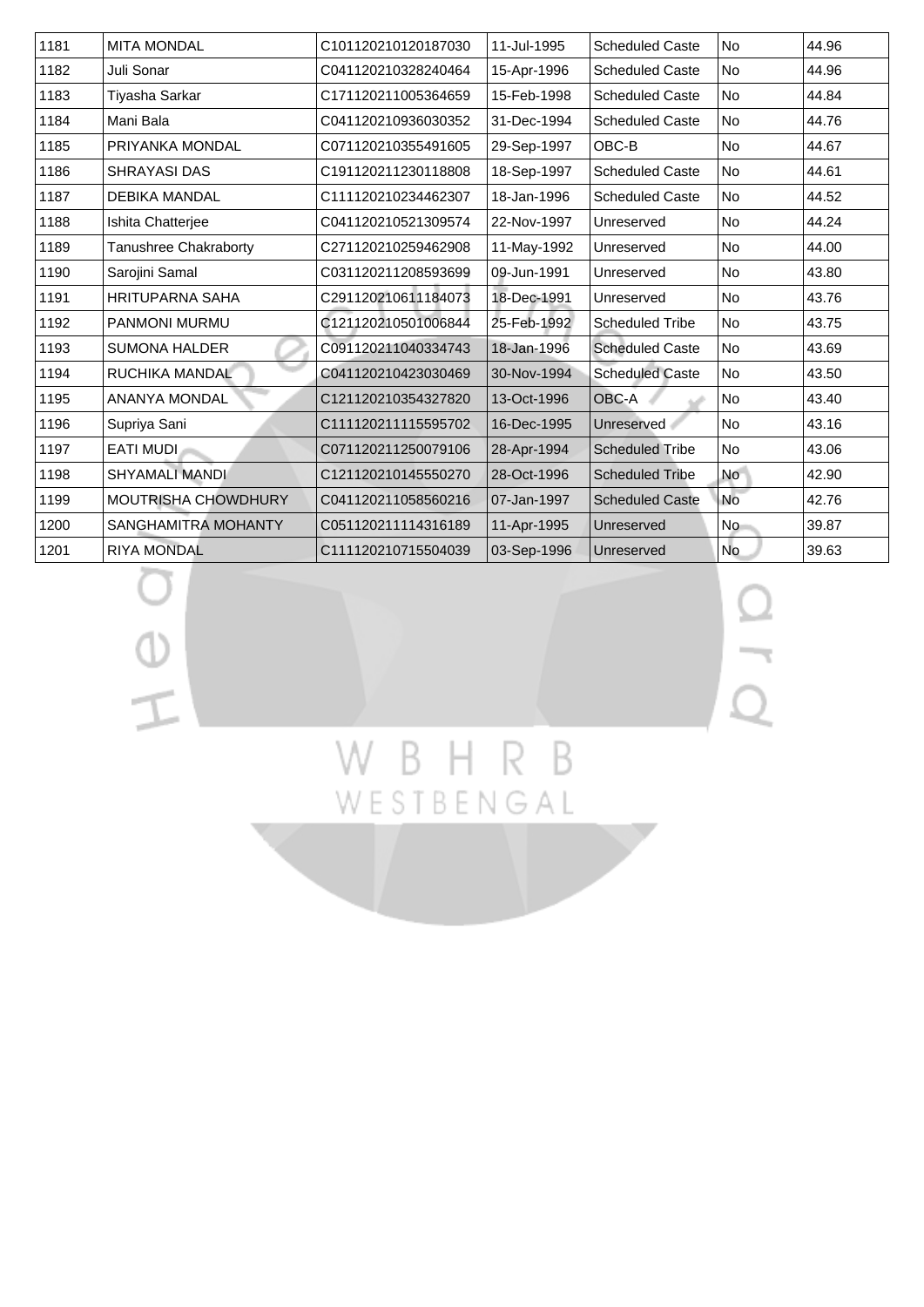| | | | | | | |
|---|---|---|---|---|---|---|
| 1181 | MITA MONDAL | C101120210120187030 | 11-Jul-1995 | Scheduled Caste | No | 44.96 |
| 1182 | Juli Sonar | C041120210328240464 | 15-Apr-1996 | Scheduled Caste | No | 44.96 |
| 1183 | Tiyasha Sarkar | C171120211005364659 | 15-Feb-1998 | Scheduled Caste | No | 44.84 |
| 1184 | Mani Bala | C041120210936030352 | 31-Dec-1994 | Scheduled Caste | No | 44.76 |
| 1185 | PRIYANKA MONDAL | C071120210355491605 | 29-Sep-1997 | OBC-B | No | 44.67 |
| 1186 | SHRAYASI DAS | C191120211230118808 | 18-Sep-1997 | Scheduled Caste | No | 44.61 |
| 1187 | DEBIKA MANDAL | C111120210234462307 | 18-Jan-1996 | Scheduled Caste | No | 44.52 |
| 1188 | Ishita Chatterjee | C041120210521309574 | 22-Nov-1997 | Unreserved | No | 44.24 |
| 1189 | Tanushree Chakraborty | C271120210259462908 | 11-May-1992 | Unreserved | No | 44.00 |
| 1190 | Sarojini Samal | C031120211208593699 | 09-Jun-1991 | Unreserved | No | 43.80 |
| 1191 | HRITUPARNA SAHA | C291120210611184073 | 18-Dec-1991 | Unreserved | No | 43.76 |
| 1192 | PANMONI MURMU | C121120210501006844 | 25-Feb-1992 | Scheduled Tribe | No | 43.75 |
| 1193 | SUMONA HALDER | C091120211040334743 | 18-Jan-1996 | Scheduled Caste | No | 43.69 |
| 1194 | RUCHIKA MANDAL | C041120210423030469 | 30-Nov-1994 | Scheduled Caste | No | 43.50 |
| 1195 | ANANYA MONDAL | C121120210354327820 | 13-Oct-1996 | OBC-A | No | 43.40 |
| 1196 | Supriya Sani | C111120211115595702 | 16-Dec-1995 | Unreserved | No | 43.16 |
| 1197 | EATI MUDI | C071120211250079106 | 28-Apr-1994 | Scheduled Tribe | No | 43.06 |
| 1198 | SHYAMALI MANDI | C121120210145550270 | 28-Oct-1996 | Scheduled Tribe | No | 42.90 |
| 1199 | MOUTRISHA CHOWDHURY | C041120211058560216 | 07-Jan-1997 | Scheduled Caste | No | 42.76 |
| 1200 | SANGHAMITRA MOHANTY | C051120211114316189 | 11-Apr-1995 | Unreserved | No | 39.87 |
| 1201 | RIYA MONDAL | C111120210715504039 | 03-Sep-1996 | Unreserved | No | 39.63 |